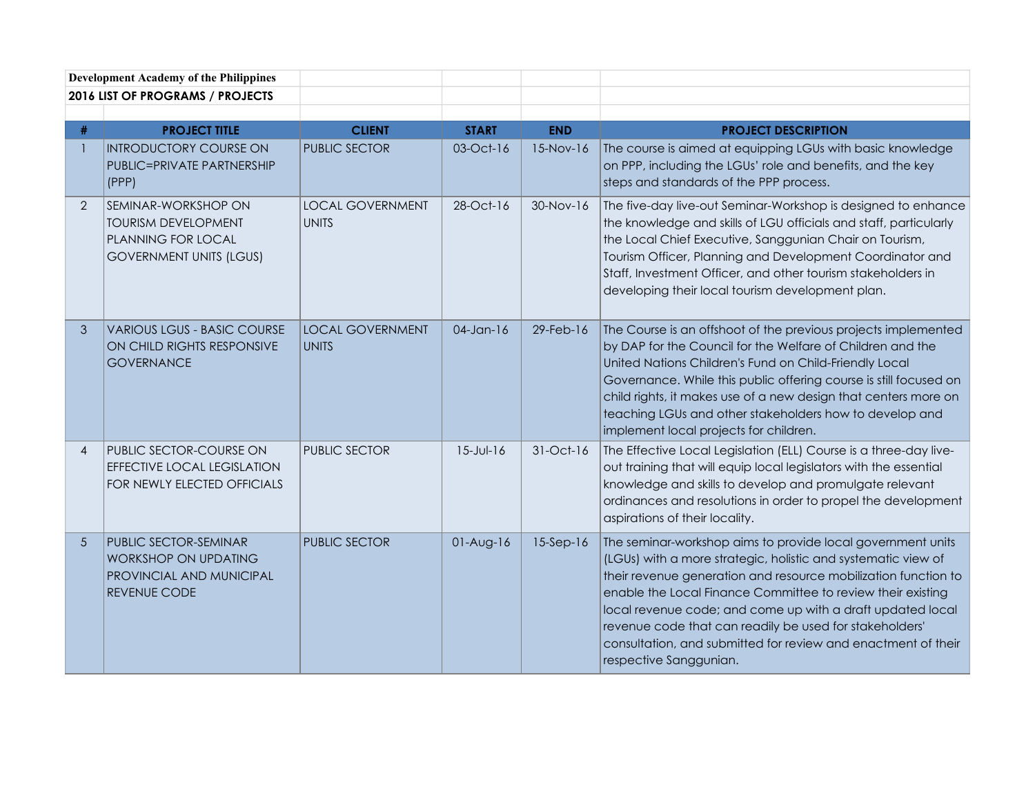**Development Academy of the Philippines**

**2016 LIST OF PROGRAMS / PROJECTS**

| # | PROJECT TITLE | CLIENT | START | END | PROJECT DESCRIPTION |
|---|---|---|---|---|---|
| 1 | INTRODUCTORY COURSE ON PUBLIC=PRIVATE PARTNERSHIP (PPP) | PUBLIC SECTOR | 03-Oct-16 | 15-Nov-16 | The course is aimed at equipping LGUs with basic knowledge on PPP, including the LGUs' role and benefits, and the key steps and standards of the PPP process. |
| 2 | SEMINAR-WORKSHOP ON TOURISM DEVELOPMENT PLANNING FOR LOCAL GOVERNMENT UNITS (LGUS) | LOCAL GOVERNMENT UNITS | 28-Oct-16 | 30-Nov-16 | The five-day live-out Seminar-Workshop is designed to enhance the knowledge and skills of LGU officials and staff, particularly the Local Chief Executive, Sanggunian Chair on Tourism, Tourism Officer, Planning and Development Coordinator and Staff, Investment Officer, and other tourism stakeholders in developing their local tourism development plan. |
| 3 | VARIOUS LGUS - BASIC COURSE ON CHILD RIGHTS RESPONSIVE GOVERNANCE | LOCAL GOVERNMENT UNITS | 04-Jan-16 | 29-Feb-16 | The Course is an offshoot of the previous projects implemented by DAP for the Council for the Welfare of Children and the United Nations Children's Fund on Child-Friendly Local Governance. While this public offering course is still focused on child rights, it makes use of a new design that centers more on teaching LGUs and other stakeholders how to develop and implement local projects for children. |
| 4 | PUBLIC SECTOR-COURSE ON EFFECTIVE LOCAL LEGISLATION FOR NEWLY ELECTED OFFICIALS | PUBLIC SECTOR | 15-Jul-16 | 31-Oct-16 | The Effective Local Legislation (ELL) Course is a three-day live-out training that will equip local legislators with the essential knowledge and skills to develop and promulgate relevant ordinances and resolutions in order to propel the development aspirations of their locality. |
| 5 | PUBLIC SECTOR-SEMINAR WORKSHOP ON UPDATING PROVINCIAL AND MUNICIPAL REVENUE CODE | PUBLIC SECTOR | 01-Aug-16 | 15-Sep-16 | The seminar-workshop aims to provide local government units (LGUs) with a more strategic, holistic and systematic view of their revenue generation and resource mobilization function to enable the Local Finance Committee to review their existing local revenue code; and come up with a draft updated local revenue code that can readily be used for stakeholders' consultation, and submitted for review and enactment of their respective Sanggunian. |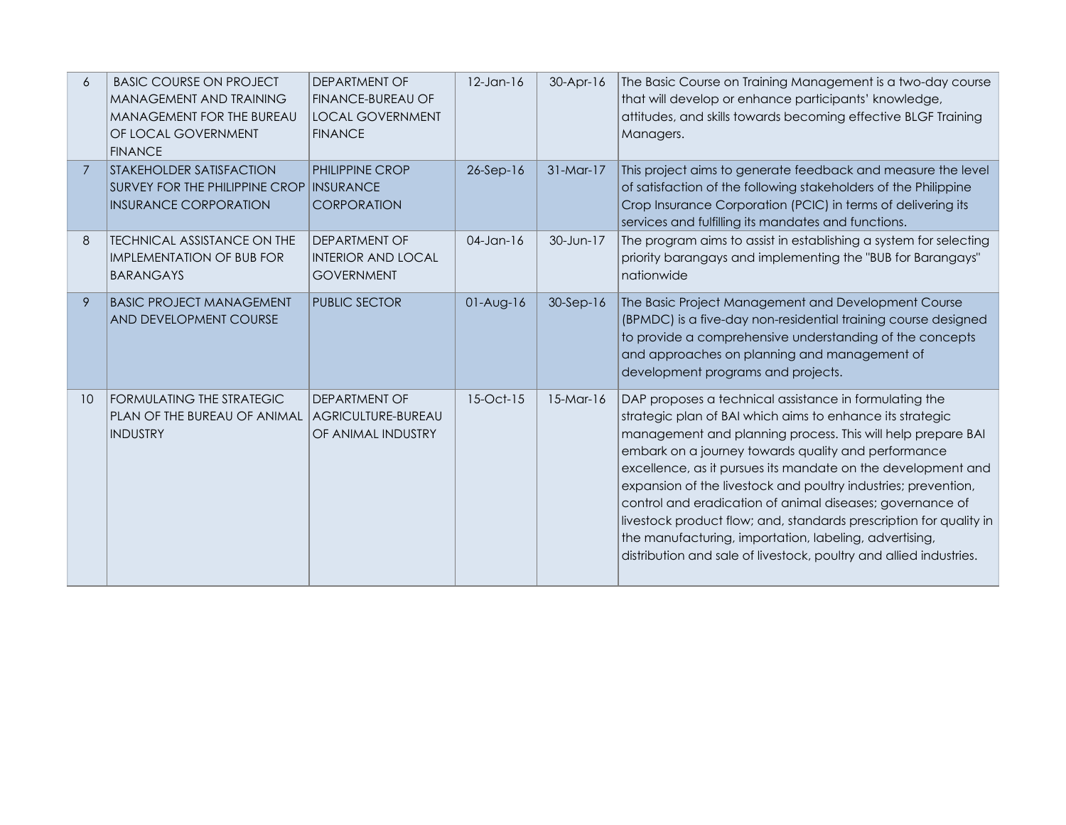| 6 | BASIC COURSE ON PROJECT MANAGEMENT AND TRAINING MANAGEMENT FOR THE BUREAU OF LOCAL GOVERNMENT FINANCE | DEPARTMENT OF FINANCE-BUREAU OF LOCAL GOVERNMENT FINANCE | 12-Jan-16 | 30-Apr-16 | The Basic Course on Training Management is a two-day course that will develop or enhance participants' knowledge, attitudes, and skills towards becoming effective BLGF Training Managers. |
|---|---|---|---|---|---|
| 7 | STAKEHOLDER SATISFACTION SURVEY FOR THE PHILIPPINE CROP INSURANCE CORPORATION | PHILIPPINE CROP INSURANCE CORPORATION | 26-Sep-16 | 31-Mar-17 | This project aims to generate feedback and measure the level of satisfaction of the following stakeholders of the Philippine Crop Insurance Corporation (PCIC) in terms of delivering its services and fulfilling its mandates and functions. |
| 8 | TECHNICAL ASSISTANCE ON THE IMPLEMENTATION OF BUB FOR BARANGAYS | DEPARTMENT OF INTERIOR AND LOCAL GOVERNMENT | 04-Jan-16 | 30-Jun-17 | The program aims to assist in establishing a system for selecting priority barangays and implementing the "BUB for Barangays" nationwide |
| 9 | BASIC PROJECT MANAGEMENT AND DEVELOPMENT COURSE | PUBLIC SECTOR | 01-Aug-16 | 30-Sep-16 | The Basic Project Management and Development Course (BPMDC) is a five-day non-residential training course designed to provide a comprehensive understanding of the concepts and approaches on planning and management of development programs and projects. |
| 10 | FORMULATING THE STRATEGIC PLAN OF THE BUREAU OF ANIMAL INDUSTRY | DEPARTMENT OF AGRICULTURE-BUREAU OF ANIMAL INDUSTRY | 15-Oct-15 | 15-Mar-16 | DAP proposes a technical assistance in formulating the strategic plan of BAI which aims to enhance its strategic management and planning process. This will help prepare BAI embark on a journey towards quality and performance excellence, as it pursues its mandate on the development and expansion of the livestock and poultry industries; prevention, control and eradication of animal diseases; governance of livestock product flow; and, standards prescription for quality in the manufacturing, importation, labeling, advertising, distribution and sale of livestock, poultry and allied industries. |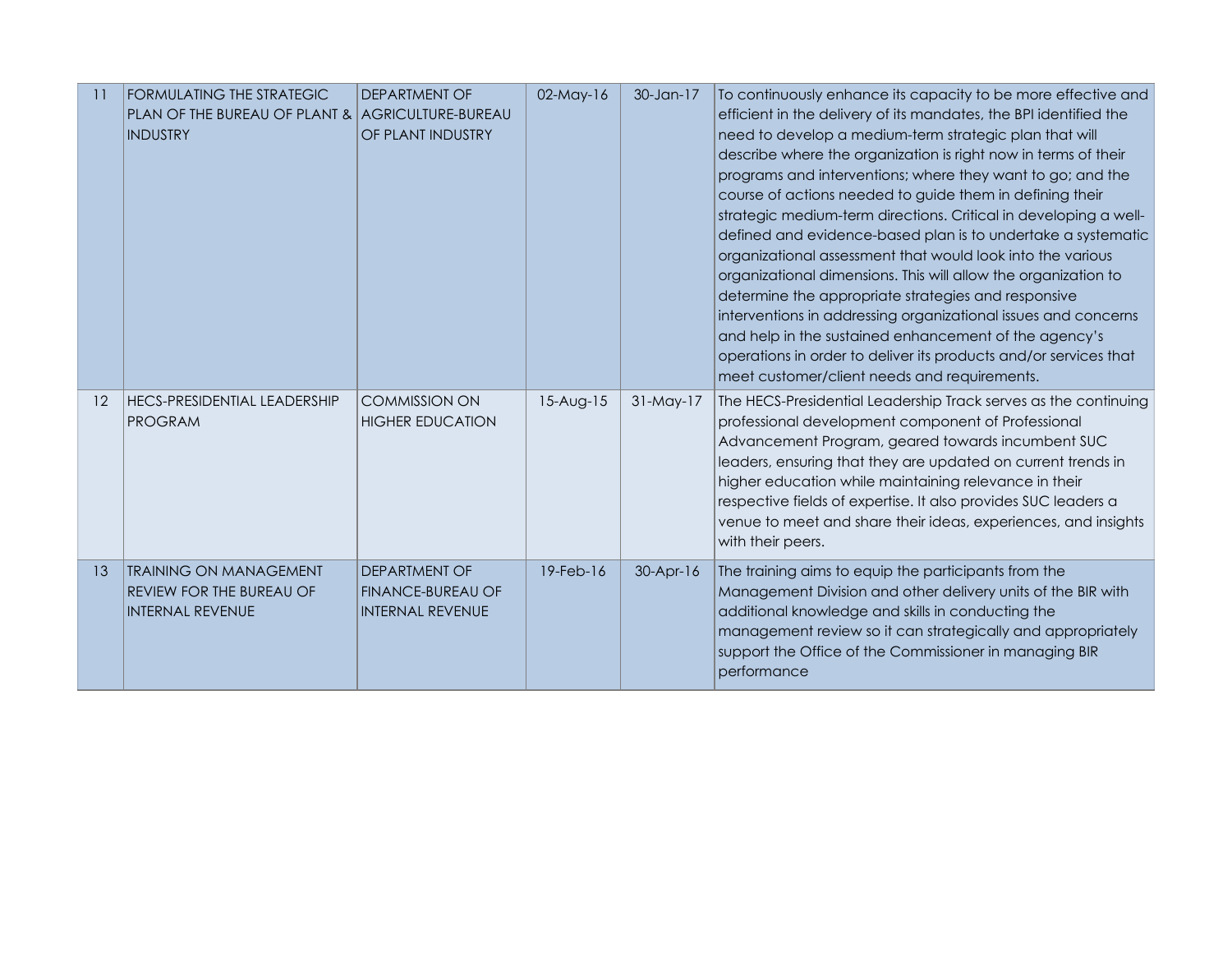| 11 | FORMULATING THE STRATEGIC PLAN OF THE BUREAU OF PLANT & INDUSTRY | DEPARTMENT OF AGRICULTURE-BUREAU OF PLANT INDUSTRY | 02-May-16 | 30-Jan-17 | To continuously enhance its capacity to be more effective and efficient in the delivery of its mandates, the BPI identified the need to develop a medium-term strategic plan that will describe where the organization is right now in terms of their programs and interventions; where they want to go; and the course of actions needed to guide them in defining their strategic medium-term directions. Critical in developing a well-defined and evidence-based plan is to undertake a systematic organizational assessment that would look into the various organizational dimensions. This will allow the organization to determine the appropriate strategies and responsive interventions in addressing organizational issues and concerns and help in the sustained enhancement of the agency's operations in order to deliver its products and/or services that meet customer/client needs and requirements. |
|---|---|---|---|---|---|
| 12 | HECS-PRESIDENTIAL LEADERSHIP PROGRAM | COMMISSION ON HIGHER EDUCATION | 15-Aug-15 | 31-May-17 | The HECS-Presidential Leadership Track serves as the continuing professional development component of Professional Advancement Program, geared towards incumbent SUC leaders, ensuring that they are updated on current trends in higher education while maintaining relevance in their respective fields of expertise. It also provides SUC leaders a venue to meet and share their ideas, experiences, and insights with their peers. |
| 13 | TRAINING ON MANAGEMENT REVIEW FOR THE BUREAU OF INTERNAL REVENUE | DEPARTMENT OF FINANCE-BUREAU OF INTERNAL REVENUE | 19-Feb-16 | 30-Apr-16 | The training aims to equip the participants from the Management Division and other delivery units of the BIR with additional knowledge and skills in conducting the management review so it can strategically and appropriately support the Office of the Commissioner in managing BIR performance |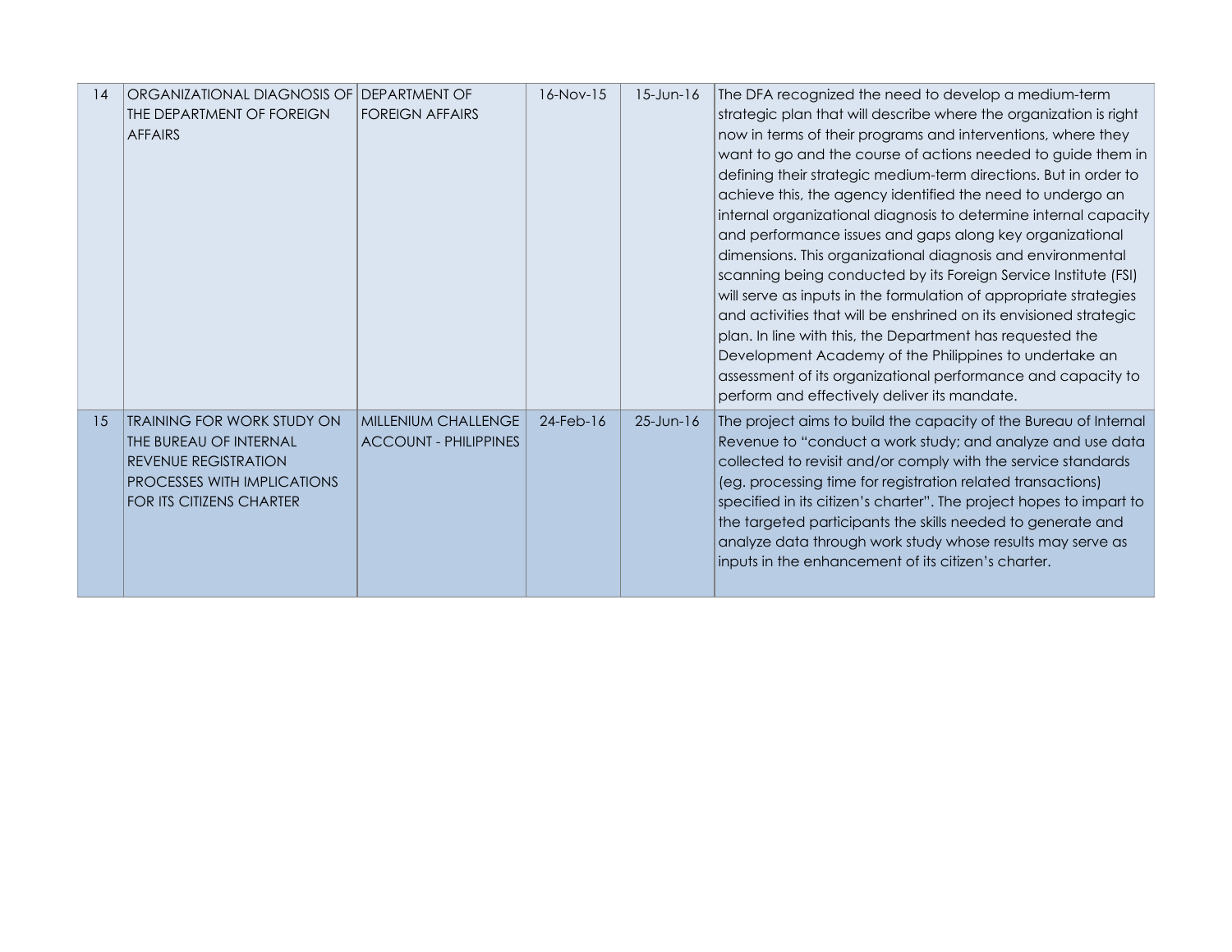| 14 | ORGANIZATIONAL DIAGNOSIS OF THE DEPARTMENT OF FOREIGN AFFAIRS | DEPARTMENT OF FOREIGN AFFAIRS | 16-Nov-15 | 15-Jun-16 | The DFA recognized the need to develop a medium-term strategic plan that will describe where the organization is right now in terms of their programs and interventions, where they want to go and the course of actions needed to guide them in defining their strategic medium-term directions. But in order to achieve this, the agency identified the need to undergo an internal organizational diagnosis to determine internal capacity and performance issues and gaps along key organizational dimensions. This organizational diagnosis and environmental scanning being conducted by its Foreign Service Institute (FSI) will serve as inputs in the formulation of appropriate strategies and activities that will be enshrined on its envisioned strategic plan. In line with this, the Department has requested the Development Academy of the Philippines to undertake an assessment of its organizational performance and capacity to perform and effectively deliver its mandate. |
|---|---|---|---|---|---|
| 15 | TRAINING FOR WORK STUDY ON THE BUREAU OF INTERNAL REVENUE REGISTRATION PROCESSES WITH IMPLICATIONS FOR ITS CITIZENS CHARTER | MILLENIUM CHALLENGE ACCOUNT - PHILIPPINES | 24-Feb-16 | 25-Jun-16 | The project aims to build the capacity of the Bureau of Internal Revenue to "conduct a work study; and analyze and use data collected to revisit and/or comply with the service standards (eg. processing time for registration related transactions) specified in its citizen's charter". The project hopes to impart to the targeted participants the skills needed to generate and analyze data through work study whose results may serve as inputs in the enhancement of its citizen's charter. |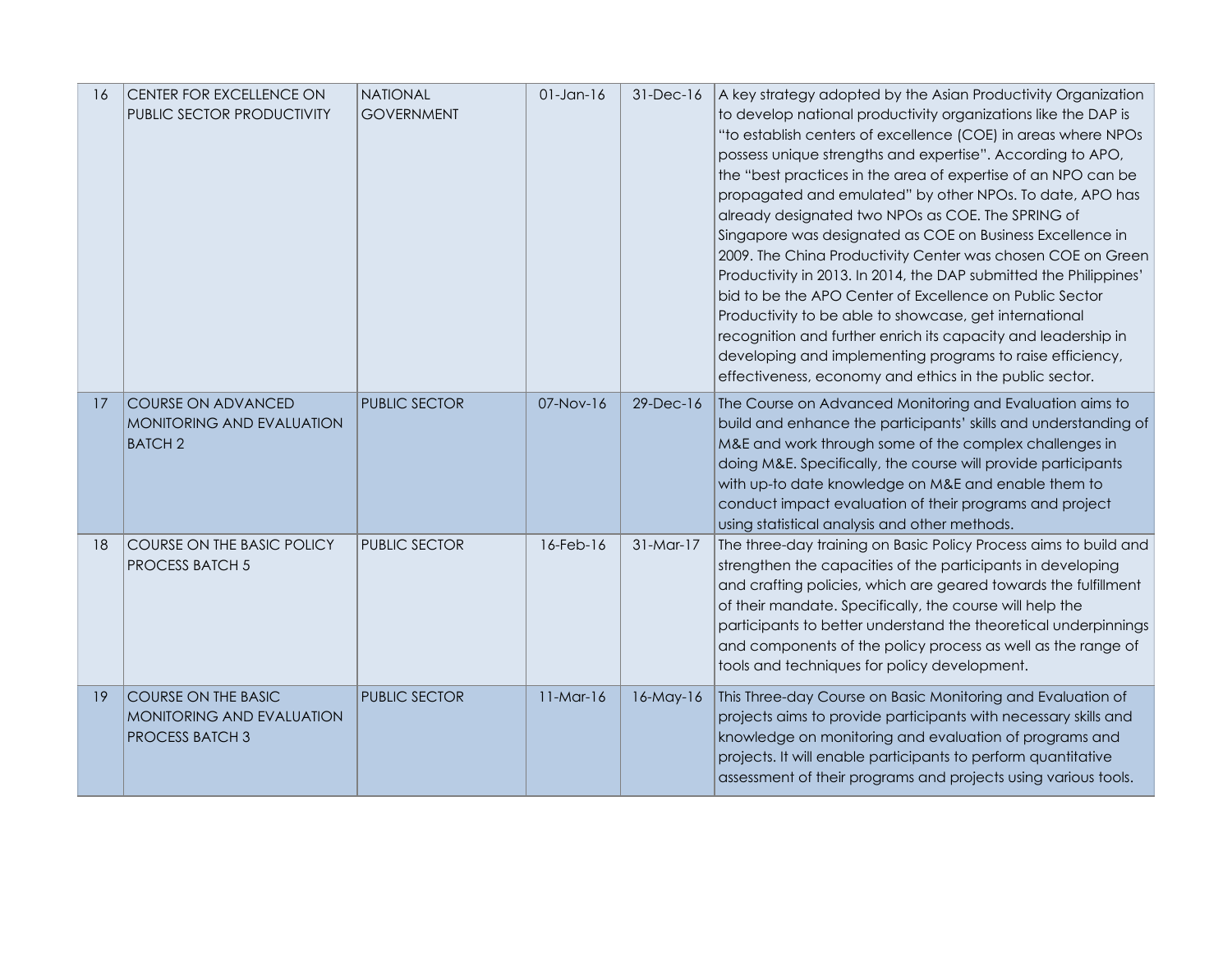| 16 | CENTER FOR EXCELLENCE ON PUBLIC SECTOR PRODUCTIVITY | NATIONAL GOVERNMENT | 01-Jan-16 | 31-Dec-16 | A key strategy adopted by the Asian Productivity Organization to develop national productivity organizations like the DAP is "to establish centers of excellence (COE) in areas where NPOs possess unique strengths and expertise". According to APO, the "best practices in the area of expertise of an NPO can be propagated and emulated" by other NPOs. To date, APO has already designated two NPOs as COE. The SPRING of Singapore was designated as COE on Business Excellence in 2009. The China Productivity Center was chosen COE on Green Productivity in 2013. In 2014, the DAP submitted the Philippines' bid to be the APO Center of Excellence on Public Sector Productivity to be able to showcase, get international recognition and further enrich its capacity and leadership in developing and implementing programs to raise efficiency, effectiveness, economy and ethics in the public sector. |
|---|---|---|---|---|---|
| 17 | COURSE ON ADVANCED MONITORING AND EVALUATION BATCH 2 | PUBLIC SECTOR | 07-Nov-16 | 29-Dec-16 | The Course on Advanced Monitoring and Evaluation aims to build and enhance the participants' skills and understanding of M&E and work through some of the complex challenges in doing M&E. Specifically, the course will provide participants with up-to date knowledge on M&E and enable them to conduct impact evaluation of their programs and project using statistical analysis and other methods. |
| 18 | COURSE ON THE BASIC POLICY PROCESS BATCH 5 | PUBLIC SECTOR | 16-Feb-16 | 31-Mar-17 | The three-day training on Basic Policy Process aims to build and strengthen the capacities of the participants in developing and crafting policies, which are geared towards the fulfillment of their mandate. Specifically, the course will help the participants to better understand the theoretical underpinnings and components of the policy process as well as the range of tools and techniques for policy development. |
| 19 | COURSE ON THE BASIC MONITORING AND EVALUATION PROCESS BATCH 3 | PUBLIC SECTOR | 11-Mar-16 | 16-May-16 | This Three-day Course on Basic Monitoring and Evaluation of projects aims to provide participants with necessary skills and knowledge on monitoring and evaluation of programs and projects. It will enable participants to perform quantitative assessment of their programs and projects using various tools. |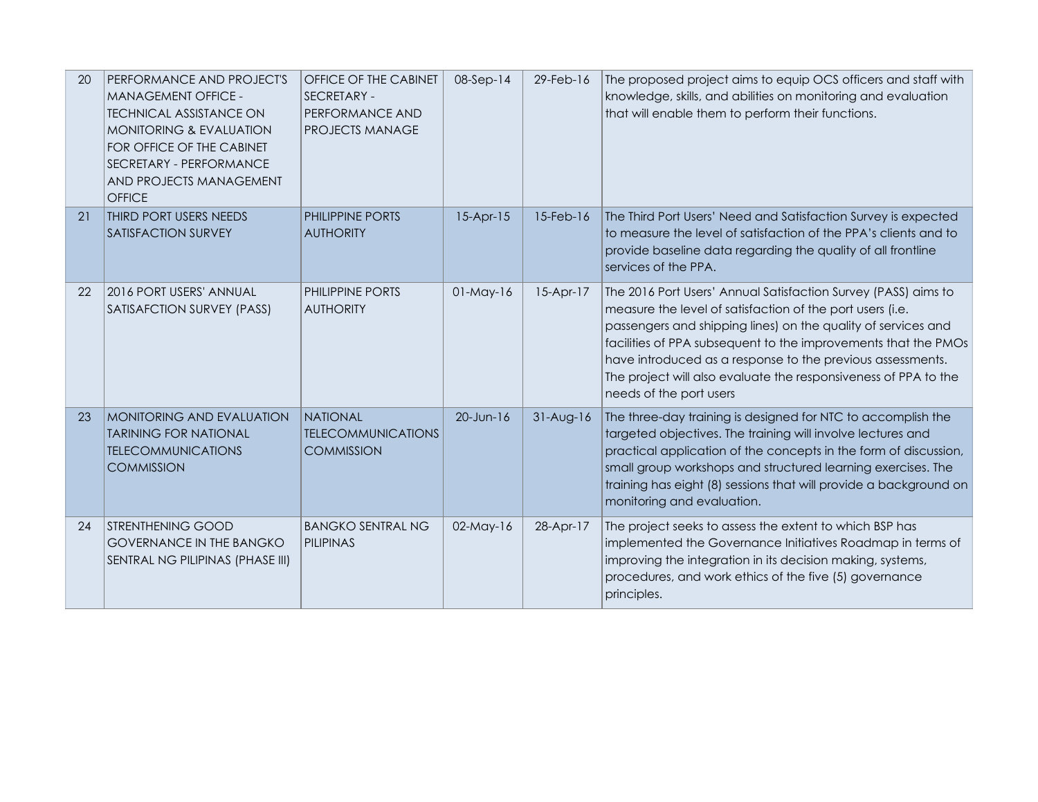| 20 | PERFORMANCE AND PROJECT'S MANAGEMENT OFFICE - TECHNICAL ASSISTANCE ON MONITORING & EVALUATION FOR OFFICE OF THE CABINET SECRETARY - PERFORMANCE AND PROJECTS MANAGEMENT OFFICE | OFFICE OF THE CABINET SECRETARY - PERFORMANCE AND PROJECTS MANAGE | 08-Sep-14 | 29-Feb-16 | The proposed project aims to equip OCS officers and staff with knowledge, skills, and abilities on monitoring and evaluation that will enable them to perform their functions. |
|---|---|---|---|---|---|
| 21 | THIRD PORT USERS NEEDS SATISFACTION SURVEY | PHILIPPINE PORTS AUTHORITY | 15-Apr-15 | 15-Feb-16 | The Third Port Users' Need and Satisfaction Survey is expected to measure the level of satisfaction of the PPA's clients and to provide baseline data regarding the quality of all frontline services of the PPA. |
| 22 | 2016 PORT USERS' ANNUAL SATISAFCTION SURVEY (PASS) | PHILIPPINE PORTS AUTHORITY | 01-May-16 | 15-Apr-17 | The 2016 Port Users' Annual Satisfaction Survey (PASS) aims to measure the level of satisfaction of the port users (i.e. passengers and shipping lines) on the quality of services and facilities of PPA subsequent to the improvements that the PMOs have introduced as a response to the previous assessments. The project will also evaluate the responsiveness of PPA to the needs of the port users |
| 23 | MONITORING AND EVALUATION TARINING FOR NATIONAL TELECOMMUNICATIONS COMMISSION | NATIONAL TELECOMMUNICATIONS COMMISSION | 20-Jun-16 | 31-Aug-16 | The three-day training is designed for NTC to accomplish the targeted objectives. The training will involve lectures and practical application of the concepts in the form of discussion, small group workshops and structured learning exercises. The training has eight (8) sessions that will provide a background on monitoring and evaluation. |
| 24 | STRENTHENING GOOD GOVERNANCE IN THE BANGKO SENTRAL NG PILIPINAS (PHASE III) | BANGKO SENTRAL NG PILIPINAS | 02-May-16 | 28-Apr-17 | The project seeks to assess the extent to which BSP has implemented the Governance Initiatives Roadmap in terms of improving the integration in its decision making, systems, procedures, and work ethics of the five (5) governance principles. |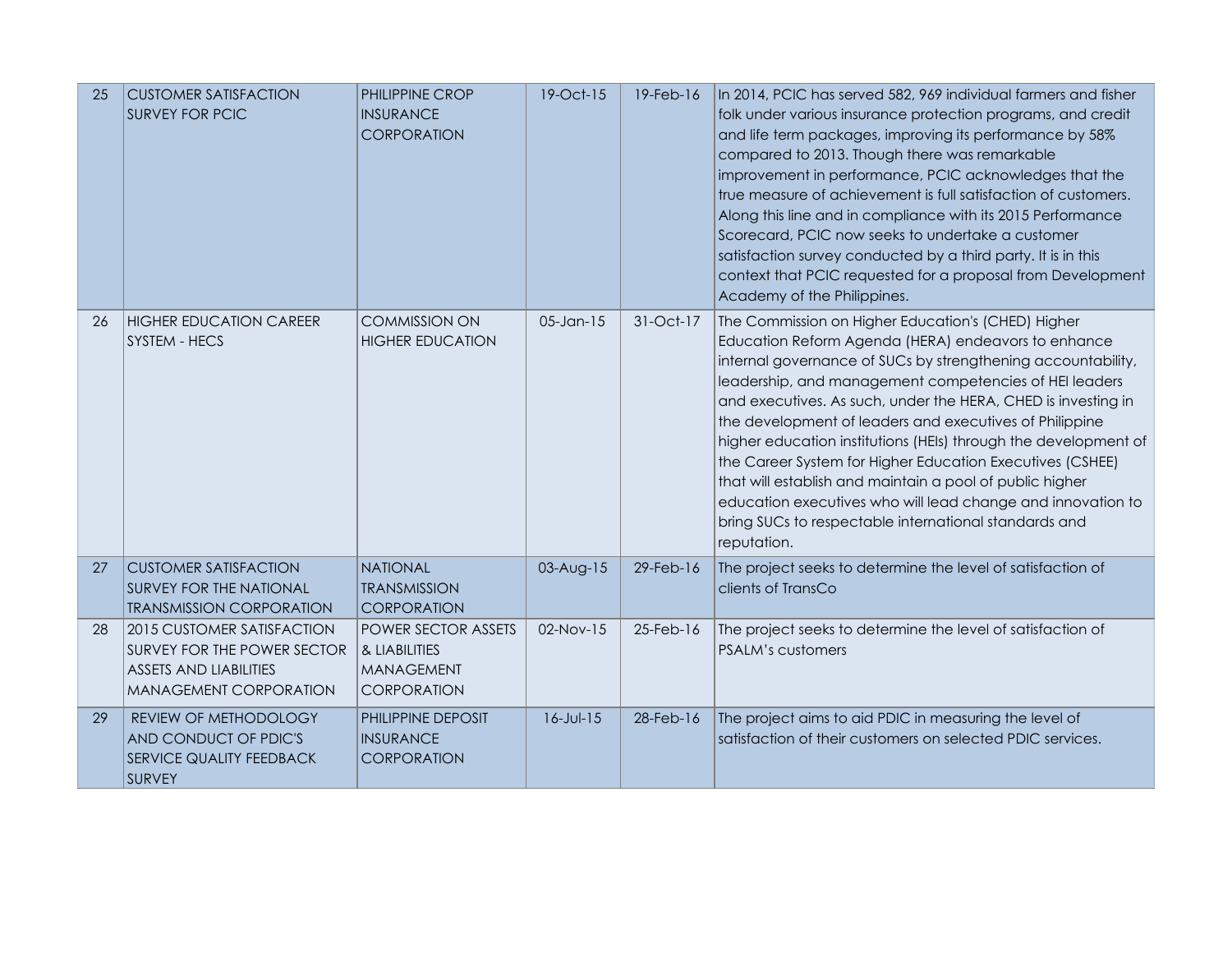| 25 | CUSTOMER SATISFACTION SURVEY FOR PCIC | PHILIPPINE CROP INSURANCE CORPORATION | 19-Oct-15 | 19-Feb-16 | In 2014, PCIC has served 582, 969 individual farmers and fisher folk under various insurance protection programs, and credit and life term packages, improving its performance by 58% compared to 2013. Though there was remarkable improvement in performance, PCIC acknowledges that the true measure of achievement is full satisfaction of customers. Along this line and in compliance with its 2015 Performance Scorecard, PCIC now seeks to undertake a customer satisfaction survey conducted by a third party. It is in this context that PCIC requested for a proposal from Development Academy of the Philippines. |
|---|---|---|---|---|---|
| 26 | HIGHER EDUCATION CAREER SYSTEM - HECS | COMMISSION ON HIGHER EDUCATION | 05-Jan-15 | 31-Oct-17 | The Commission on Higher Education's (CHED) Higher Education Reform Agenda (HERA) endeavors to enhance internal governance of SUCs by strengthening accountability, leadership, and management competencies of HEI leaders and executives. As such, under the HERA, CHED is investing in the development of leaders and executives of Philippine higher education institutions (HEIs) through the development of the Career System for Higher Education Executives (CSHEE) that will establish and maintain a pool of public higher education executives who will lead change and innovation to bring SUCs to respectable international standards and reputation. |
| 27 | CUSTOMER SATISFACTION SURVEY FOR THE NATIONAL TRANSMISSION CORPORATION | NATIONAL TRANSMISSION CORPORATION | 03-Aug-15 | 29-Feb-16 | The project seeks to determine the level of satisfaction of clients of TransCo |
| 28 | 2015 CUSTOMER SATISFACTION SURVEY FOR THE POWER SECTOR ASSETS AND LIABILITIES MANAGEMENT CORPORATION | POWER SECTOR ASSETS & LIABILITIES MANAGEMENT CORPORATION | 02-Nov-15 | 25-Feb-16 | The project seeks to determine the level of satisfaction of PSALM's customers |
| 29 | REVIEW OF METHODOLOGY AND CONDUCT OF PDIC'S SERVICE QUALITY FEEDBACK SURVEY | PHILIPPINE DEPOSIT INSURANCE CORPORATION | 16-Jul-15 | 28-Feb-16 | The project aims to aid PDIC in measuring the level of satisfaction of their customers on selected PDIC services. |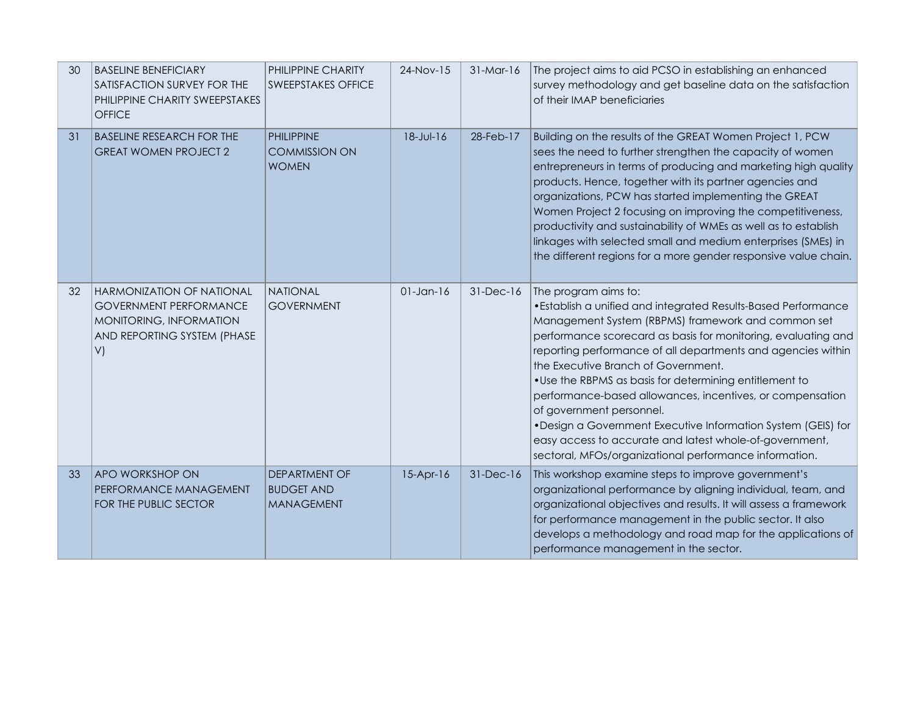| 30 | BASELINE BENEFICIARY SATISFACTION SURVEY FOR THE PHILIPPINE CHARITY SWEEPSTAKES OFFICE | PHILIPPINE CHARITY SWEEPSTAKES OFFICE | 24-Nov-15 | 31-Mar-16 | The project aims to aid PCSO in establishing an enhanced survey methodology and get baseline data on the satisfaction of their IMAP beneficiaries |
|---|---|---|---|---|---|
| 31 | BASELINE RESEARCH FOR THE GREAT WOMEN PROJECT 2 | PHILIPPINE COMMISSION ON WOMEN | 18-Jul-16 | 28-Feb-17 | Building on the results of the GREAT Women Project 1, PCW sees the need to further strengthen the capacity of women entrepreneurs in terms of producing and marketing high quality products. Hence, together with its partner agencies and organizations, PCW has started implementing the GREAT Women Project 2 focusing on improving the competitiveness, productivity and sustainability of WMEs as well as to establish linkages with selected small and medium enterprises (SMEs) in the different regions for a more gender responsive value chain. |
| 32 | HARMONIZATION OF NATIONAL GOVERNMENT PERFORMANCE MONITORING, INFORMATION AND REPORTING SYSTEM (PHASE V) | NATIONAL GOVERNMENT | 01-Jan-16 | 31-Dec-16 | The program aims to:<br>•Establish a unified and integrated Results-Based Performance Management System (RBPMS) framework and common set performance scorecard as basis for monitoring, evaluating and reporting performance of all departments and agencies within the Executive Branch of Government.<br>•Use the RBPMS as basis for determining entitlement to performance-based allowances, incentives, or compensation of government personnel.<br>•Design a Government Executive Information System (GEIS) for easy access to accurate and latest whole-of-government, sectoral, MFOs/organizational performance information. |
| 33 | APO WORKSHOP ON PERFORMANCE MANAGEMENT FOR THE PUBLIC SECTOR | DEPARTMENT OF BUDGET AND MANAGEMENT | 15-Apr-16 | 31-Dec-16 | This workshop examine steps to improve government's organizational performance by aligning individual, team, and organizational objectives and results. It will assess a framework for performance management in the public sector. It also develops a methodology and road map for the applications of performance management in the sector. |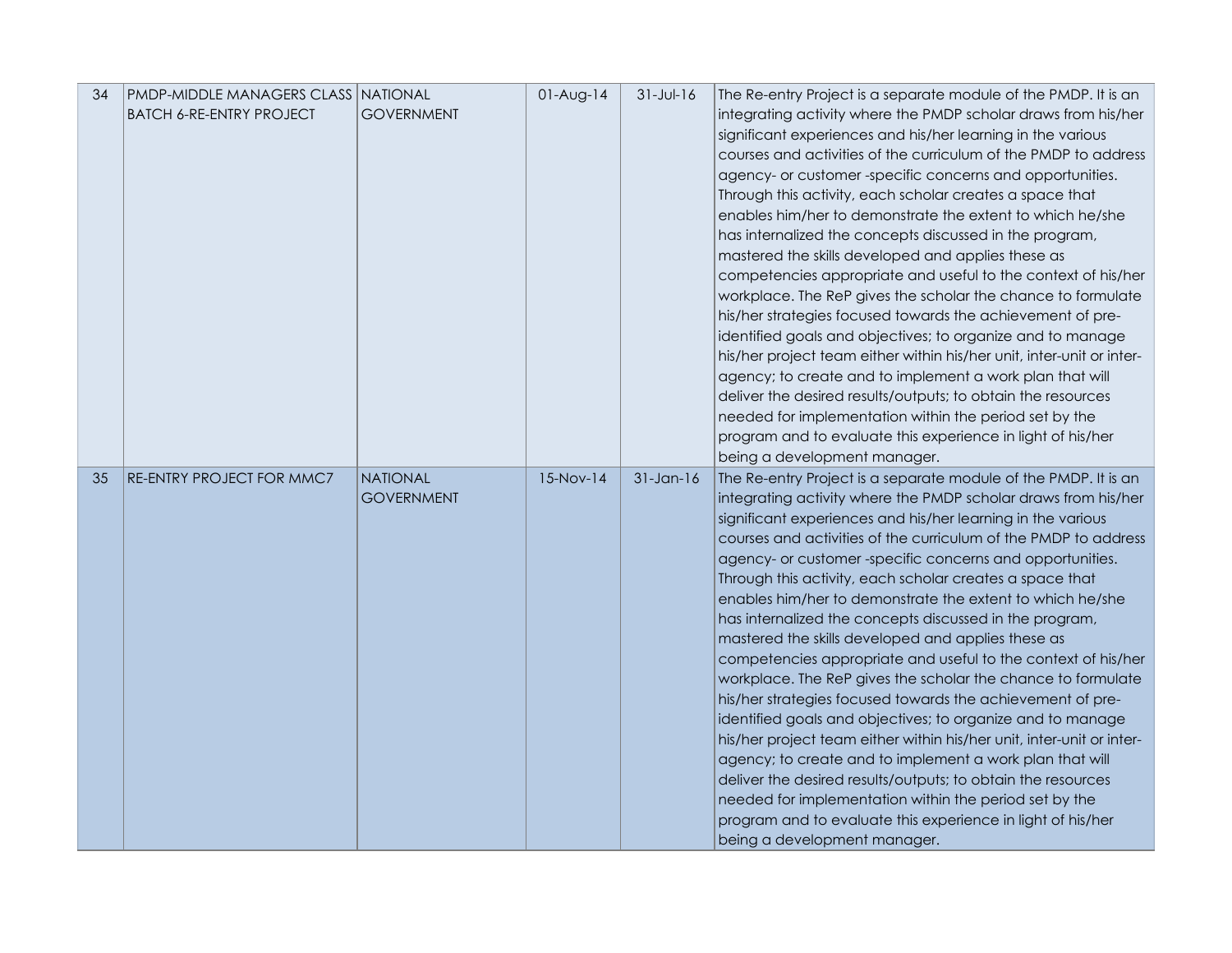| 34 | PMDP-MIDDLE MANAGERS CLASS BATCH 6-RE-ENTRY PROJECT | NATIONAL GOVERNMENT | 01-Aug-14 | 31-Jul-16 | The Re-entry Project is a separate module of the PMDP. It is an integrating activity where the PMDP scholar draws from his/her significant experiences and his/her learning in the various courses and activities of the curriculum of the PMDP to address agency- or customer -specific concerns and opportunities. Through this activity, each scholar creates a space that enables him/her to demonstrate the extent to which he/she has internalized the concepts discussed in the program, mastered the skills developed and applies these as competencies appropriate and useful to the context of his/her workplace. The ReP gives the scholar the chance to formulate his/her strategies focused towards the achievement of pre-identified goals and objectives; to organize and to manage his/her project team either within his/her unit, inter-unit or inter-agency; to create and to implement a work plan that will deliver the desired results/outputs; to obtain the resources needed for implementation within the period set by the program and to evaluate this experience in light of his/her being a development manager. |
|---|---|---|---|---|---|
| 35 | RE-ENTRY PROJECT FOR MMC7 | NATIONAL GOVERNMENT | 15-Nov-14 | 31-Jan-16 | The Re-entry Project is a separate module of the PMDP. It is an integrating activity where the PMDP scholar draws from his/her significant experiences and his/her learning in the various courses and activities of the curriculum of the PMDP to address agency- or customer -specific concerns and opportunities. Through this activity, each scholar creates a space that enables him/her to demonstrate the extent to which he/she has internalized the concepts discussed in the program, mastered the skills developed and applies these as competencies appropriate and useful to the context of his/her workplace. The ReP gives the scholar the chance to formulate his/her strategies focused towards the achievement of pre-identified goals and objectives; to organize and to manage his/her project team either within his/her unit, inter-unit or inter-agency; to create and to implement a work plan that will deliver the desired results/outputs; to obtain the resources needed for implementation within the period set by the program and to evaluate this experience in light of his/her being a development manager. |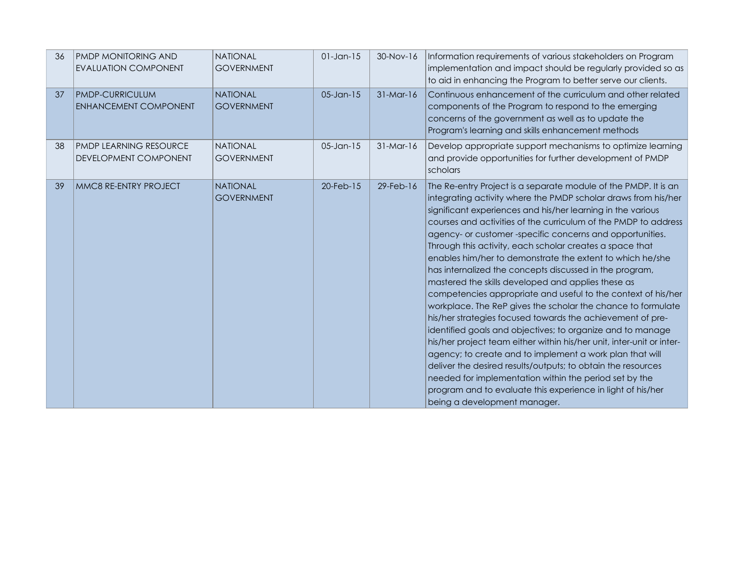| 36 | PMDP MONITORING AND EVALUATION COMPONENT | NATIONAL GOVERNMENT | 01-Jan-15 | 30-Nov-16 | Information requirements of various stakeholders on Program implementation and impact should be regularly provided so as to aid in enhancing the Program to better serve our clients. |
|---|---|---|---|---|---|
| 37 | PMDP-CURRICULUM ENHANCEMENT COMPONENT | NATIONAL GOVERNMENT | 05-Jan-15 | 31-Mar-16 | Continuous enhancement of the curriculum and other related components of the Program to respond to the emerging concerns of the government as well as to update the Program's learning and skills enhancement methods |
| 38 | PMDP LEARNING RESOURCE DEVELOPMENT COMPONENT | NATIONAL GOVERNMENT | 05-Jan-15 | 31-Mar-16 | Develop appropriate support mechanisms to optimize learning and provide opportunities for further development of PMDP scholars |
| 39 | MMC8 RE-ENTRY PROJECT | NATIONAL GOVERNMENT | 20-Feb-15 | 29-Feb-16 | The Re-entry Project is a separate module of the PMDP. It is an integrating activity where the PMDP scholar draws from his/her significant experiences and his/her learning in the various courses and activities of the curriculum of the PMDP to address agency- or customer -specific concerns and opportunities. Through this activity, each scholar creates a space that enables him/her to demonstrate the extent to which he/she has internalized the concepts discussed in the program, mastered the skills developed and applies these as competencies appropriate and useful to the context of his/her workplace. The ReP gives the scholar the chance to formulate his/her strategies focused towards the achievement of pre-identified goals and objectives; to organize and to manage his/her project team either within his/her unit, inter-unit or inter-agency; to create and to implement a work plan that will deliver the desired results/outputs; to obtain the resources needed for implementation within the period set by the program and to evaluate this experience in light of his/her being a development manager. |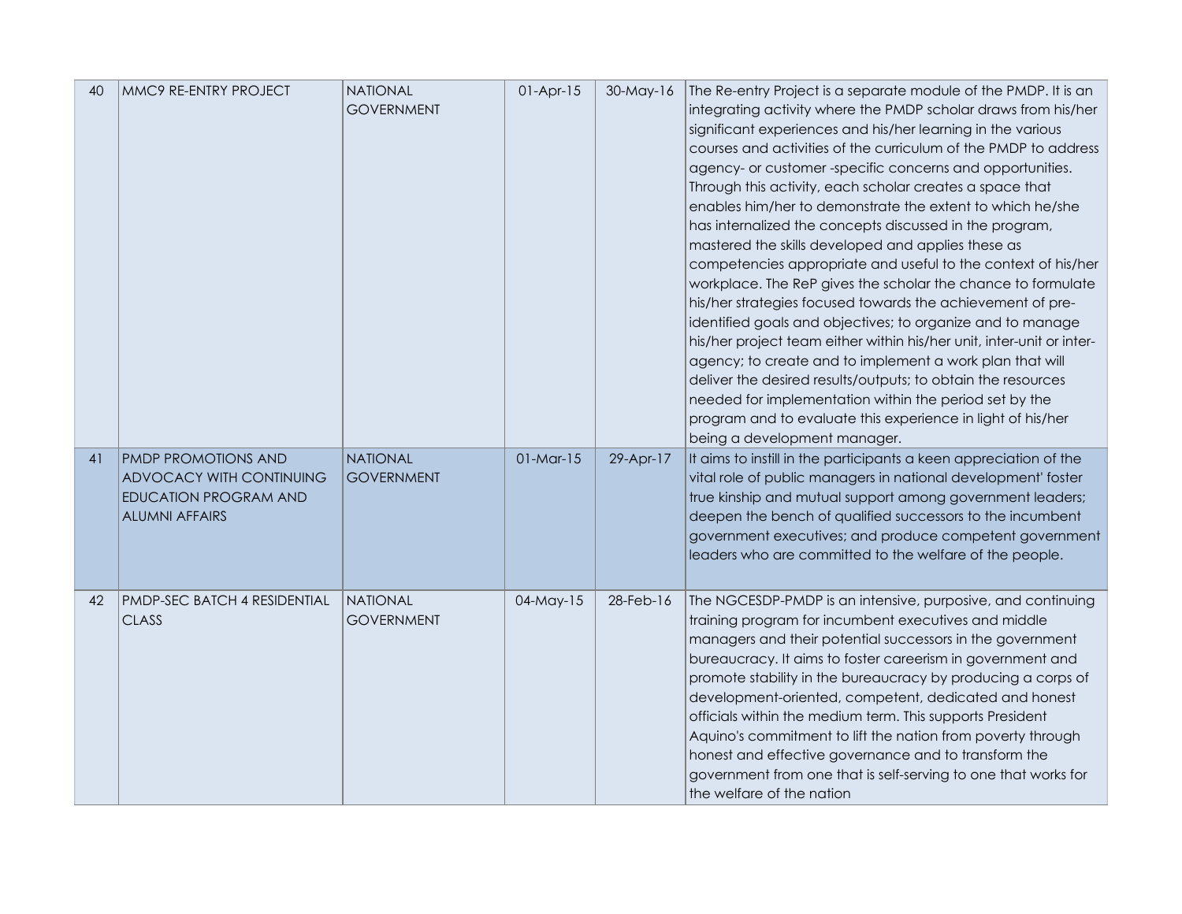| 40 | MMC9 RE-ENTRY PROJECT | NATIONAL GOVERNMENT | 01-Apr-15 | 30-May-16 | The Re-entry Project is a separate module of the PMDP. It is an integrating activity where the PMDP scholar draws from his/her significant experiences and his/her learning in the various courses and activities of the curriculum of the PMDP to address agency- or customer -specific concerns and opportunities. Through this activity, each scholar creates a space that enables him/her to demonstrate the extent to which he/she has internalized the concepts discussed in the program, mastered the skills developed and applies these as competencies appropriate and useful to the context of his/her workplace. The ReP gives the scholar the chance to formulate his/her strategies focused towards the achievement of pre-identified goals and objectives; to organize and to manage his/her project team either within his/her unit, inter-unit or inter-agency; to create and to implement a work plan that will deliver the desired results/outputs; to obtain the resources needed for implementation within the period set by the program and to evaluate this experience in light of his/her being a development manager. |
|---|---|---|---|---|---|
| 41 | PMDP PROMOTIONS AND ADVOCACY WITH CONTINUING EDUCATION PROGRAM AND ALUMNI AFFAIRS | NATIONAL GOVERNMENT | 01-Mar-15 | 29-Apr-17 | It aims to instill in the participants a keen appreciation of the vital role of public managers in national development' foster true kinship and mutual support among government leaders; deepen the bench of qualified successors to the incumbent government executives; and produce competent government leaders who are committed to the welfare of the people. |
| 42 | PMDP-SEC BATCH 4 RESIDENTIAL CLASS | NATIONAL GOVERNMENT | 04-May-15 | 28-Feb-16 | The NGCESDP-PMDP is an intensive, purposive, and continuing training program for incumbent executives and middle managers and their potential successors in the government bureaucracy. It aims to foster careerism in government and promote stability in the bureaucracy by producing a corps of development-oriented, competent, dedicated and honest officials within the medium term. This supports President Aquino's commitment to lift the nation from poverty through honest and effective governance and to transform the government from one that is self-serving to one that works for the welfare of the nation |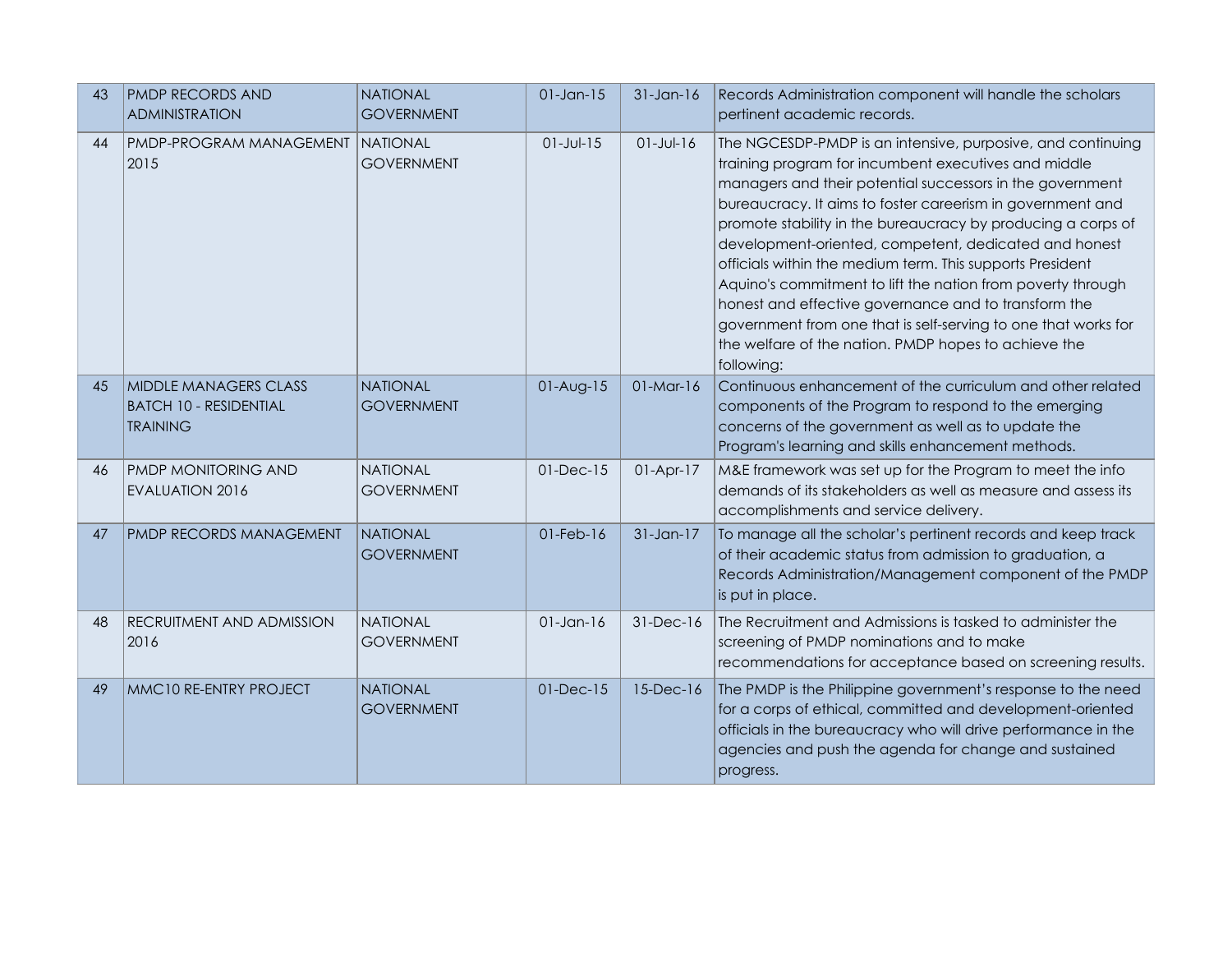| 43 | PMDP RECORDS AND ADMINISTRATION | NATIONAL GOVERNMENT | 01-Jan-15 | 31-Jan-16 | Records Administration component will handle the scholars pertinent academic records. |
|---|---|---|---|---|---|
| 44 | PMDP-PROGRAM MANAGEMENT 2015 | NATIONAL GOVERNMENT | 01-Jul-15 | 01-Jul-16 | The NGCESDP-PMDP is an intensive, purposive, and continuing training program for incumbent executives and middle managers and their potential successors in the government bureaucracy. It aims to foster careerism in government and promote stability in the bureaucracy by producing a corps of development-oriented, competent, dedicated and honest officials within the medium term. This supports President Aquino's commitment to lift the nation from poverty through honest and effective governance and to transform the government from one that is self-serving to one that works for the welfare of the nation. PMDP hopes to achieve the following: |
| 45 | MIDDLE MANAGERS CLASS BATCH 10 - RESIDENTIAL TRAINING | NATIONAL GOVERNMENT | 01-Aug-15 | 01-Mar-16 | Continuous enhancement of the curriculum and other related components of the Program to respond to the emerging concerns of the government as well as to update the Program's learning and skills enhancement methods. |
| 46 | PMDP MONITORING AND EVALUATION 2016 | NATIONAL GOVERNMENT | 01-Dec-15 | 01-Apr-17 | M&E framework was set up for the Program to meet the info demands of its stakeholders as well as measure and assess its accomplishments and service delivery. |
| 47 | PMDP RECORDS MANAGEMENT | NATIONAL GOVERNMENT | 01-Feb-16 | 31-Jan-17 | To manage all the scholar's pertinent records and keep track of their academic status from admission to graduation, a Records Administration/Management component of the PMDP is put in place. |
| 48 | RECRUITMENT AND ADMISSION 2016 | NATIONAL GOVERNMENT | 01-Jan-16 | 31-Dec-16 | The Recruitment and Admissions is tasked to administer the screening of PMDP nominations and to make recommendations for acceptance based on screening results. |
| 49 | MMC10 RE-ENTRY PROJECT | NATIONAL GOVERNMENT | 01-Dec-15 | 15-Dec-16 | The PMDP is the Philippine government's response to the need for a corps of ethical, committed and development-oriented officials in the bureaucracy who will drive performance in the agencies and push the agenda for change and sustained progress. |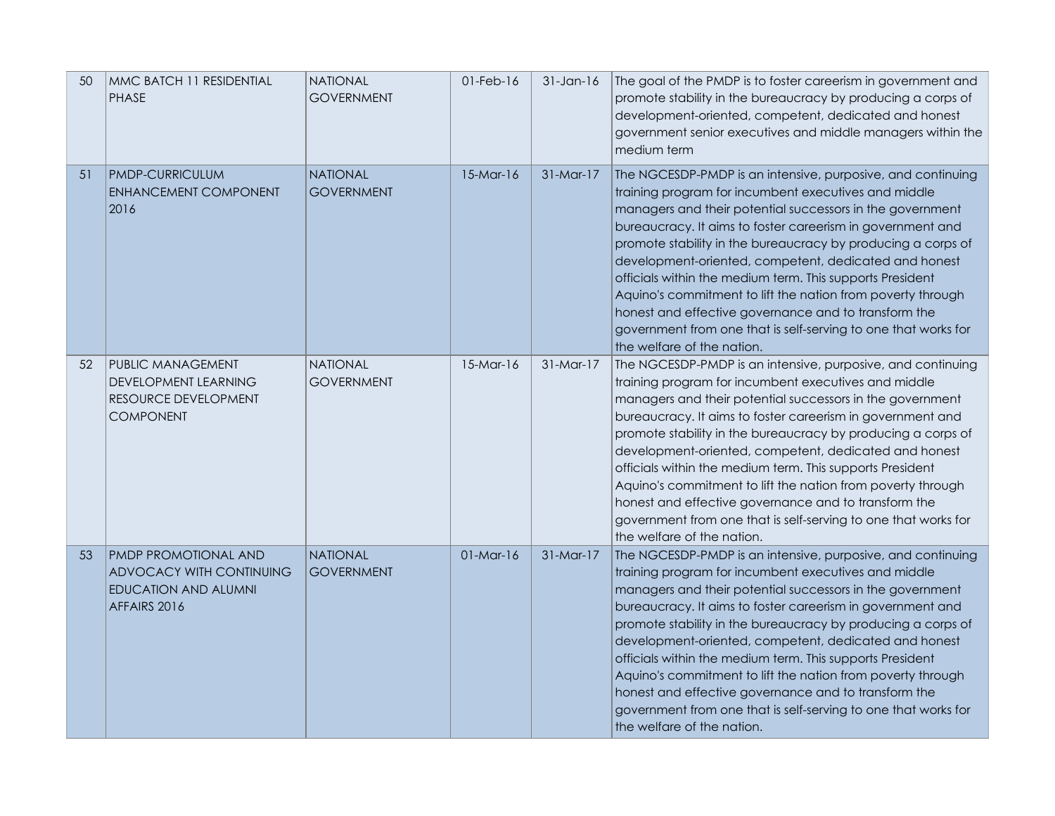| | | | | | |
|---|---|---|---|---|---|
| 50 | MMC BATCH 11 RESIDENTIAL PHASE | NATIONAL GOVERNMENT | 01-Feb-16 | 31-Jan-16 | The goal of the PMDP is to foster careerism in government and promote stability in the bureaucracy by producing a corps of development-oriented, competent, dedicated and honest government senior executives and middle managers within the medium term |
| 51 | PMDP-CURRICULUM ENHANCEMENT COMPONENT 2016 | NATIONAL GOVERNMENT | 15-Mar-16 | 31-Mar-17 | The NGCESDP-PMDP is an intensive, purposive, and continuing training program for incumbent executives and middle managers and their potential successors in the government bureaucracy. It aims to foster careerism in government and promote stability in the bureaucracy by producing a corps of development-oriented, competent, dedicated and honest officials within the medium term. This supports President Aquino's commitment to lift the nation from poverty through honest and effective governance and to transform the government from one that is self-serving to one that works for the welfare of the nation. |
| 52 | PUBLIC MANAGEMENT DEVELOPMENT LEARNING RESOURCE DEVELOPMENT COMPONENT | NATIONAL GOVERNMENT | 15-Mar-16 | 31-Mar-17 | The NGCESDP-PMDP is an intensive, purposive, and continuing training program for incumbent executives and middle managers and their potential successors in the government bureaucracy. It aims to foster careerism in government and promote stability in the bureaucracy by producing a corps of development-oriented, competent, dedicated and honest officials within the medium term. This supports President Aquino's commitment to lift the nation from poverty through honest and effective governance and to transform the government from one that is self-serving to one that works for the welfare of the nation. |
| 53 | PMDP PROMOTIONAL AND ADVOCACY WITH CONTINUING EDUCATION AND ALUMNI AFFAIRS 2016 | NATIONAL GOVERNMENT | 01-Mar-16 | 31-Mar-17 | The NGCESDP-PMDP is an intensive, purposive, and continuing training program for incumbent executives and middle managers and their potential successors in the government bureaucracy. It aims to foster careerism in government and promote stability in the bureaucracy by producing a corps of development-oriented, competent, dedicated and honest officials within the medium term. This supports President Aquino's commitment to lift the nation from poverty through honest and effective governance and to transform the government from one that is self-serving to one that works for the welfare of the nation. |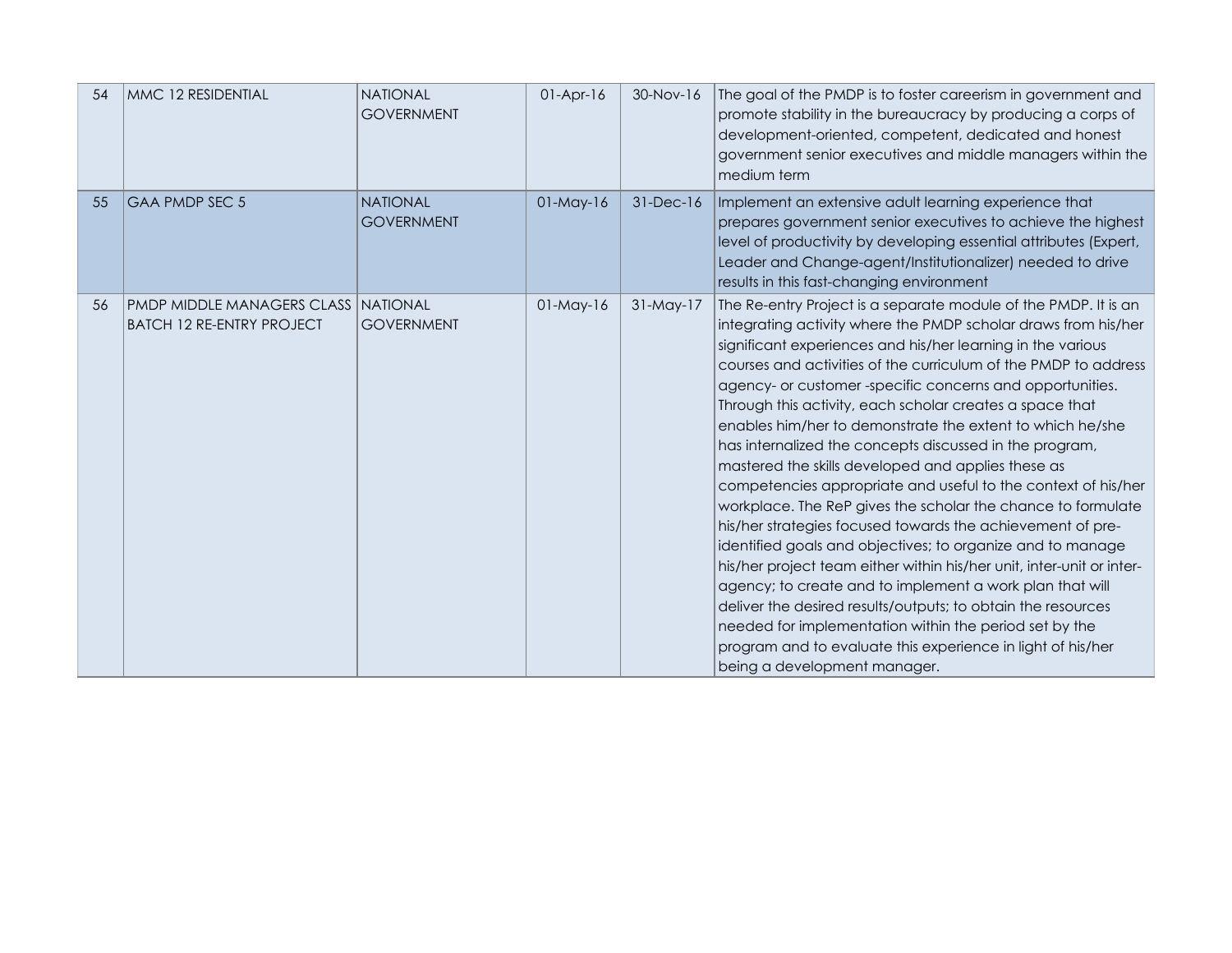| 54 | MMC 12 RESIDENTIAL | NATIONAL GOVERNMENT | 01-Apr-16 | 30-Nov-16 | The goal of the PMDP is to foster careerism in government and promote stability in the bureaucracy by producing a corps of development-oriented, competent, dedicated and honest government senior executives and middle managers within the medium term |
|---|---|---|---|---|---|
| 55 | GAA PMDP SEC 5 | NATIONAL GOVERNMENT | 01-May-16 | 31-Dec-16 | Implement an extensive adult learning experience that prepares government senior executives to achieve the highest level of productivity by developing essential attributes (Expert, Leader and Change-agent/Institutionalizer) needed to drive results in this fast-changing environment |
| 56 | PMDP MIDDLE MANAGERS CLASS BATCH 12 RE-ENTRY PROJECT | NATIONAL GOVERNMENT | 01-May-16 | 31-May-17 | The Re-entry Project is a separate module of the PMDP. It is an integrating activity where the PMDP scholar draws from his/her significant experiences and his/her learning in the various courses and activities of the curriculum of the PMDP to address agency- or customer -specific concerns and opportunities. Through this activity, each scholar creates a space that enables him/her to demonstrate the extent to which he/she has internalized the concepts discussed in the program, mastered the skills developed and applies these as competencies appropriate and useful to the context of his/her workplace. The ReP gives the scholar the chance to formulate his/her strategies focused towards the achievement of pre-identified goals and objectives; to organize and to manage his/her project team either within his/her unit, inter-unit or inter-agency; to create and to implement a work plan that will deliver the desired results/outputs; to obtain the resources needed for implementation within the period set by the program and to evaluate this experience in light of his/her being a development manager. |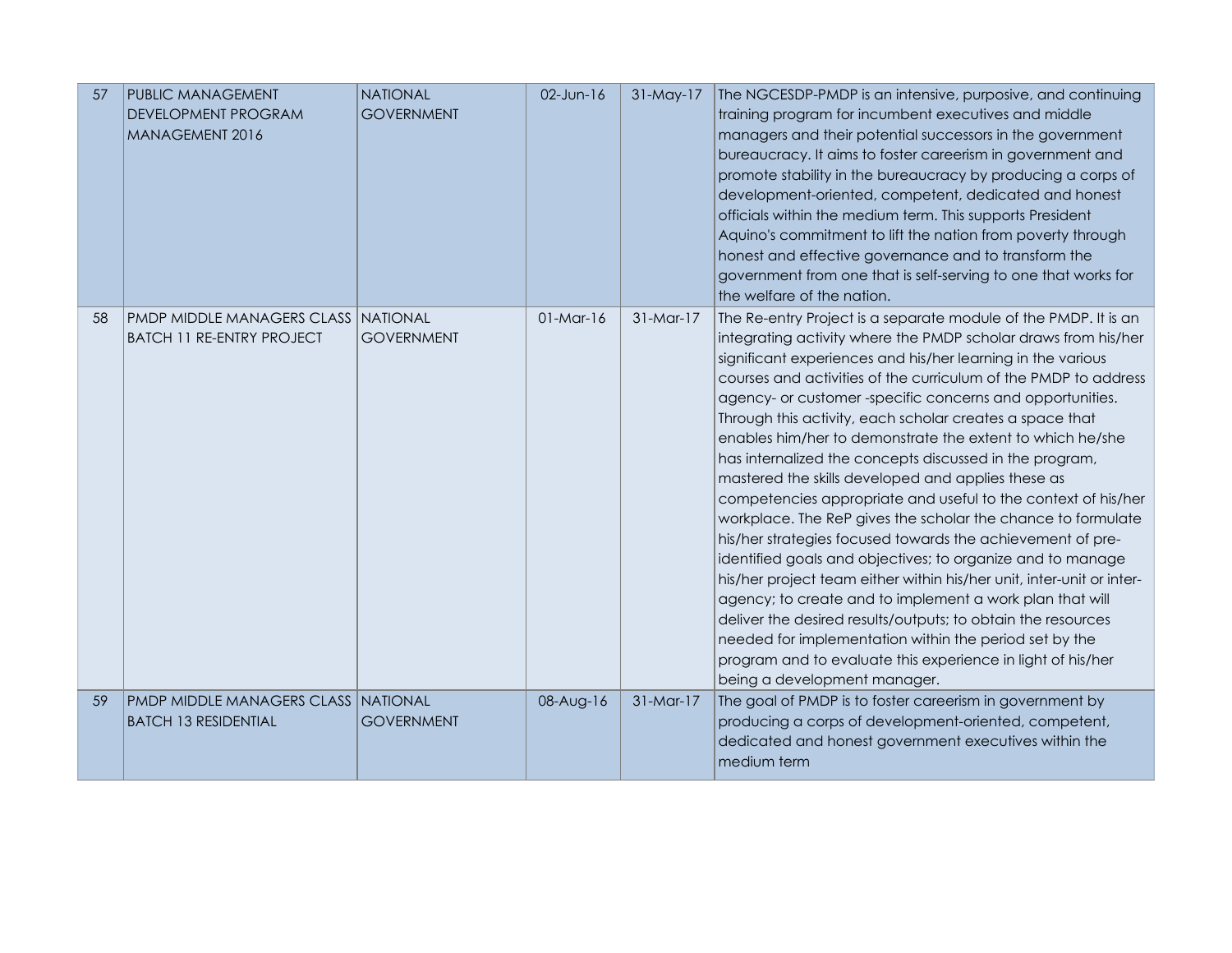| 57 | PUBLIC MANAGEMENT DEVELOPMENT PROGRAM MANAGEMENT 2016 | NATIONAL GOVERNMENT | 02-Jun-16 | 31-May-17 | The NGCESDP-PMDP is an intensive, purposive, and continuing training program for incumbent executives and middle managers and their potential successors in the government bureaucracy. It aims to foster careerism in government and promote stability in the bureaucracy by producing a corps of development-oriented, competent, dedicated and honest officials within the medium term. This supports President Aquino's commitment to lift the nation from poverty through honest and effective governance and to transform the government from one that is self-serving to one that works for the welfare of the nation. |
|---|---|---|---|---|---|
| 58 | PMDP MIDDLE MANAGERS CLASS BATCH 11 RE-ENTRY PROJECT | NATIONAL GOVERNMENT | 01-Mar-16 | 31-Mar-17 | The Re-entry Project is a separate module of the PMDP. It is an integrating activity where the PMDP scholar draws from his/her significant experiences and his/her learning in the various courses and activities of the curriculum of the PMDP to address agency- or customer -specific concerns and opportunities. Through this activity, each scholar creates a space that enables him/her to demonstrate the extent to which he/she has internalized the concepts discussed in the program, mastered the skills developed and applies these as competencies appropriate and useful to the context of his/her workplace. The ReP gives the scholar the chance to formulate his/her strategies focused towards the achievement of pre-identified goals and objectives; to organize and to manage his/her project team either within his/her unit, inter-unit or inter-agency; to create and to implement a work plan that will deliver the desired results/outputs; to obtain the resources needed for implementation within the period set by the program and to evaluate this experience in light of his/her being a development manager. |
| 59 | PMDP MIDDLE MANAGERS CLASS BATCH 13 RESIDENTIAL | NATIONAL GOVERNMENT | 08-Aug-16 | 31-Mar-17 | The goal of PMDP is to foster careerism in government by producing a corps of development-oriented, competent, dedicated and honest government executives within the medium term |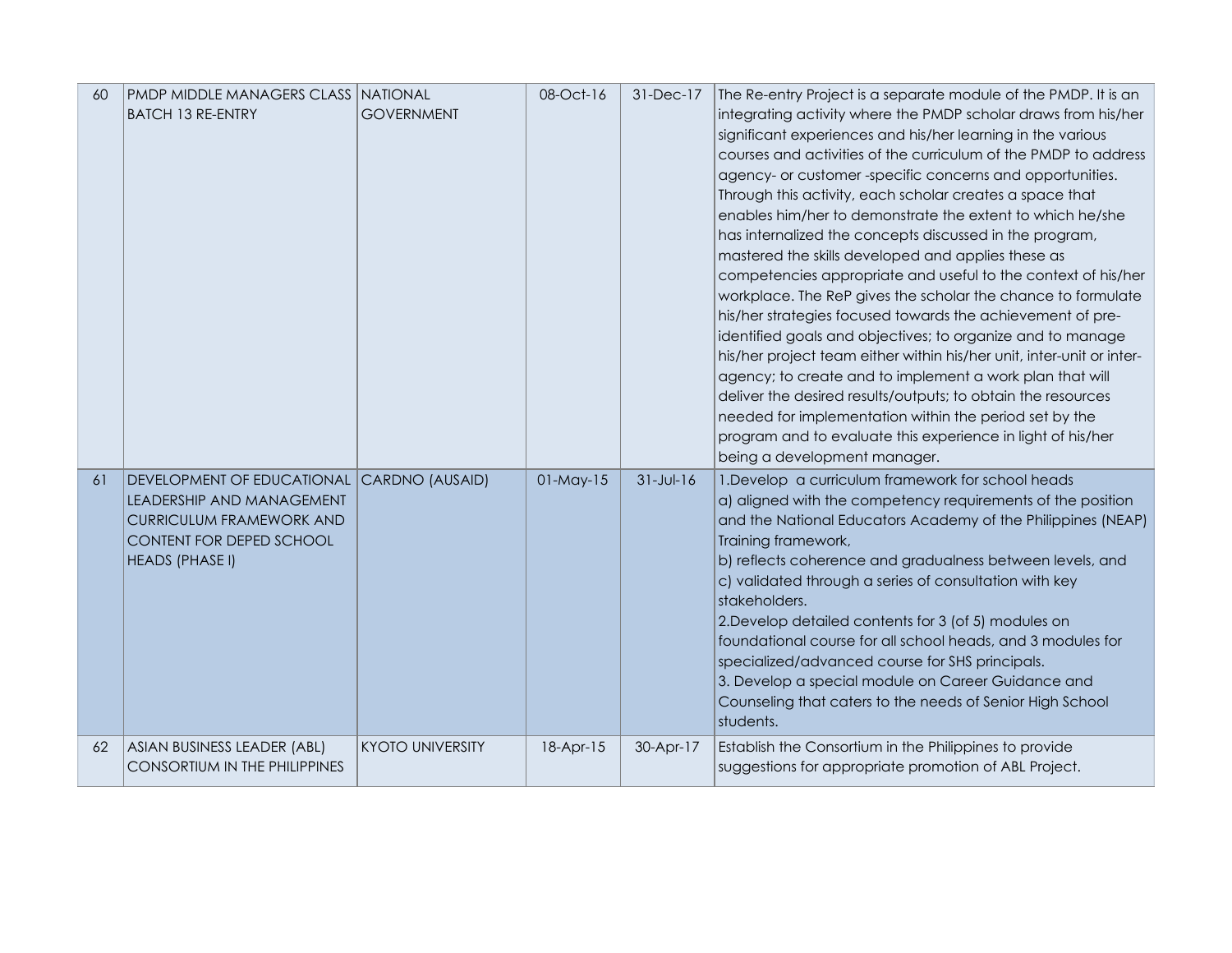| 60 | PMDP MIDDLE MANAGERS CLASS BATCH 13 RE-ENTRY | NATIONAL GOVERNMENT | 08-Oct-16 | 31-Dec-17 | The Re-entry Project is a separate module of the PMDP. It is an integrating activity where the PMDP scholar draws from his/her significant experiences and his/her learning in the various courses and activities of the curriculum of the PMDP to address agency- or customer -specific concerns and opportunities. Through this activity, each scholar creates a space that enables him/her to demonstrate the extent to which he/she has internalized the concepts discussed in the program, mastered the skills developed and applies these as competencies appropriate and useful to the context of his/her workplace. The ReP gives the scholar the chance to formulate his/her strategies focused towards the achievement of pre-identified goals and objectives; to organize and to manage his/her project team either within his/her unit, inter-unit or inter-agency; to create and to implement a work plan that will deliver the desired results/outputs; to obtain the resources needed for implementation within the period set by the program and to evaluate this experience in light of his/her being a development manager. |
|---|---|---|---|---|---|
| 61 | DEVELOPMENT OF EDUCATIONAL LEADERSHIP AND MANAGEMENT CURRICULUM FRAMEWORK AND CONTENT FOR DEPED SCHOOL HEADS (PHASE I) | CARDNO (AUSAID) | 01-May-15 | 31-Jul-16 | 1.Develop a curriculum framework for school heads<br>a) aligned with the competency requirements of the position and the National Educators Academy of the Philippines (NEAP) Training framework,<br>b) reflects coherence and gradualness between levels, and<br>c) validated through a series of consultation with key stakeholders.<br>2.Develop detailed contents for 3 (of 5) modules on foundational course for all school heads, and 3 modules for specialized/advanced course for SHS principals.<br>3. Develop a special module on Career Guidance and Counseling that caters to the needs of Senior High School students. |
| 62 | ASIAN BUSINESS LEADER (ABL) CONSORTIUM IN THE PHILIPPINES | KYOTO UNIVERSITY | 18-Apr-15 | 30-Apr-17 | Establish the Consortium in the Philippines to provide suggestions for appropriate promotion of ABL Project. |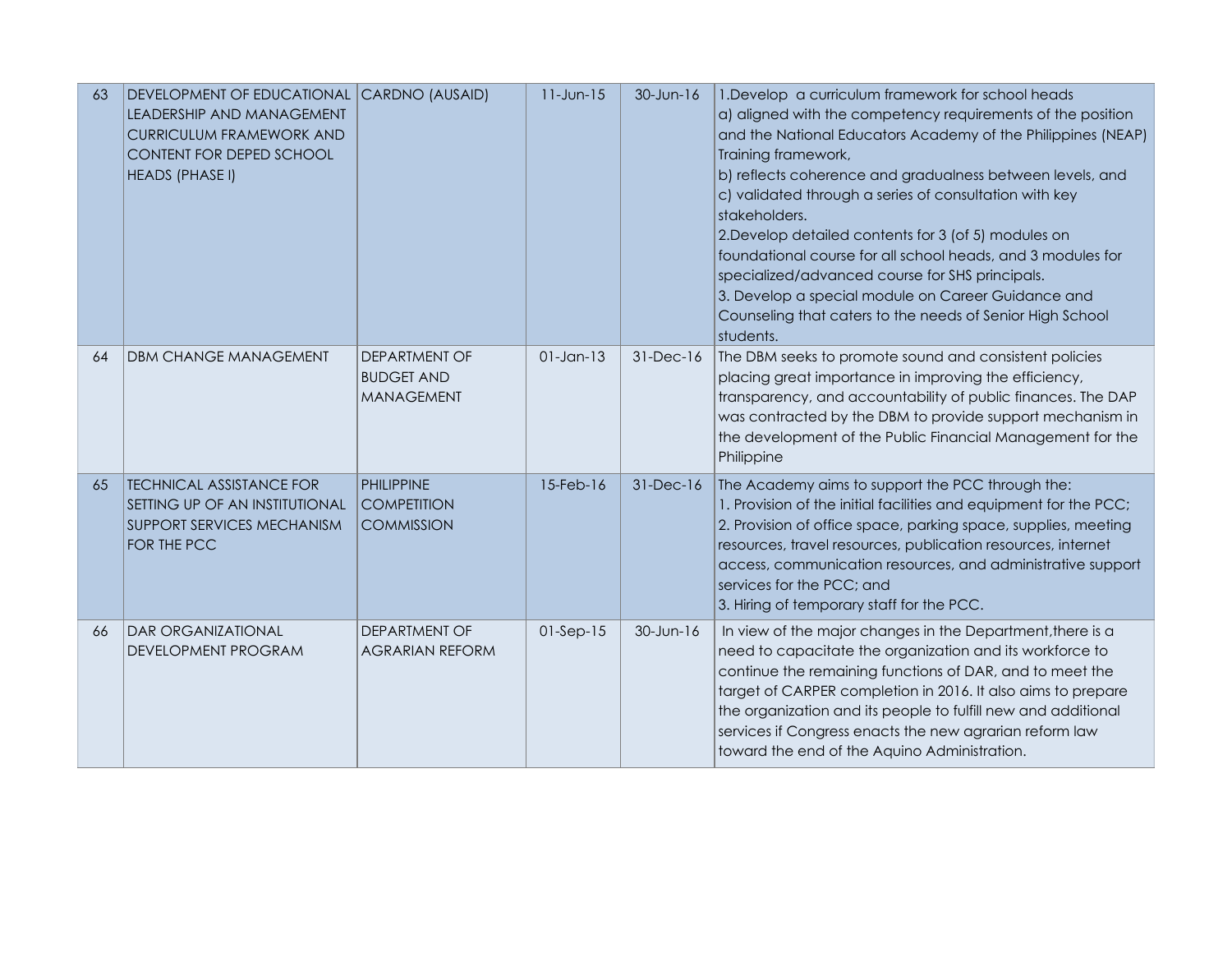| 63 | DEVELOPMENT OF EDUCATIONAL LEADERSHIP AND MANAGEMENT CURRICULUM FRAMEWORK AND CONTENT FOR DEPED SCHOOL HEADS (PHASE I) | CARDNO (AUSAID) | 11-Jun-15 | 30-Jun-16 | 1.Develop a curriculum framework for school heads<br>a) aligned with the competency requirements of the position and the National Educators Academy of the Philippines (NEAP) Training framework,<br>b) reflects coherence and gradualness between levels, and<br>c) validated through a series of consultation with key stakeholders.<br>2.Develop detailed contents for 3 (of 5) modules on foundational course for all school heads, and 3 modules for specialized/advanced course for SHS principals.<br>3. Develop a special module on Career Guidance and Counseling that caters to the needs of Senior High School students. |
|---|---|---|---|---|---|
| 64 | DBM CHANGE MANAGEMENT | DEPARTMENT OF BUDGET AND MANAGEMENT | 01-Jan-13 | 31-Dec-16 | The DBM seeks to promote sound and consistent policies placing great importance in improving the efficiency, transparency, and accountability of public finances. The DAP was contracted by the DBM to provide support mechanism in the development of the Public Financial Management for the Philippine |
| 65 | TECHNICAL ASSISTANCE FOR SETTING UP OF AN INSTITUTIONAL SUPPORT SERVICES MECHANISM FOR THE PCC | PHILIPPINE COMPETITION COMMISSION | 15-Feb-16 | 31-Dec-16 | The Academy aims to support the PCC through the:<br>1. Provision of the initial facilities and equipment for the PCC;<br>2. Provision of office space, parking space, supplies, meeting resources, travel resources, publication resources, internet access, communication resources, and administrative support services for the PCC; and<br>3. Hiring of temporary staff for the PCC. |
| 66 | DAR ORGANIZATIONAL DEVELOPMENT PROGRAM | DEPARTMENT OF AGRARIAN REFORM | 01-Sep-15 | 30-Jun-16 | In view of the major changes in the Department,there is a need to capacitate the organization and its workforce to continue the remaining functions of DAR, and to meet the target of CARPER completion in 2016. It also aims to prepare the organization and its people to fulfill new and additional services if Congress enacts the new agrarian reform law toward the end of the Aquino Administration. |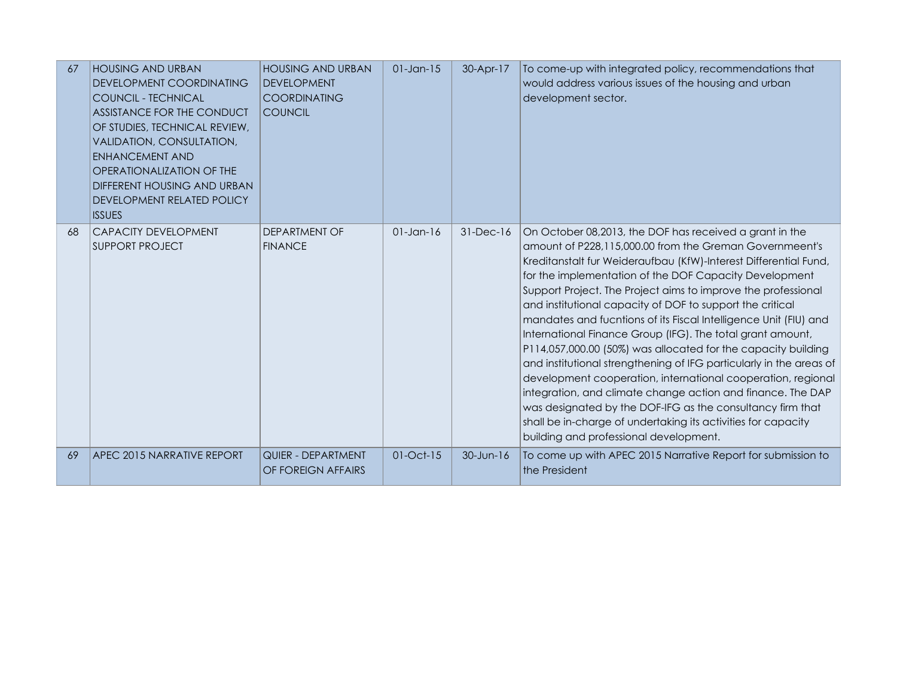| 67 | HOUSING AND URBAN DEVELOPMENT COORDINATING COUNCIL - TECHNICAL ASSISTANCE FOR THE CONDUCT OF STUDIES, TECHNICAL REVIEW, VALIDATION, CONSULTATION, ENHANCEMENT AND OPERATIONALIZATION OF THE DIFFERENT HOUSING AND URBAN DEVELOPMENT RELATED POLICY ISSUES | HOUSING AND URBAN DEVELOPMENT COORDINATING COUNCIL | 01-Jan-15 | 30-Apr-17 | To come-up with integrated policy, recommendations that would address various issues of the housing and urban development sector. |
|---|---|---|---|---|---|
| 68 | CAPACITY DEVELOPMENT SUPPORT PROJECT | DEPARTMENT OF FINANCE | 01-Jan-16 | 31-Dec-16 | On October 08,2013, the DOF has received a grant in the amount of P228,115,000.00 from the Greman Governmeent's Kreditanstalt fur Weideraufbau (KfW)-Interest Differential Fund, for the implementation of the DOF Capacity Development Support Project. The Project aims to improve the professional and institutional capacity of DOF to support the critical mandates and fucntions of its Fiscal Intelligence Unit (FIU) and International Finance Group (IFG). The total grant amount, P114,057,000.00 (50%) was allocated for the capacity building and institutional strengthening of IFG particularly in the areas of development cooperation, international cooperation, regional integration, and climate change action and finance. The DAP was designated by the DOF-IFG as the consultancy firm that shall be in-charge of undertaking its activities for capacity building and professional development. |
| 69 | APEC 2015 NARRATIVE REPORT | QUIER - DEPARTMENT OF FOREIGN AFFAIRS | 01-Oct-15 | 30-Jun-16 | To come up with APEC 2015 Narrative Report for submission to the President |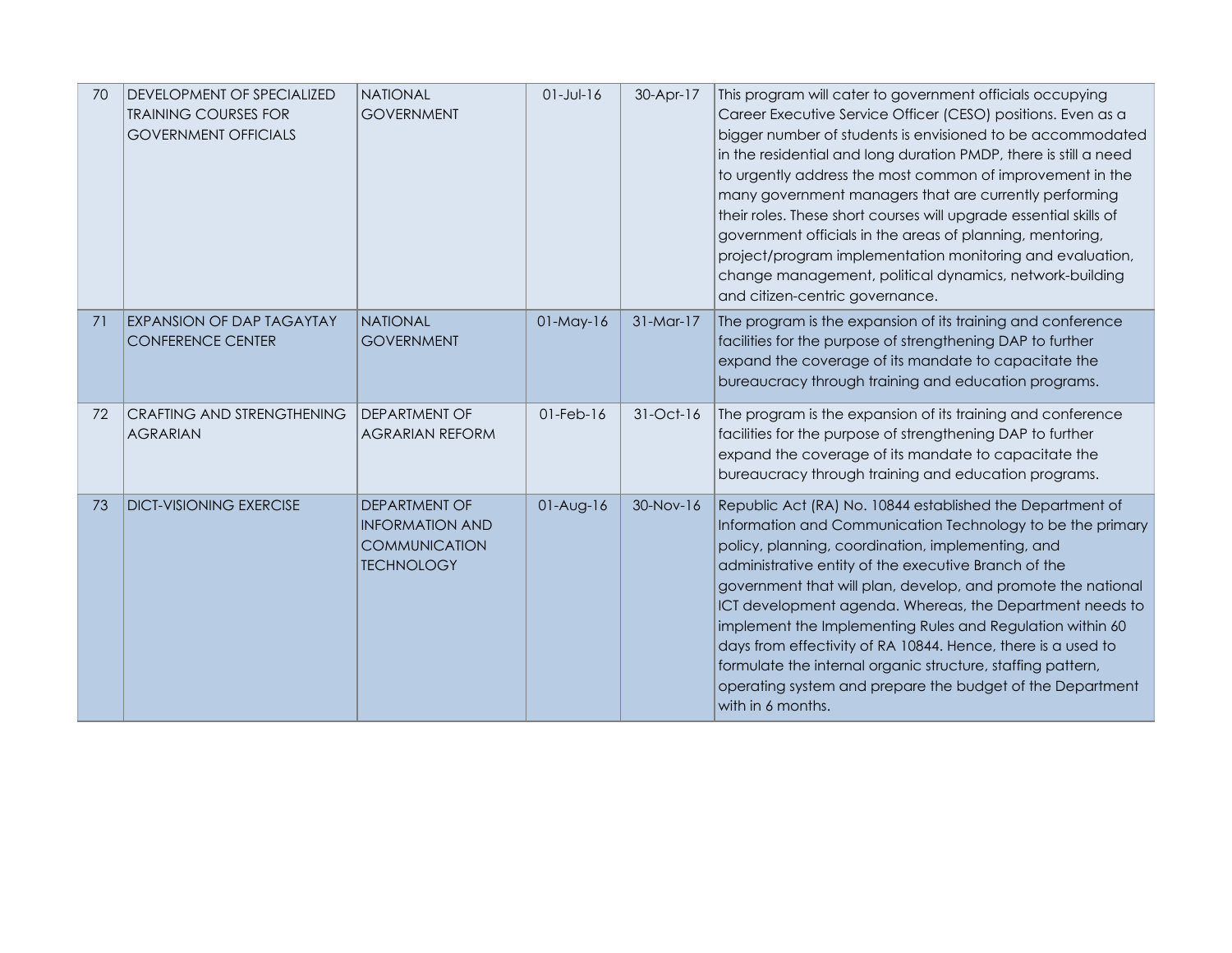| 70 | DEVELOPMENT OF SPECIALIZED TRAINING COURSES FOR GOVERNMENT OFFICIALS | NATIONAL GOVERNMENT | 01-Jul-16 | 30-Apr-17 | This program will cater to government officials occupying Career Executive Service Officer (CESO) positions. Even as a bigger number of students is envisioned to be accommodated in the residential and long duration PMDP, there is still a need to urgently address the most common of improvement in the many government managers that are currently performing their roles. These short courses will upgrade essential skills of government officials in the areas of planning, mentoring, project/program implementation monitoring and evaluation, change management, political dynamics, network-building and citizen-centric governance. |
|---|---|---|---|---|---|
| 71 | EXPANSION OF DAP TAGAYTAY CONFERENCE CENTER | NATIONAL GOVERNMENT | 01-May-16 | 31-Mar-17 | The program is the expansion of its training and conference facilities for the purpose of strengthening DAP to further expand the coverage of its mandate to capacitate the bureaucracy through training and education programs. |
| 72 | CRAFTING AND STRENGTHENING AGRARIAN | DEPARTMENT OF AGRARIAN REFORM | 01-Feb-16 | 31-Oct-16 | The program is the expansion of its training and conference facilities for the purpose of strengthening DAP to further expand the coverage of its mandate to capacitate the bureaucracy through training and education programs. |
| 73 | DICT-VISIONING EXERCISE | DEPARTMENT OF INFORMATION AND COMMUNICATION TECHNOLOGY | 01-Aug-16 | 30-Nov-16 | Republic Act (RA) No. 10844 established the Department of Information and Communication Technology to be the primary policy, planning, coordination, implementing, and administrative entity of the executive Branch of the government that will plan, develop, and promote the national ICT development agenda. Whereas, the Department needs to implement the Implementing Rules and Regulation within 60 days from effectivity of RA 10844. Hence, there is a used to formulate the internal organic structure, staffing pattern, operating system and prepare the budget of the Department with in 6 months. |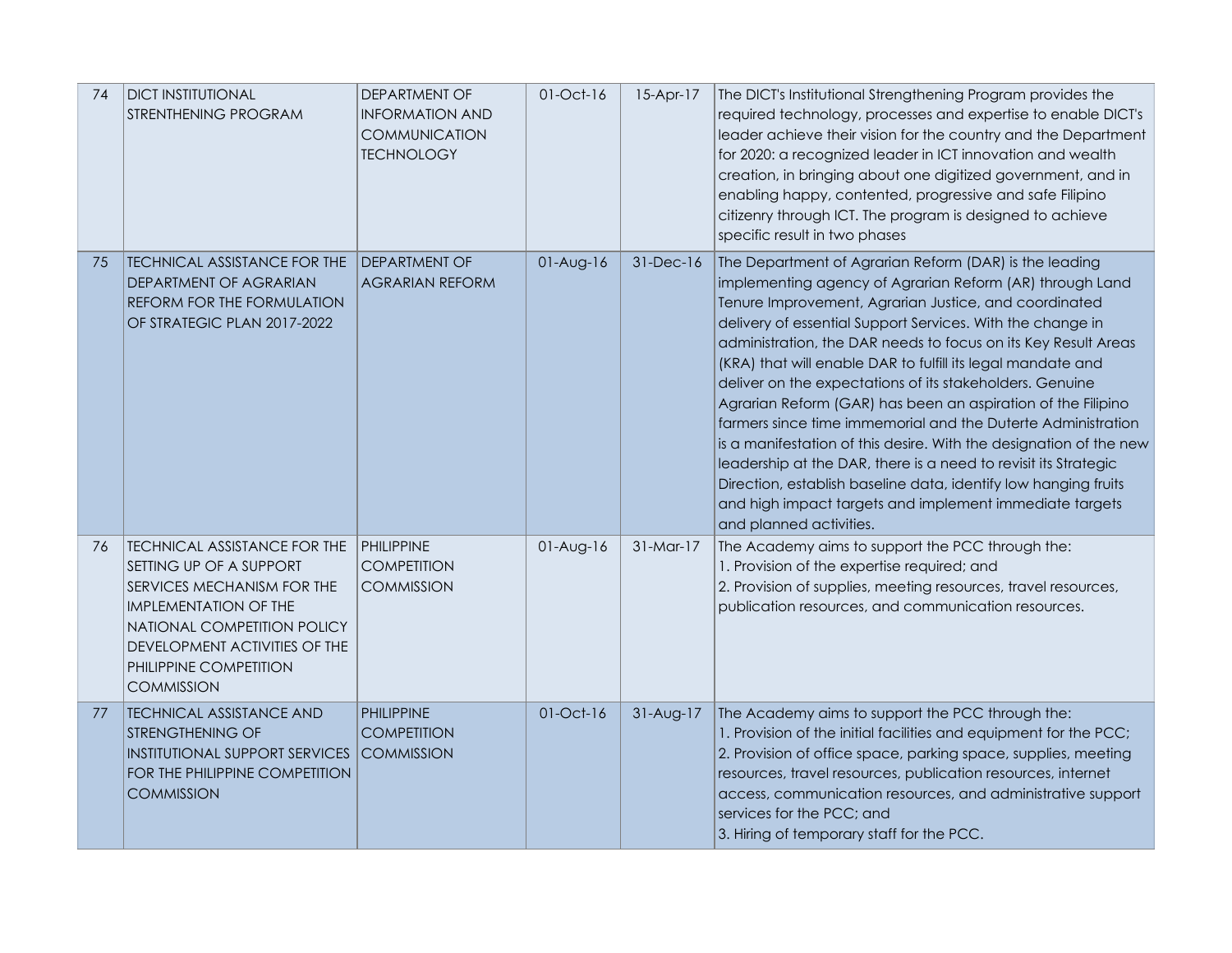| 74 | DICT INSTITUTIONAL STRENTHENING PROGRAM | DEPARTMENT OF INFORMATION AND COMMUNICATION TECHNOLOGY | 01-Oct-16 | 15-Apr-17 | The DICT's Institutional Strengthening Program provides the required technology, processes and expertise to enable DICT's leader achieve their vision for the country and the Department for 2020: a recognized leader in ICT innovation and wealth creation, in bringing about one digitized government, and in enabling happy, contented, progressive and safe Filipino citizenry through ICT. The program is designed to achieve specific result in two phases |
|---|---|---|---|---|---|
| 75 | TECHNICAL ASSISTANCE FOR THE DEPARTMENT OF AGRARIAN REFORM FOR THE FORMULATION OF STRATEGIC PLAN 2017-2022 | DEPARTMENT OF AGRARIAN REFORM | 01-Aug-16 | 31-Dec-16 | The Department of Agrarian Reform (DAR) is the leading implementing agency of Agrarian Reform (AR) through Land Tenure Improvement, Agrarian Justice, and coordinated delivery of essential Support Services. With the change in administration, the DAR needs to focus on its Key Result Areas (KRA) that will enable DAR to fulfill its legal mandate and deliver on the expectations of its stakeholders. Genuine Agrarian Reform (GAR) has been an aspiration of the Filipino farmers since time immemorial and the Duterte Administration is a manifestation of this desire. With the designation of the new leadership at the DAR, there is a need to revisit its Strategic Direction, establish baseline data, identify low hanging fruits and high impact targets and implement immediate targets and planned activities. |
| 76 | TECHNICAL ASSISTANCE FOR THE SETTING UP OF A SUPPORT SERVICES MECHANISM FOR THE IMPLEMENTATION OF THE NATIONAL COMPETITION POLICY DEVELOPMENT ACTIVITIES OF THE PHILIPPINE COMPETITION COMMISSION | PHILIPPINE COMPETITION COMMISSION | 01-Aug-16 | 31-Mar-17 | The Academy aims to support the PCC through the:<br>1. Provision of the expertise required; and<br>2. Provision of supplies, meeting resources, travel resources, publication resources, and communication resources. |
| 77 | TECHNICAL ASSISTANCE AND STRENGTHENING OF INSTITUTIONAL SUPPORT SERVICES FOR THE PHILIPPINE COMPETITION COMMISSION | PHILIPPINE COMPETITION COMMISSION | 01-Oct-16 | 31-Aug-17 | The Academy aims to support the PCC through the:<br>1. Provision of the initial facilities and equipment for the PCC;<br>2. Provision of office space, parking space, supplies, meeting resources, travel resources, publication resources, internet access, communication resources, and administrative support services for the PCC; and<br>3. Hiring of temporary staff for the PCC. |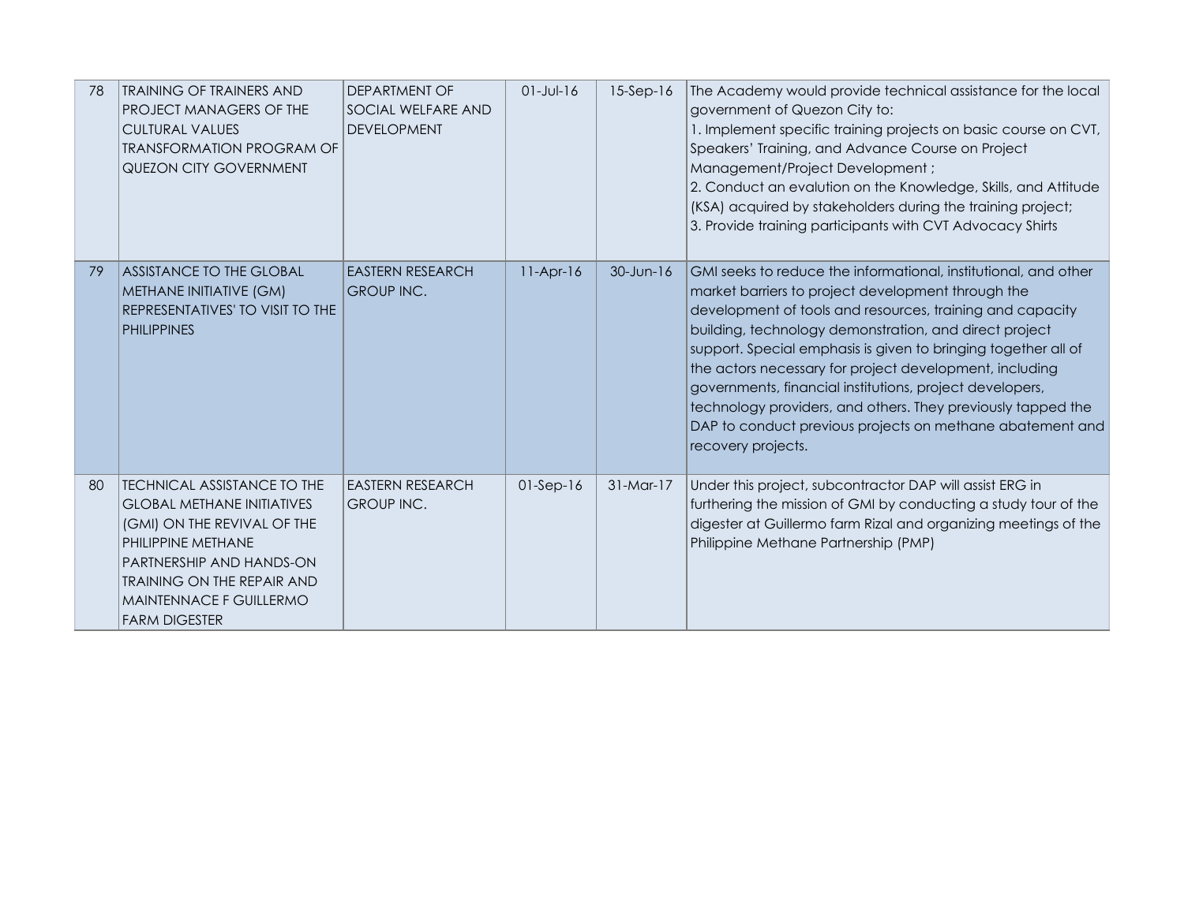| 78 | TRAINING OF TRAINERS AND PROJECT MANAGERS OF THE CULTURAL VALUES TRANSFORMATION PROGRAM OF QUEZON CITY GOVERNMENT | DEPARTMENT OF SOCIAL WELFARE AND DEVELOPMENT | 01-Jul-16 | 15-Sep-16 | The Academy would provide technical assistance for the local government of Quezon City to:<br>1. Implement specific training projects on basic course on CVT, Speakers' Training, and Advance Course on Project Management/Project Development ;<br>2. Conduct an evalution on the Knowledge, Skills, and Attitude (KSA) acquired by stakeholders during the training project;<br>3. Provide training participants with CVT Advocacy Shirts |
|---|---|---|---|---|---|
| 79 | ASSISTANCE TO THE GLOBAL METHANE INITIATIVE (GM) REPRESENTATIVES' TO VISIT TO THE PHILIPPINES | EASTERN RESEARCH GROUP INC. | 11-Apr-16 | 30-Jun-16 | GMI seeks to reduce the informational, institutional, and other market barriers to project development through the development of tools and resources, training and capacity building, technology demonstration, and direct project support. Special emphasis is given to bringing together all of the actors necessary for project development, including governments, financial institutions, project developers, technology providers, and others. They previously tapped the DAP to conduct previous projects on methane abatement and recovery projects. |
| 80 | TECHNICAL ASSISTANCE TO THE GLOBAL METHANE INITIATIVES (GMI) ON THE REVIVAL OF THE PHILIPPINE METHANE PARTNERSHIP AND HANDS-ON TRAINING ON THE REPAIR AND MAINTENNACE F GUILLERMO FARM DIGESTER | EASTERN RESEARCH GROUP INC. | 01-Sep-16 | 31-Mar-17 | Under this project, subcontractor DAP will assist ERG in furthering the mission of GMI by conducting a study tour of the digester at Guillermo farm Rizal and organizing meetings of the Philippine Methane Partnership (PMP) |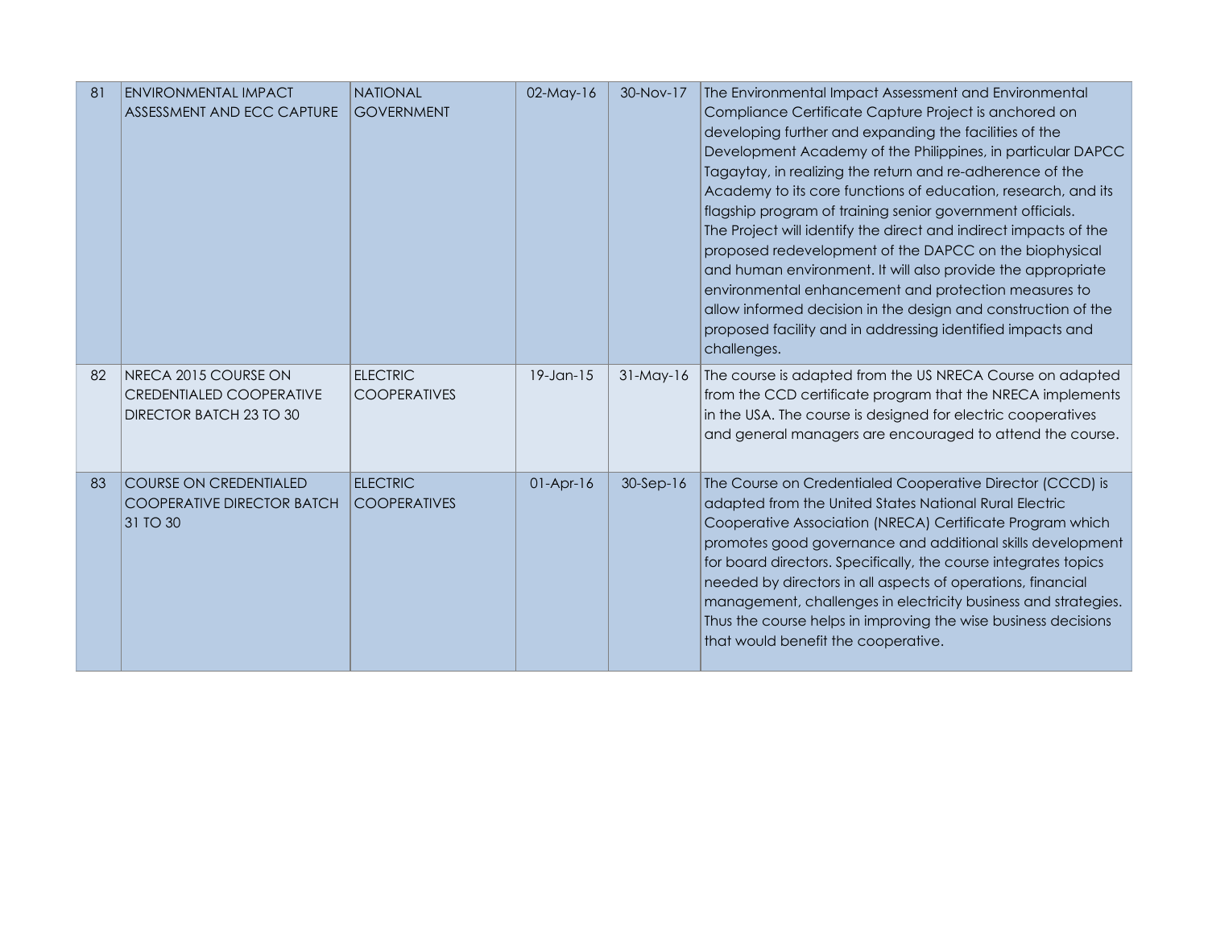| 81 | ENVIRONMENTAL IMPACT ASSESSMENT AND ECC CAPTURE | NATIONAL GOVERNMENT | 02-May-16 | 30-Nov-17 | The Environmental Impact Assessment and Environmental Compliance Certificate Capture Project is anchored on developing further and expanding the facilities of the Development Academy of the Philippines, in particular DAPCC Tagaytay, in realizing the return and re-adherence of the Academy to its core functions of education, research, and its flagship program of training senior government officials. The Project will identify the direct and indirect impacts of the proposed redevelopment of the DAPCC on the biophysical and human environment. It will also provide the appropriate environmental enhancement and protection measures to allow informed decision in the design and construction of the proposed facility and in addressing identified impacts and challenges. |
|---|---|---|---|---|---|
| 82 | NRECA 2015 COURSE ON CREDENTIALED COOPERATIVE DIRECTOR BATCH 23 TO 30 | ELECTRIC COOPERATIVES | 19-Jan-15 | 31-May-16 | The course is adapted from the US NRECA Course on adapted from the CCD certificate program that the NRECA implements in the USA. The course is designed for electric cooperatives and general managers are encouraged to attend the course. |
| 83 | COURSE ON CREDENTIALED COOPERATIVE DIRECTOR BATCH 31 TO 30 | ELECTRIC COOPERATIVES | 01-Apr-16 | 30-Sep-16 | The Course on Credentialed Cooperative Director (CCCD) is adapted from the United States National Rural Electric Cooperative Association (NRECA) Certificate Program which promotes good governance and additional skills development for board directors. Specifically, the course integrates topics needed by directors in all aspects of operations, financial management, challenges in electricity business and strategies. Thus the course helps in improving the wise business decisions that would benefit the cooperative. |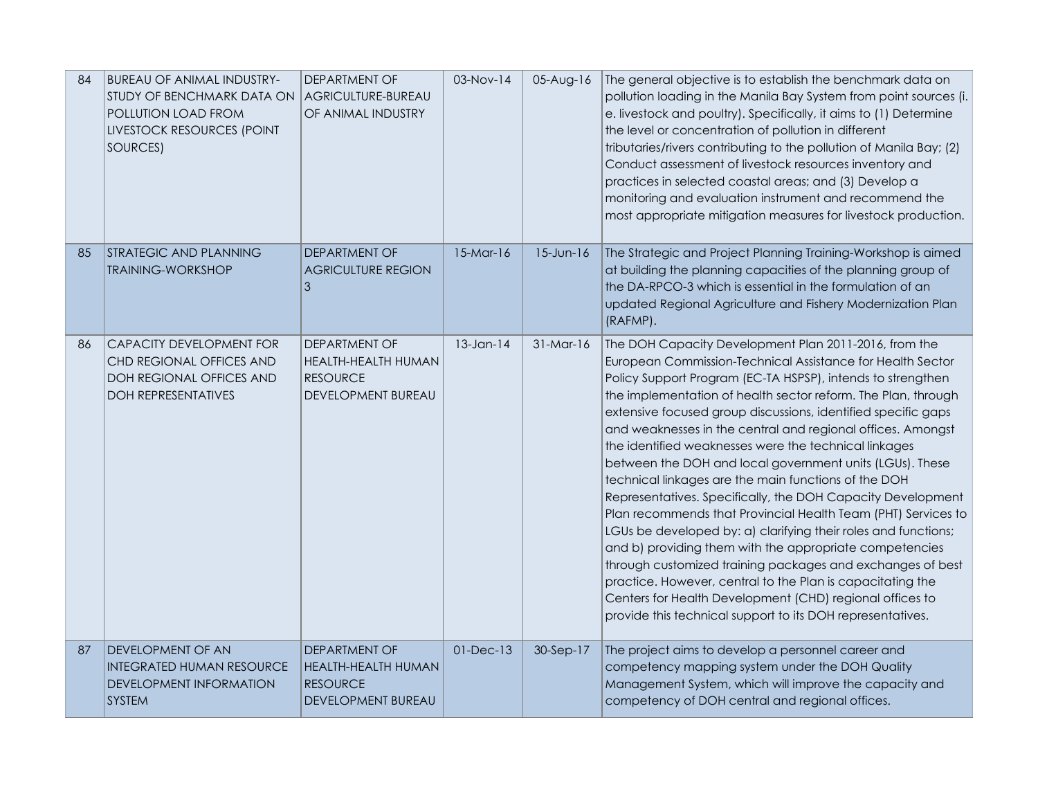| 84 | BUREAU OF ANIMAL INDUSTRY-STUDY OF BENCHMARK DATA ON POLLUTION LOAD FROM LIVESTOCK RESOURCES (POINT SOURCES) | DEPARTMENT OF AGRICULTURE-BUREAU OF ANIMAL INDUSTRY | 03-Nov-14 | 05-Aug-16 | The general objective is to establish the benchmark data on pollution loading in the Manila Bay System from point sources (i. e. livestock and poultry). Specifically, it aims to (1) Determine the level or concentration of pollution in different tributaries/rivers contributing to the pollution of Manila Bay; (2) Conduct assessment of livestock resources inventory and practices in selected coastal areas; and (3) Develop a monitoring and evaluation instrument and recommend the most appropriate mitigation measures for livestock production. |
|---|---|---|---|---|---|
| 85 | STRATEGIC AND PLANNING TRAINING-WORKSHOP | DEPARTMENT OF AGRICULTURE REGION 3 | 15-Mar-16 | 15-Jun-16 | The Strategic and Project Planning Training-Workshop is aimed at building the planning capacities of the planning group of the DA-RPCO-3 which is essential in the formulation of an updated Regional Agriculture and Fishery Modernization Plan (RAFMP). |
| 86 | CAPACITY DEVELOPMENT FOR CHD REGIONAL OFFICES AND DOH REGIONAL OFFICES AND DOH REPRESENTATIVES | DEPARTMENT OF HEALTH-HEALTH HUMAN RESOURCE DEVELOPMENT BUREAU | 13-Jan-14 | 31-Mar-16 | The DOH Capacity Development Plan 2011-2016, from the European Commission-Technical Assistance for Health Sector Policy Support Program (EC-TA HSPSP), intends to strengthen the implementation of health sector reform. The Plan, through extensive focused group discussions, identified specific gaps and weaknesses in the central and regional offices. Amongst the identified weaknesses were the technical linkages between the DOH and local government units (LGUs). These technical linkages are the main functions of the DOH Representatives. Specifically, the DOH Capacity Development Plan recommends that Provincial Health Team (PHT) Services to LGUs be developed by: a) clarifying their roles and functions; and b) providing them with the appropriate competencies through customized training packages and exchanges of best practice. However, central to the Plan is capacitating the Centers for Health Development (CHD) regional offices to provide this technical support to its DOH representatives. |
| 87 | DEVELOPMENT OF AN INTEGRATED HUMAN RESOURCE DEVELOPMENT INFORMATION SYSTEM | DEPARTMENT OF HEALTH-HEALTH HUMAN RESOURCE DEVELOPMENT BUREAU | 01-Dec-13 | 30-Sep-17 | The project aims to develop a personnel career and competency mapping system under the DOH Quality Management System, which will improve the capacity and competency of DOH central and regional offices. |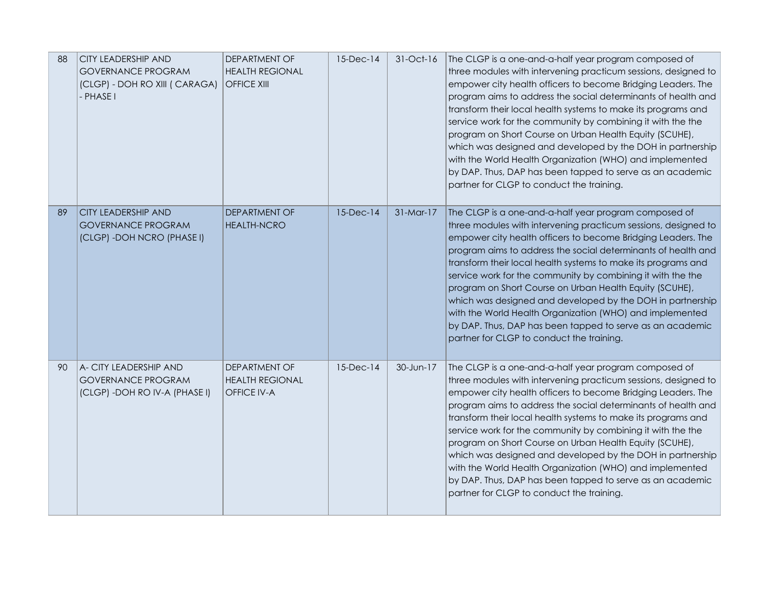| 88 | CITY LEADERSHIP AND GOVERNANCE PROGRAM (CLGP) - DOH RO XIII ( CARAGA) - PHASE I | DEPARTMENT OF HEALTH REGIONAL OFFICE XIII | 15-Dec-14 | 31-Oct-16 | The CLGP is a one-and-a-half year program composed of three modules with intervening practicum sessions, designed to empower city health officers to become Bridging Leaders. The program aims to address the social determinants of health and transform their local health systems to make its programs and service work for the community by combining it with the the program on Short Course on Urban Health Equity (SCUHE), which was designed and developed by the DOH in partnership with the World Health Organization (WHO) and implemented by DAP. Thus, DAP has been tapped to serve as an academic partner for CLGP to conduct the training. |
|---|---|---|---|---|---|
| 89 | CITY LEADERSHIP AND GOVERNANCE PROGRAM (CLGP) -DOH NCRO (PHASE I) | DEPARTMENT OF HEALTH-NCRO | 15-Dec-14 | 31-Mar-17 | The CLGP is a one-and-a-half year program composed of three modules with intervening practicum sessions, designed to empower city health officers to become Bridging Leaders. The program aims to address the social determinants of health and transform their local health systems to make its programs and service work for the community by combining it with the the program on Short Course on Urban Health Equity (SCUHE), which was designed and developed by the DOH in partnership with the World Health Organization (WHO) and implemented by DAP. Thus, DAP has been tapped to serve as an academic partner for CLGP to conduct the training. |
| 90 | A- CITY LEADERSHIP AND GOVERNANCE PROGRAM (CLGP) -DOH RO IV-A (PHASE I) | DEPARTMENT OF HEALTH REGIONAL OFFICE IV-A | 15-Dec-14 | 30-Jun-17 | The CLGP is a one-and-a-half year program composed of three modules with intervening practicum sessions, designed to empower city health officers to become Bridging Leaders. The program aims to address the social determinants of health and transform their local health systems to make its programs and service work for the community by combining it with the the program on Short Course on Urban Health Equity (SCUHE), which was designed and developed by the DOH in partnership with the World Health Organization (WHO) and implemented by DAP. Thus, DAP has been tapped to serve as an academic partner for CLGP to conduct the training. |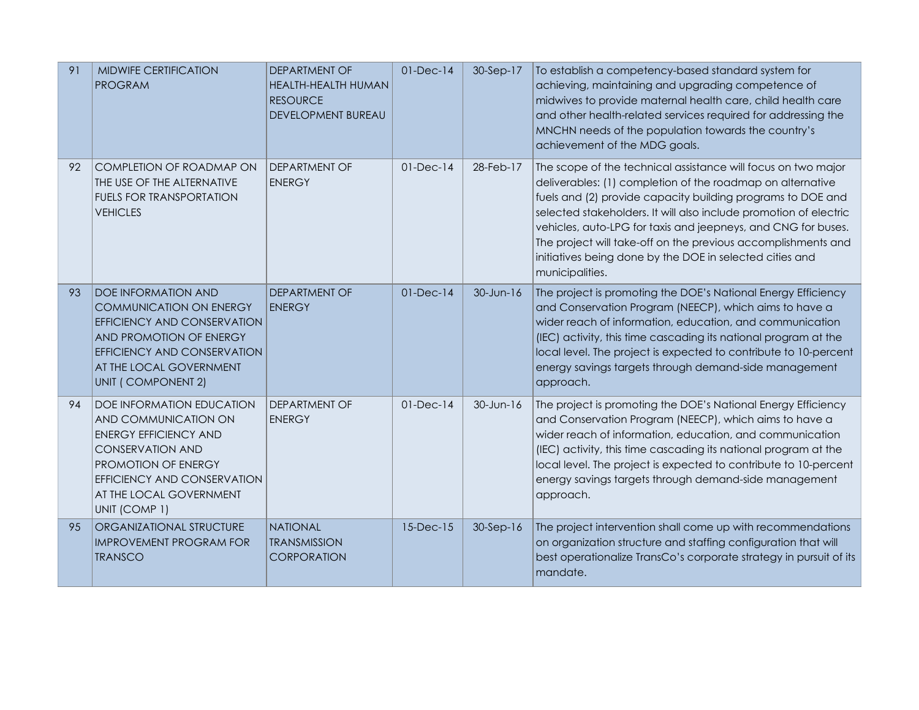| | | | | | |
|---|---|---|---|---|---|
| 91 | MIDWIFE CERTIFICATION PROGRAM | DEPARTMENT OF HEALTH-HEALTH HUMAN RESOURCE DEVELOPMENT BUREAU | 01-Dec-14 | 30-Sep-17 | To establish a competency-based standard system for achieving, maintaining and upgrading competence of midwives to provide maternal health care, child health care and other health-related services required for addressing the MNCHN needs of the population towards the country's achievement of the MDG goals. |
| 92 | COMPLETION OF ROADMAP ON THE USE OF THE ALTERNATIVE FUELS FOR TRANSPORTATION VEHICLES | DEPARTMENT OF ENERGY | 01-Dec-14 | 28-Feb-17 | The scope of the technical assistance will focus on two major deliverables: (1) completion of the roadmap on alternative fuels and (2) provide capacity building programs to DOE and selected stakeholders. It will also include promotion of electric vehicles, auto-LPG for taxis and jeepneys, and CNG for buses. The project will take-off on the previous accomplishments and initiatives being done by the DOE in selected cities and municipalities. |
| 93 | DOE INFORMATION AND COMMUNICATION ON ENERGY EFFICIENCY AND CONSERVATION AND PROMOTION OF ENERGY EFFICIENCY AND CONSERVATION AT THE LOCAL GOVERNMENT UNIT ( COMPONENT 2) | DEPARTMENT OF ENERGY | 01-Dec-14 | 30-Jun-16 | The project is promoting the DOE's National Energy Efficiency and Conservation Program (NEECP), which aims to have a wider reach of information, education, and communication (IEC) activity, this time cascading its national program at the local level. The project is expected to contribute to 10-percent energy savings targets through demand-side management approach. |
| 94 | DOE INFORMATION EDUCATION AND COMMUNICATION ON ENERGY EFFICIENCY AND CONSERVATION AND PROMOTION OF ENERGY EFFICIENCY AND CONSERVATION AT THE LOCAL GOVERNMENT UNIT (COMP 1) | DEPARTMENT OF ENERGY | 01-Dec-14 | 30-Jun-16 | The project is promoting the DOE's National Energy Efficiency and Conservation Program (NEECP), which aims to have a wider reach of information, education, and communication (IEC) activity, this time cascading its national program at the local level. The project is expected to contribute to 10-percent energy savings targets through demand-side management approach. |
| 95 | ORGANIZATIONAL STRUCTURE IMPROVEMENT PROGRAM FOR TRANSCO | NATIONAL TRANSMISSION CORPORATION | 15-Dec-15 | 30-Sep-16 | The project intervention shall come up with recommendations on organization structure and staffing configuration that will best operationalize TransCo's corporate strategy in pursuit of its mandate. |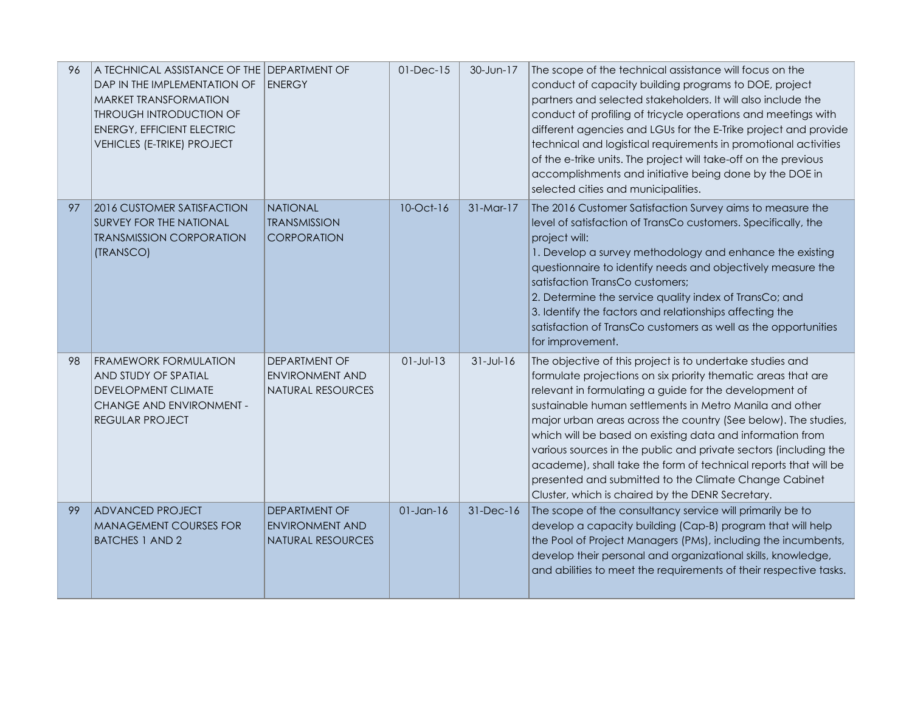| 96 | A TECHNICAL ASSISTANCE OF THE DAP IN THE IMPLEMENTATION OF MARKET TRANSFORMATION THROUGH INTRODUCTION OF ENERGY, EFFICIENT ELECTRIC VEHICLES (E-TRIKE) PROJECT | DEPARTMENT OF ENERGY | 01-Dec-15 | 30-Jun-17 | The scope of the technical assistance will focus on the conduct of capacity building programs to DOE, project partners and selected stakeholders. It will also include the conduct of profiling of tricycle operations and meetings with different agencies and LGUs for the E-Trike project and provide technical and logistical requirements in promotional activities of the e-trike units. The project will take-off on the previous accomplishments and initiative being done by the DOE in selected cities and municipalities. |
|---|---|---|---|---|---|
| 97 | 2016 CUSTOMER SATISFACTION SURVEY FOR THE NATIONAL TRANSMISSION CORPORATION (TRANSCO) | NATIONAL TRANSMISSION CORPORATION | 10-Oct-16 | 31-Mar-17 | The 2016 Customer Satisfaction Survey aims to measure the level of satisfaction of TransCo customers. Specifically, the project will:<br>1. Develop a survey methodology and enhance the existing questionnaire to identify needs and objectively measure the satisfaction TransCo customers;<br>2. Determine the service quality index of TransCo; and<br>3. Identify the factors and relationships affecting the satisfaction of TransCo customers as well as the opportunities for improvement. |
| 98 | FRAMEWORK FORMULATION AND STUDY OF SPATIAL DEVELOPMENT CLIMATE CHANGE AND ENVIRONMENT - REGULAR PROJECT | DEPARTMENT OF ENVIRONMENT AND NATURAL RESOURCES | 01-Jul-13 | 31-Jul-16 | The objective of this project is to undertake studies and formulate projections on six priority thematic areas that are relevant in formulating a guide for the development of sustainable human settlements in Metro Manila and other major urban areas across the country (See below). The studies, which will be based on existing data and information from various sources in the public and private sectors (including the academe), shall take the form of technical reports that will be presented and submitted to the Climate Change Cabinet Cluster, which is chaired by the DENR Secretary. |
| 99 | ADVANCED PROJECT MANAGEMENT COURSES FOR BATCHES 1 AND 2 | DEPARTMENT OF ENVIRONMENT AND NATURAL RESOURCES | 01-Jan-16 | 31-Dec-16 | The scope of the consultancy service will primarily be to develop a capacity building (Cap-B) program that will help the Pool of Project Managers (PMs), including the incumbents, develop their personal and organizational skills, knowledge, and abilities to meet the requirements of their respective tasks. |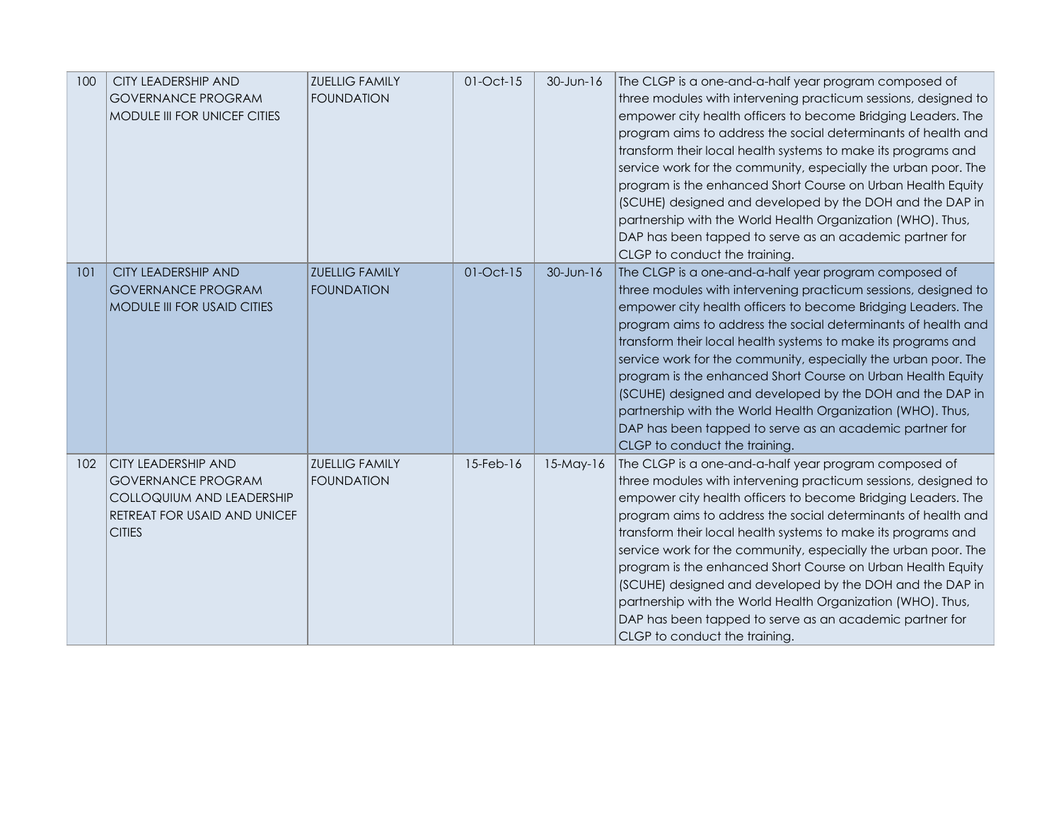| 100 | CITY LEADERSHIP AND GOVERNANCE PROGRAM MODULE III FOR UNICEF CITIES | ZUELLIG FAMILY FOUNDATION | 01-Oct-15 | 30-Jun-16 | The CLGP is a one-and-a-half year program composed of three modules with intervening practicum sessions, designed to empower city health officers to become Bridging Leaders. The program aims to address the social determinants of health and transform their local health systems to make its programs and service work for the community, especially the urban poor. The program is the enhanced Short Course on Urban Health Equity (SCUHE) designed and developed by the DOH and the DAP in partnership with the World Health Organization (WHO). Thus, DAP has been tapped to serve as an academic partner for CLGP to conduct the training. |
|---|---|---|---|---|---|
| 101 | CITY LEADERSHIP AND GOVERNANCE PROGRAM MODULE III FOR USAID CITIES | ZUELLIG FAMILY FOUNDATION | 01-Oct-15 | 30-Jun-16 | The CLGP is a one-and-a-half year program composed of three modules with intervening practicum sessions, designed to empower city health officers to become Bridging Leaders. The program aims to address the social determinants of health and transform their local health systems to make its programs and service work for the community, especially the urban poor. The program is the enhanced Short Course on Urban Health Equity (SCUHE) designed and developed by the DOH and the DAP in partnership with the World Health Organization (WHO). Thus, DAP has been tapped to serve as an academic partner for CLGP to conduct the training. |
| 102 | CITY LEADERSHIP AND GOVERNANCE PROGRAM COLLOQUIUM AND LEADERSHIP RETREAT FOR USAID AND UNICEF CITIES | ZUELLIG FAMILY FOUNDATION | 15-Feb-16 | 15-May-16 | The CLGP is a one-and-a-half year program composed of three modules with intervening practicum sessions, designed to empower city health officers to become Bridging Leaders. The program aims to address the social determinants of health and transform their local health systems to make its programs and service work for the community, especially the urban poor. The program is the enhanced Short Course on Urban Health Equity (SCUHE) designed and developed by the DOH and the DAP in partnership with the World Health Organization (WHO). Thus, DAP has been tapped to serve as an academic partner for CLGP to conduct the training. |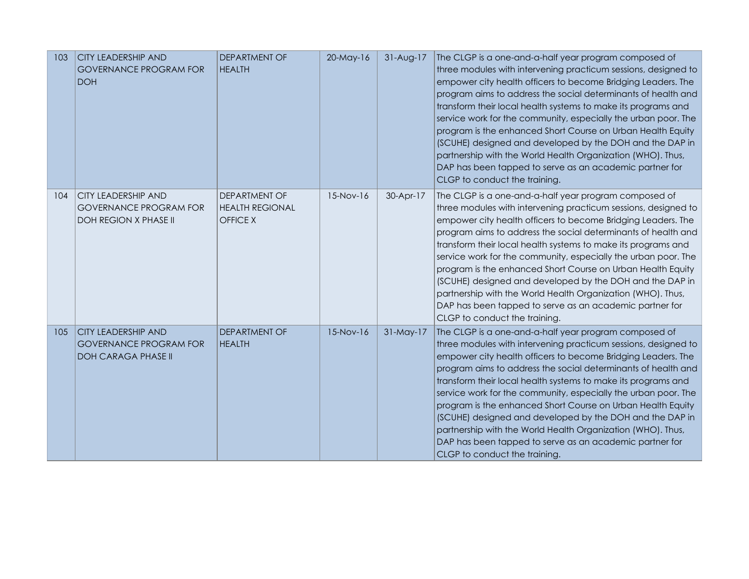| 103 | CITY LEADERSHIP AND GOVERNANCE PROGRAM FOR DOH | DEPARTMENT OF HEALTH | 20-May-16 | 31-Aug-17 | The CLGP is a one-and-a-half year program composed of three modules with intervening practicum sessions, designed to empower city health officers to become Bridging Leaders. The program aims to address the social determinants of health and transform their local health systems to make its programs and service work for the community, especially the urban poor. The program is the enhanced Short Course on Urban Health Equity (SCUHE) designed and developed by the DOH and the DAP in partnership with the World Health Organization (WHO). Thus, DAP has been tapped to serve as an academic partner for CLGP to conduct the training. |
|---|---|---|---|---|---|
| 104 | CITY LEADERSHIP AND GOVERNANCE PROGRAM FOR DOH REGION X PHASE II | DEPARTMENT OF HEALTH REGIONAL OFFICE X | 15-Nov-16 | 30-Apr-17 | The CLGP is a one-and-a-half year program composed of three modules with intervening practicum sessions, designed to empower city health officers to become Bridging Leaders. The program aims to address the social determinants of health and transform their local health systems to make its programs and service work for the community, especially the urban poor. The program is the enhanced Short Course on Urban Health Equity (SCUHE) designed and developed by the DOH and the DAP in partnership with the World Health Organization (WHO). Thus, DAP has been tapped to serve as an academic partner for CLGP to conduct the training. |
| 105 | CITY LEADERSHIP AND GOVERNANCE PROGRAM FOR DOH CARAGA PHASE II | DEPARTMENT OF HEALTH | 15-Nov-16 | 31-May-17 | The CLGP is a one-and-a-half year program composed of three modules with intervening practicum sessions, designed to empower city health officers to become Bridging Leaders. The program aims to address the social determinants of health and transform their local health systems to make its programs and service work for the community, especially the urban poor. The program is the enhanced Short Course on Urban Health Equity (SCUHE) designed and developed by the DOH and the DAP in partnership with the World Health Organization (WHO). Thus, DAP has been tapped to serve as an academic partner for CLGP to conduct the training. |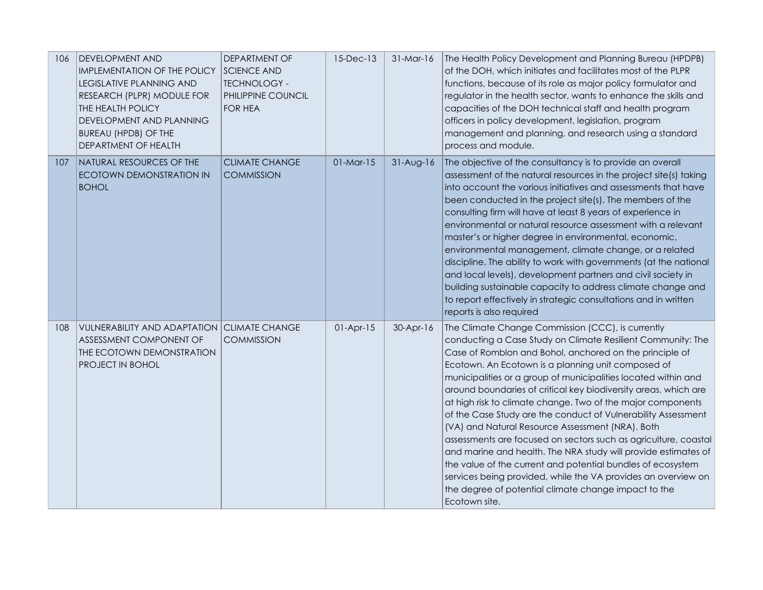| 106 | DEVELOPMENT AND IMPLEMENTATION OF THE POLICY LEGISLATIVE PLANNING AND RESEARCH (PLPR) MODULE FOR THE HEALTH POLICY DEVELOPMENT AND PLANNING BUREAU (HPDB) OF THE DEPARTMENT OF HEALTH | DEPARTMENT OF SCIENCE AND TECHNOLOGY - PHILIPPINE COUNCIL FOR HEA | 15-Dec-13 | 31-Mar-16 | The Health Policy Development and Planning Bureau (HPDPB) of the DOH, which initiates and facilitates most of the PLPR functions, because of its role as major policy formulator and regulator in the health sector, wants to enhance the skills and capacities of the DOH technical staff and health program officers in policy development, legislation, program management and planning, and research using a standard process and module. |
|---|---|---|---|---|---|
| 107 | NATURAL RESOURCES OF THE ECOTOWN DEMONSTRATION IN BOHOL | CLIMATE CHANGE COMMISSION | 01-Mar-15 | 31-Aug-16 | The objective of the consultancy is to provide an overall assessment of the natural resources in the project site(s) taking into account the various initiatives and assessments that have been conducted in the project site(s). The members of the consulting firm will have at least 8 years of experience in environmental or natural resource assessment with a relevant master's or higher degree in environmental, economic, environmental management, climate change, or a related discipline. The ability to work with governments (at the national and local levels), development partners and civil society in building sustainable capacity to address climate change and to report effectively in strategic consultations and in written reports is also required |
| 108 | VULNERABILITY AND ADAPTATION ASSESSMENT COMPONENT OF THE ECOTOWN DEMONSTRATION PROJECT IN BOHOL | CLIMATE CHANGE COMMISSION | 01-Apr-15 | 30-Apr-16 | The Climate Change Commission (CCC), is currently conducting a Case Study on Climate Resilient Community: The Case of Romblon and Bohol, anchored on the principle of Ecotown. An Ecotown is a planning unit composed of municipalities or a group of municipalities located within and around boundaries of critical key biodiversity areas, which are at high risk to climate change. Two of the major components of the Case Study are the conduct of Vulnerability Assessment (VA) and Natural Resource Assessment (NRA). Both assessments are focused on sectors such as agriculture, coastal and marine and health. The NRA study will provide estimates of the value of the current and potential bundles of ecosystem services being provided, while the VA provides an overview on the degree of potential climate change impact to the Ecotown site. |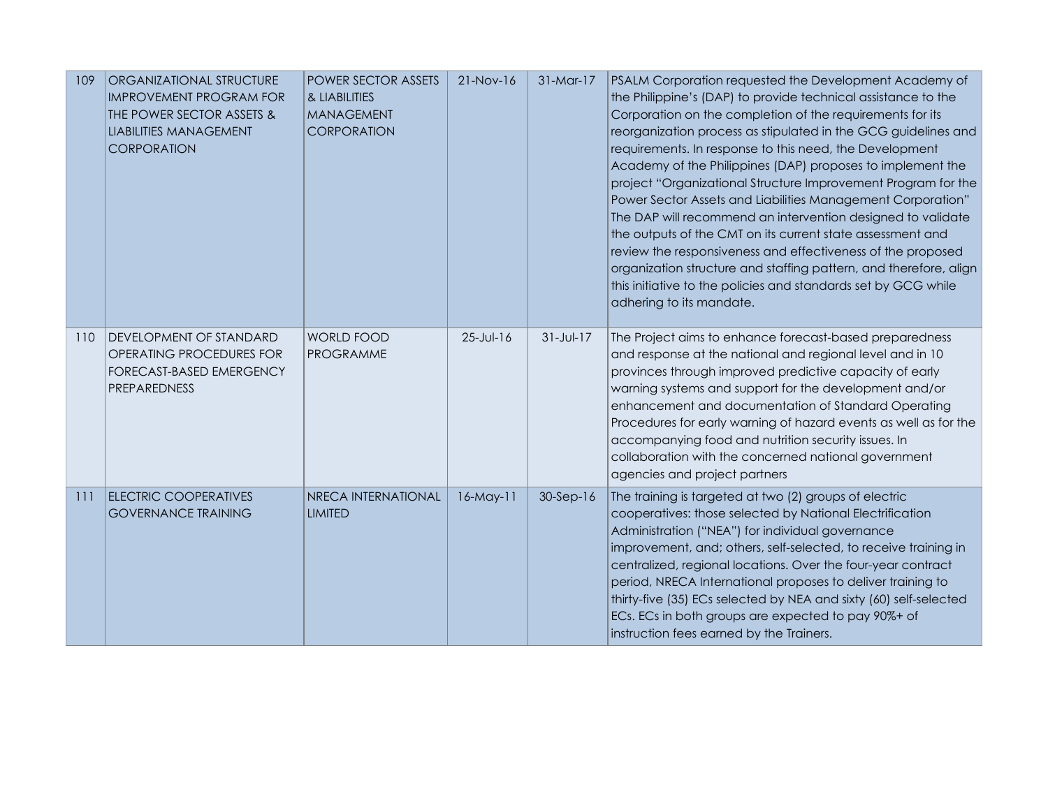| 109 | ORGANIZATIONAL STRUCTURE IMPROVEMENT PROGRAM FOR THE POWER SECTOR ASSETS & LIABILITIES MANAGEMENT CORPORATION | POWER SECTOR ASSETS & LIABILITIES MANAGEMENT CORPORATION | 21-Nov-16 | 31-Mar-17 | PSALM Corporation requested the Development Academy of the Philippine's (DAP) to provide technical assistance to the Corporation on the completion of the requirements for its reorganization process as stipulated in the GCG guidelines and requirements. In response to this need, the Development Academy of the Philippines (DAP) proposes to implement the project "Organizational Structure Improvement Program for the Power Sector Assets and Liabilities Management Corporation" The DAP will recommend an intervention designed to validate the outputs of the CMT on its current state assessment and review the responsiveness and effectiveness of the proposed organization structure and staffing pattern, and therefore, align this initiative to the policies and standards set by GCG while adhering to its mandate. |
|---|---|---|---|---|---|
| 110 | DEVELOPMENT OF STANDARD OPERATING PROCEDURES FOR FORECAST-BASED EMERGENCY PREPAREDNESS | WORLD FOOD PROGRAMME | 25-Jul-16 | 31-Jul-17 | The Project aims to enhance forecast-based preparedness and response at the national and regional level and in 10 provinces through improved predictive capacity of early warning systems and support for the development and/or enhancement and documentation of Standard Operating Procedures for early warning of hazard events as well as for the accompanying food and nutrition security issues. In collaboration with the concerned national government agencies and project partners |
| 111 | ELECTRIC COOPERATIVES GOVERNANCE TRAINING | NRECA INTERNATIONAL LIMITED | 16-May-11 | 30-Sep-16 | The training is targeted at two (2) groups of electric cooperatives: those selected by National Electrification Administration ("NEA") for individual governance improvement, and; others, self-selected, to receive training in centralized, regional locations. Over the four-year contract period, NRECA International proposes to deliver training to thirty-five (35) ECs selected by NEA and sixty (60) self-selected ECs. ECs in both groups are expected to pay 90%+ of instruction fees earned by the Trainers. |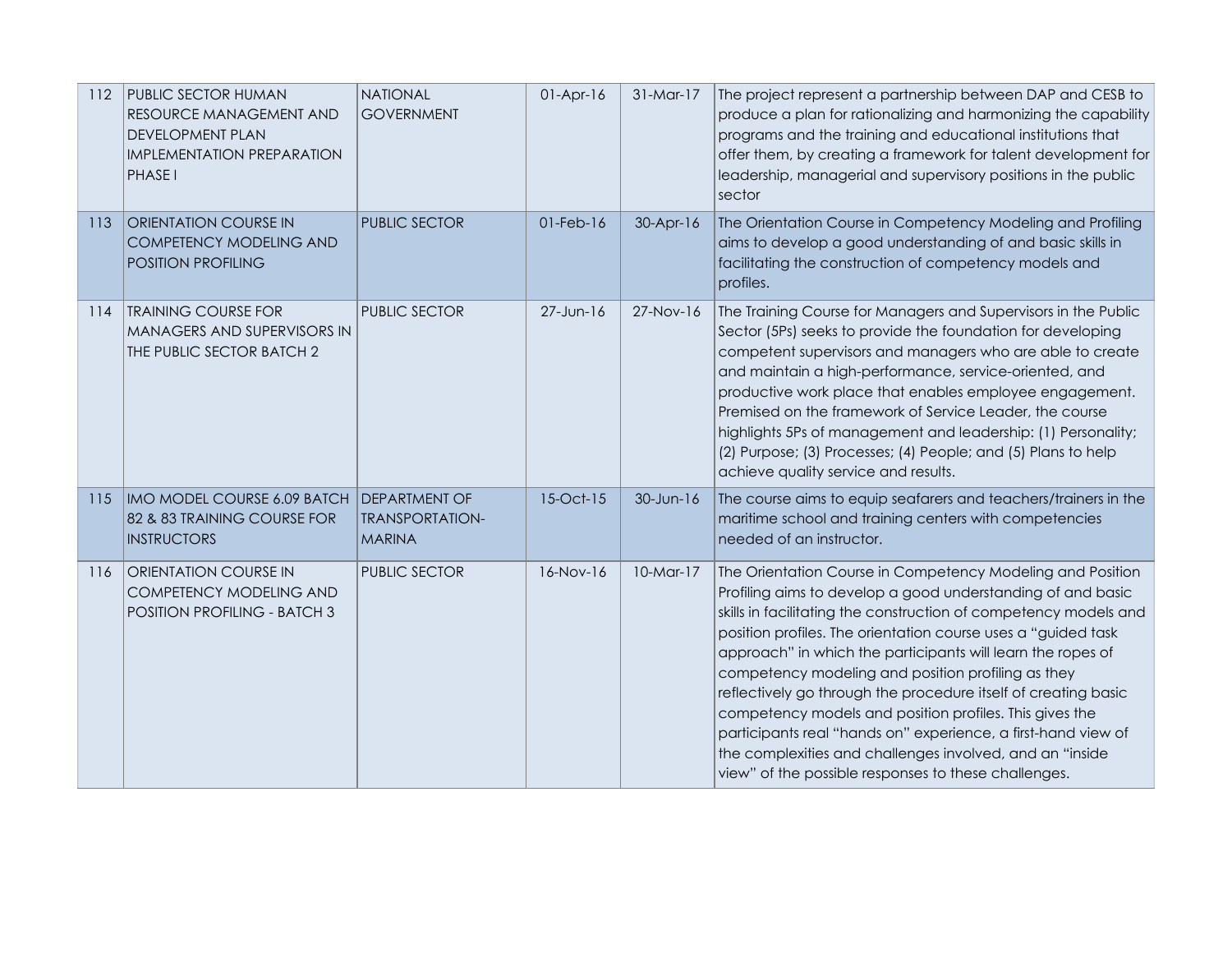| 112 | PUBLIC SECTOR HUMAN RESOURCE MANAGEMENT AND DEVELOPMENT PLAN IMPLEMENTATION PREPARATION PHASE I | NATIONAL GOVERNMENT | 01-Apr-16 | 31-Mar-17 | The project represent a partnership between DAP and CESB to produce a plan for rationalizing and harmonizing the capability programs and the training and educational institutions that offer them, by creating a framework for talent development for leadership, managerial and supervisory positions in the public sector |
|---|---|---|---|---|---|
| 113 | ORIENTATION COURSE IN COMPETENCY MODELING AND POSITION PROFILING | PUBLIC SECTOR | 01-Feb-16 | 30-Apr-16 | The Orientation Course in Competency Modeling and Profiling aims to develop a good understanding of and basic skills in facilitating the construction of competency models and profiles. |
| 114 | TRAINING COURSE FOR MANAGERS AND SUPERVISORS IN THE PUBLIC SECTOR BATCH 2 | PUBLIC SECTOR | 27-Jun-16 | 27-Nov-16 | The Training Course for Managers and Supervisors in the Public Sector (5Ps) seeks to provide the foundation for developing competent supervisors and managers who are able to create and maintain a high-performance, service-oriented, and productive work place that enables employee engagement. Premised on the framework of Service Leader, the course highlights 5Ps of management and leadership: (1) Personality; (2) Purpose; (3) Processes; (4) People; and (5) Plans to help achieve quality service and results. |
| 115 | IMO MODEL COURSE 6.09 BATCH 82 & 83 TRAINING COURSE FOR INSTRUCTORS | DEPARTMENT OF TRANSPORTATION-MARINA | 15-Oct-15 | 30-Jun-16 | The course aims to equip seafarers and teachers/trainers in the maritime school and training centers with competencies needed of an instructor. |
| 116 | ORIENTATION COURSE IN COMPETENCY MODELING AND POSITION PROFILING - BATCH 3 | PUBLIC SECTOR | 16-Nov-16 | 10-Mar-17 | The Orientation Course in Competency Modeling and Position Profiling aims to develop a good understanding of and basic skills in facilitating the construction of competency models and position profiles. The orientation course uses a "guided task approach" in which the participants will learn the ropes of competency modeling and position profiling as they reflectively go through the procedure itself of creating basic competency models and position profiles. This gives the participants real "hands on" experience, a first-hand view of the complexities and challenges involved, and an "inside view" of the possible responses to these challenges. |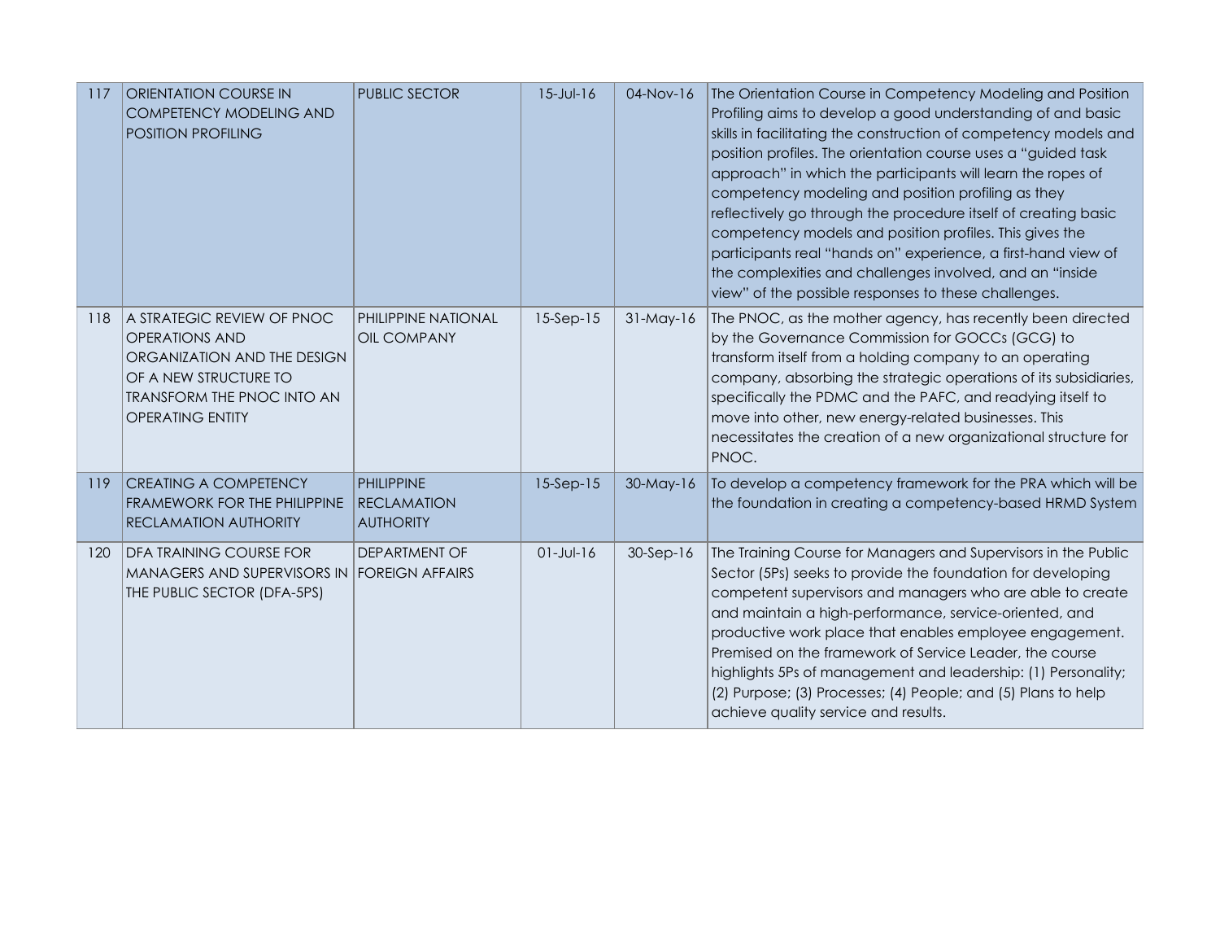| | | | | | |
|---|---|---|---|---|---|
| 117 | ORIENTATION COURSE IN COMPETENCY MODELING AND POSITION PROFILING | PUBLIC SECTOR | 15-Jul-16 | 04-Nov-16 | The Orientation Course in Competency Modeling and Position Profiling aims to develop a good understanding of and basic skills in facilitating the construction of competency models and position profiles. The orientation course uses a "guided task approach" in which the participants will learn the ropes of competency modeling and position profiling as they reflectively go through the procedure itself of creating basic competency models and position profiles. This gives the participants real "hands on" experience, a first-hand view of the complexities and challenges involved, and an "inside view" of the possible responses to these challenges. |
| 118 | A STRATEGIC REVIEW OF PNOC OPERATIONS AND ORGANIZATION AND THE DESIGN OF A NEW STRUCTURE TO TRANSFORM THE PNOC INTO AN OPERATING ENTITY | PHILIPPINE NATIONAL OIL COMPANY | 15-Sep-15 | 31-May-16 | The PNOC, as the mother agency, has recently been directed by the Governance Commission for GOCCs (GCG) to transform itself from a holding company to an operating company, absorbing the strategic operations of its subsidiaries, specifically the PDMC and the PAFC, and readying itself to move into other, new energy-related businesses. This necessitates the creation of a new organizational structure for PNOC. |
| 119 | CREATING A COMPETENCY FRAMEWORK FOR THE PHILIPPINE RECLAMATION AUTHORITY | PHILIPPINE RECLAMATION AUTHORITY | 15-Sep-15 | 30-May-16 | To develop a competency framework for the PRA which will be the foundation in creating a competency-based HRMD System |
| 120 | DFA TRAINING COURSE FOR MANAGERS AND SUPERVISORS IN THE PUBLIC SECTOR (DFA-5PS) | DEPARTMENT OF FOREIGN AFFAIRS | 01-Jul-16 | 30-Sep-16 | The Training Course for Managers and Supervisors in the Public Sector (5Ps) seeks to provide the foundation for developing competent supervisors and managers who are able to create and maintain a high-performance, service-oriented, and productive work place that enables employee engagement. Premised on the framework of Service Leader, the course highlights 5Ps of management and leadership: (1) Personality; (2) Purpose; (3) Processes; (4) People; and (5) Plans to help achieve quality service and results. |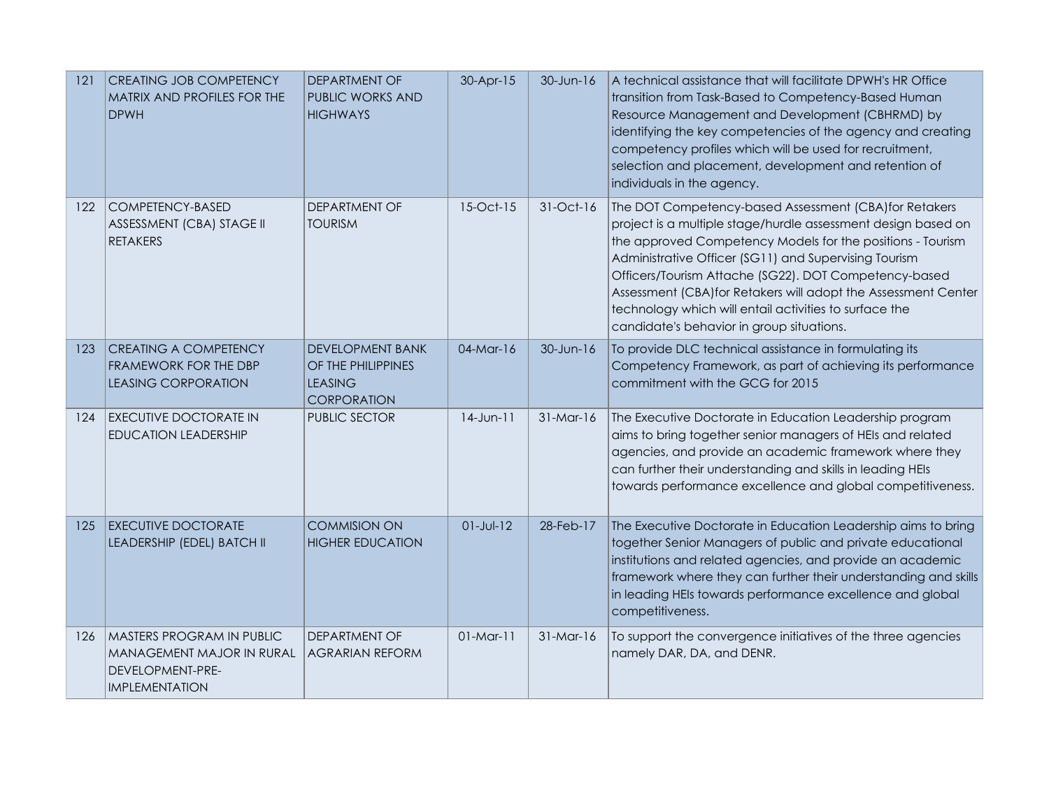| 121 | CREATING JOB COMPETENCY MATRIX AND PROFILES FOR THE DPWH | DEPARTMENT OF PUBLIC WORKS AND HIGHWAYS | 30-Apr-15 | 30-Jun-16 | A technical assistance that will facilitate DPWH's HR Office transition from Task-Based to Competency-Based Human Resource Management and Development (CBHRMD) by identifying the key competencies of the agency and creating competency profiles which will be used for recruitment, selection and placement, development and retention of individuals in the agency. |
|---|---|---|---|---|---|
| 122 | COMPETENCY-BASED ASSESSMENT (CBA) STAGE II RETAKERS | DEPARTMENT OF TOURISM | 15-Oct-15 | 31-Oct-16 | The DOT Competency-based Assessment (CBA)for Retakers project is a multiple stage/hurdle assessment design based on the approved Competency Models for the positions - Tourism Administrative Officer (SG11) and Supervising Tourism Officers/Tourism Attache (SG22). DOT Competency-based Assessment (CBA)for Retakers will adopt the Assessment Center technology which will entail activities to surface the candidate's behavior in group situations. |
| 123 | CREATING A COMPETENCY FRAMEWORK FOR THE DBP LEASING CORPORATION | DEVELOPMENT BANK OF THE PHILIPPINES LEASING CORPORATION | 04-Mar-16 | 30-Jun-16 | To provide DLC technical assistance in formulating its Competency Framework, as part of achieving its performance commitment with the GCG for 2015 |
| 124 | EXECUTIVE DOCTORATE IN EDUCATION LEADERSHIP | PUBLIC SECTOR | 14-Jun-11 | 31-Mar-16 | The Executive Doctorate in Education Leadership program aims to bring together senior managers of HEIs and related agencies, and provide an academic framework where they can further their understanding and skills in leading HEIs towards performance excellence and global competitiveness. |
| 125 | EXECUTIVE DOCTORATE LEADERSHIP (EDEL) BATCH II | COMMISION ON HIGHER EDUCATION | 01-Jul-12 | 28-Feb-17 | The Executive Doctorate in Education Leadership aims to bring together Senior Managers of public and private educational institutions and related agencies, and provide an academic framework where they can further their understanding and skills in leading HEIs towards performance excellence and global competitiveness. |
| 126 | MASTERS PROGRAM IN PUBLIC MANAGEMENT MAJOR IN RURAL DEVELOPMENT-PRE-IMPLEMENTATION | DEPARTMENT OF AGRARIAN REFORM | 01-Mar-11 | 31-Mar-16 | To support the convergence initiatives of the three agencies namely DAR, DA, and DENR. |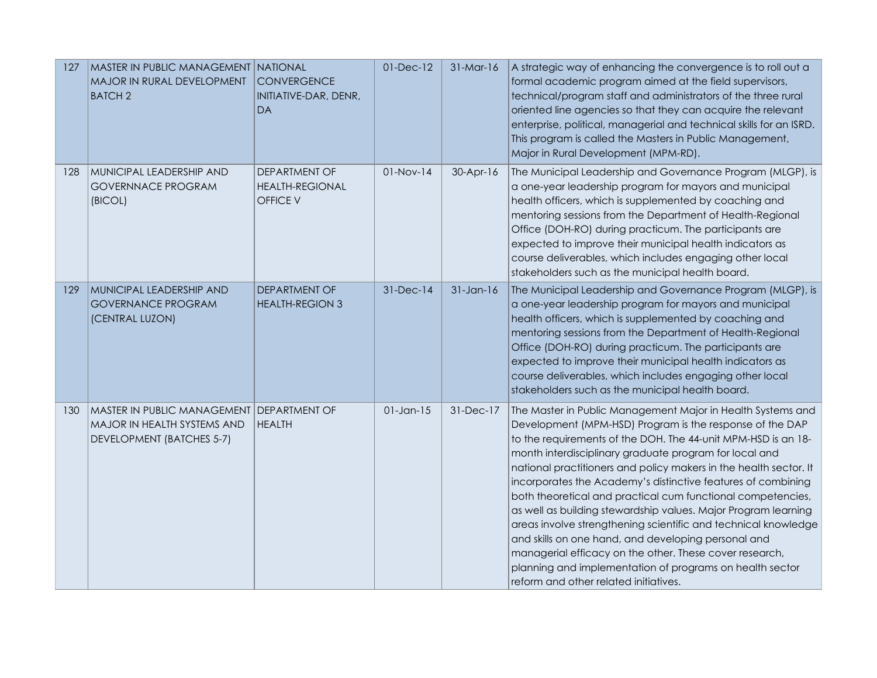| 127 | MASTER IN PUBLIC MANAGEMENT MAJOR IN RURAL DEVELOPMENT BATCH 2 | NATIONAL CONVERGENCE INITIATIVE-DAR, DENR, DA | 01-Dec-12 | 31-Mar-16 | A strategic way of enhancing the convergence is to roll out a formal academic program aimed at the field supervisors, technical/program staff and administrators of the three rural oriented line agencies so that they can acquire the relevant enterprise, political, managerial and technical skills for an ISRD. This program is called the Masters in Public Management, Major in Rural Development (MPM-RD). |
|---|---|---|---|---|---|
| 128 | MUNICIPAL LEADERSHIP AND GOVERNNACE PROGRAM (BICOL) | DEPARTMENT OF HEALTH-REGIONAL OFFICE V | 01-Nov-14 | 30-Apr-16 | The Municipal Leadership and Governance Program (MLGP), is a one-year leadership program for mayors and municipal health officers, which is supplemented by coaching and mentoring sessions from the Department of Health-Regional Office (DOH-RO) during practicum. The participants are expected to improve their municipal health indicators as course deliverables, which includes engaging other local stakeholders such as the municipal health board. |
| 129 | MUNICIPAL LEADERSHIP AND GOVERNANCE PROGRAM (CENTRAL LUZON) | DEPARTMENT OF HEALTH-REGION 3 | 31-Dec-14 | 31-Jan-16 | The Municipal Leadership and Governance Program (MLGP), is a one-year leadership program for mayors and municipal health officers, which is supplemented by coaching and mentoring sessions from the Department of Health-Regional Office (DOH-RO) during practicum. The participants are expected to improve their municipal health indicators as course deliverables, which includes engaging other local stakeholders such as the municipal health board. |
| 130 | MASTER IN PUBLIC MANAGEMENT MAJOR IN HEALTH SYSTEMS AND DEVELOPMENT (BATCHES 5-7) | DEPARTMENT OF HEALTH | 01-Jan-15 | 31-Dec-17 | The Master in Public Management Major in Health Systems and Development (MPM-HSD) Program is the response of the DAP to the requirements of the DOH. The 44-unit MPM-HSD is an 18-month interdisciplinary graduate program for local and national practitioners and policy makers in the health sector. It incorporates the Academy's distinctive features of combining both theoretical and practical cum functional competencies, as well as building stewardship values. Major Program learning areas involve strengthening scientific and technical knowledge and skills on one hand, and developing personal and managerial efficacy on the other. These cover research, planning and implementation of programs on health sector reform and other related initiatives. |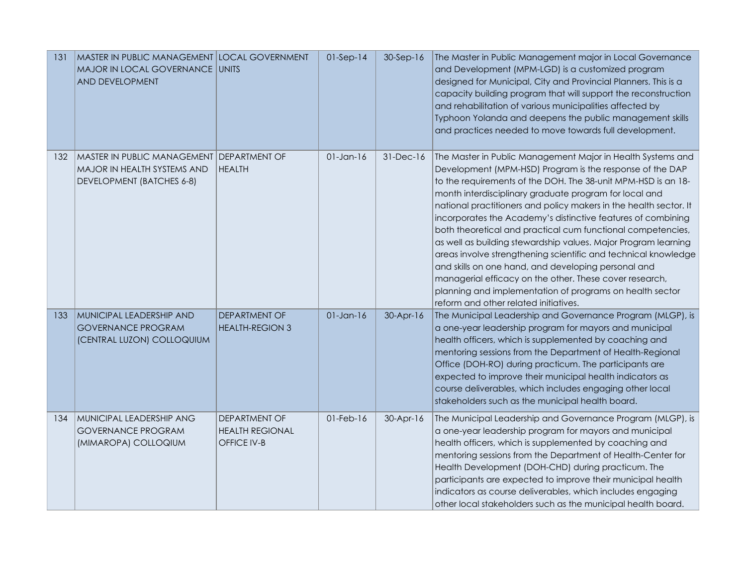| | | | | | |
|---|---|---|---|---|---|
| 131 | MASTER IN PUBLIC MANAGEMENT MAJOR IN LOCAL GOVERNANCE AND DEVELOPMENT | LOCAL GOVERNMENT UNITS | 01-Sep-14 | 30-Sep-16 | The Master in Public Management major in Local Governance and Development (MPM-LGD) is a customized program designed for Municipal, City and Provincial Planners. This is a capacity building program that will support the reconstruction and rehabilitation of various municipalities affected by Typhoon Yolanda and deepens the public management skills and practices needed to move towards full development. |
| 132 | MASTER IN PUBLIC MANAGEMENT MAJOR IN HEALTH SYSTEMS AND DEVELOPMENT (BATCHES 6-8) | DEPARTMENT OF HEALTH | 01-Jan-16 | 31-Dec-16 | The Master in Public Management Major in Health Systems and Development (MPM-HSD) Program is the response of the DAP to the requirements of the DOH. The 38-unit MPM-HSD is an 18-month interdisciplinary graduate program for local and national practitioners and policy makers in the health sector. It incorporates the Academy's distinctive features of combining both theoretical and practical cum functional competencies, as well as building stewardship values. Major Program learning areas involve strengthening scientific and technical knowledge and skills on one hand, and developing personal and managerial efficacy on the other. These cover research, planning and implementation of programs on health sector reform and other related initiatives. |
| 133 | MUNICIPAL LEADERSHIP AND GOVERNANCE PROGRAM (CENTRAL LUZON) COLLOQUIUM | DEPARTMENT OF HEALTH-REGION 3 | 01-Jan-16 | 30-Apr-16 | The Municipal Leadership and Governance Program (MLGP), is a one-year leadership program for mayors and municipal health officers, which is supplemented by coaching and mentoring sessions from the Department of Health-Regional Office (DOH-RO) during practicum. The participants are expected to improve their municipal health indicators as course deliverables, which includes engaging other local stakeholders such as the municipal health board. |
| 134 | MUNICIPAL LEADERSHIP ANG GOVERNANCE PROGRAM (MIMAROPA) COLLOQIUM | DEPARTMENT OF HEALTH REGIONAL OFFICE IV-B | 01-Feb-16 | 30-Apr-16 | The Municipal Leadership and Governance Program (MLGP), is a one-year leadership program for mayors and municipal health officers, which is supplemented by coaching and mentoring sessions from the Department of Health-Center for Health Development (DOH-CHD) during practicum. The participants are expected to improve their municipal health indicators as course deliverables, which includes engaging other local stakeholders such as the municipal health board. |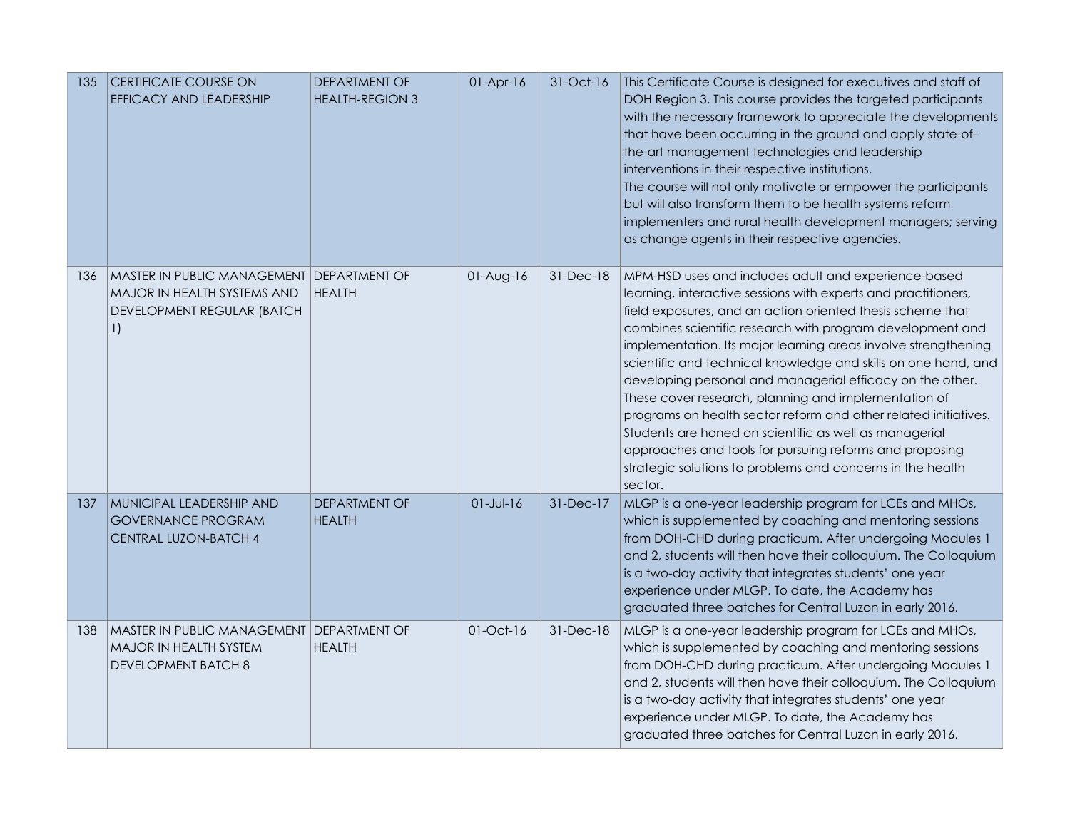| 135 | CERTIFICATE COURSE ON EFFICACY AND LEADERSHIP | DEPARTMENT OF HEALTH-REGION 3 | 01-Apr-16 | 31-Oct-16 | This Certificate Course is designed for executives and staff of DOH Region 3. This course provides the targeted participants with the necessary framework to appreciate the developments that have been occurring in the ground and apply state-of-the-art management technologies and leadership interventions in their respective institutions.<br>The course will not only motivate or empower the participants but will also transform them to be health systems reform implementers and rural health development managers; serving as change agents in their respective agencies. |
|---|---|---|---|---|---|
| 136 | MASTER IN PUBLIC MANAGEMENT MAJOR IN HEALTH SYSTEMS AND DEVELOPMENT REGULAR (BATCH 1) | DEPARTMENT OF HEALTH | 01-Aug-16 | 31-Dec-18 | MPM-HSD uses and includes adult and experience-based learning, interactive sessions with experts and practitioners, field exposures, and an action oriented thesis scheme that combines scientific research with program development and implementation. Its major learning areas involve strengthening scientific and technical knowledge and skills on one hand, and developing personal and managerial efficacy on the other. These cover research, planning and implementation of programs on health sector reform and other related initiatives. Students are honed on scientific as well as managerial approaches and tools for pursuing reforms and proposing strategic solutions to problems and concerns in the health sector. |
| 137 | MUNICIPAL LEADERSHIP AND GOVERNANCE PROGRAM CENTRAL LUZON-BATCH 4 | DEPARTMENT OF HEALTH | 01-Jul-16 | 31-Dec-17 | MLGP is a one-year leadership program for LCEs and MHOs, which is supplemented by coaching and mentoring sessions from DOH-CHD during practicum. After undergoing Modules 1 and 2, students will then have their colloquium. The Colloquium is a two-day activity that integrates students' one year experience under MLGP. To date, the Academy has graduated three batches for Central Luzon in early 2016. |
| 138 | MASTER IN PUBLIC MANAGEMENT MAJOR IN HEALTH SYSTEM DEVELOPMENT BATCH 8 | DEPARTMENT OF HEALTH | 01-Oct-16 | 31-Dec-18 | MLGP is a one-year leadership program for LCEs and MHOs, which is supplemented by coaching and mentoring sessions from DOH-CHD during practicum. After undergoing Modules 1 and 2, students will then have their colloquium. The Colloquium is a two-day activity that integrates students' one year experience under MLGP. To date, the Academy has graduated three batches for Central Luzon in early 2016. |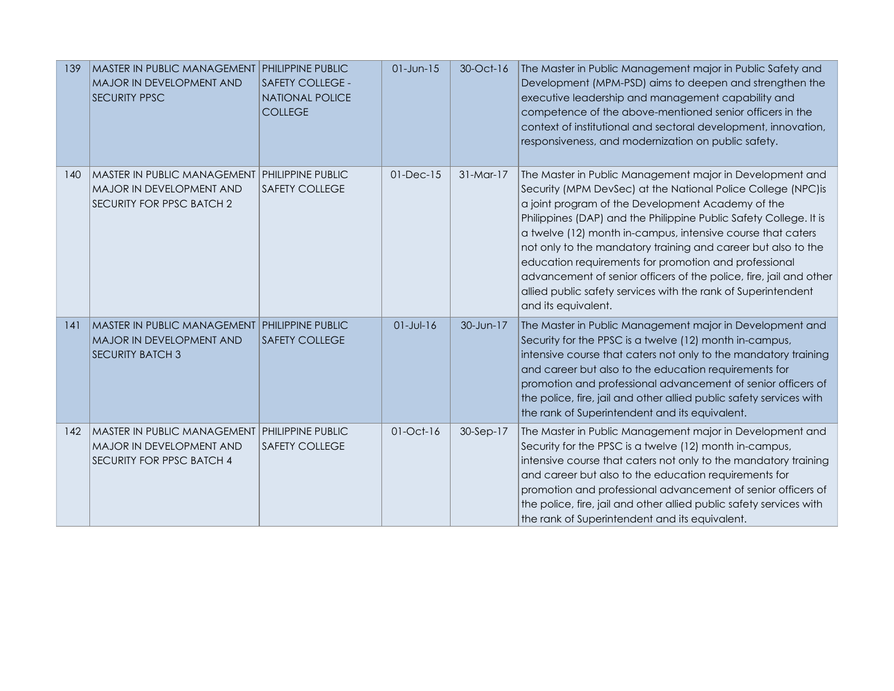| 139 | MASTER IN PUBLIC MANAGEMENT MAJOR IN DEVELOPMENT AND SECURITY PPSC | PHILIPPINE PUBLIC SAFETY COLLEGE - NATIONAL POLICE COLLEGE | 01-Jun-15 | 30-Oct-16 | The Master in Public Management major in Public Safety and Development (MPM-PSD) aims to deepen and strengthen the executive leadership and management capability and competence of the above-mentioned senior officers in the context of institutional and sectoral development, innovation, responsiveness, and modernization on public safety. |
|---|---|---|---|---|---|
| 140 | MASTER IN PUBLIC MANAGEMENT MAJOR IN DEVELOPMENT AND SECURITY FOR PPSC BATCH 2 | PHILIPPINE PUBLIC SAFETY COLLEGE | 01-Dec-15 | 31-Mar-17 | The Master in Public Management major in Development and Security (MPM DevSec) at the National Police College (NPC)is a joint program of the Development Academy of the Philippines (DAP) and the Philippine Public Safety College. It is a twelve (12) month in-campus, intensive course that caters not only to the mandatory training and career but also to the education requirements for promotion and professional advancement of senior officers of the police, fire, jail and other allied public safety services with the rank of Superintendent and its equivalent. |
| 141 | MASTER IN PUBLIC MANAGEMENT MAJOR IN DEVELOPMENT AND SECURITY BATCH 3 | PHILIPPINE PUBLIC SAFETY COLLEGE | 01-Jul-16 | 30-Jun-17 | The Master in Public Management major in Development and Security for the PPSC is a twelve (12) month in-campus, intensive course that caters not only to the mandatory training and career but also to the education requirements for promotion and professional advancement of senior officers of the police, fire, jail and other allied public safety services with the rank of Superintendent and its equivalent. |
| 142 | MASTER IN PUBLIC MANAGEMENT MAJOR IN DEVELOPMENT AND SECURITY FOR PPSC BATCH 4 | PHILIPPINE PUBLIC SAFETY COLLEGE | 01-Oct-16 | 30-Sep-17 | The Master in Public Management major in Development and Security for the PPSC is a twelve (12) month in-campus, intensive course that caters not only to the mandatory training and career but also to the education requirements for promotion and professional advancement of senior officers of the police, fire, jail and other allied public safety services with the rank of Superintendent and its equivalent. |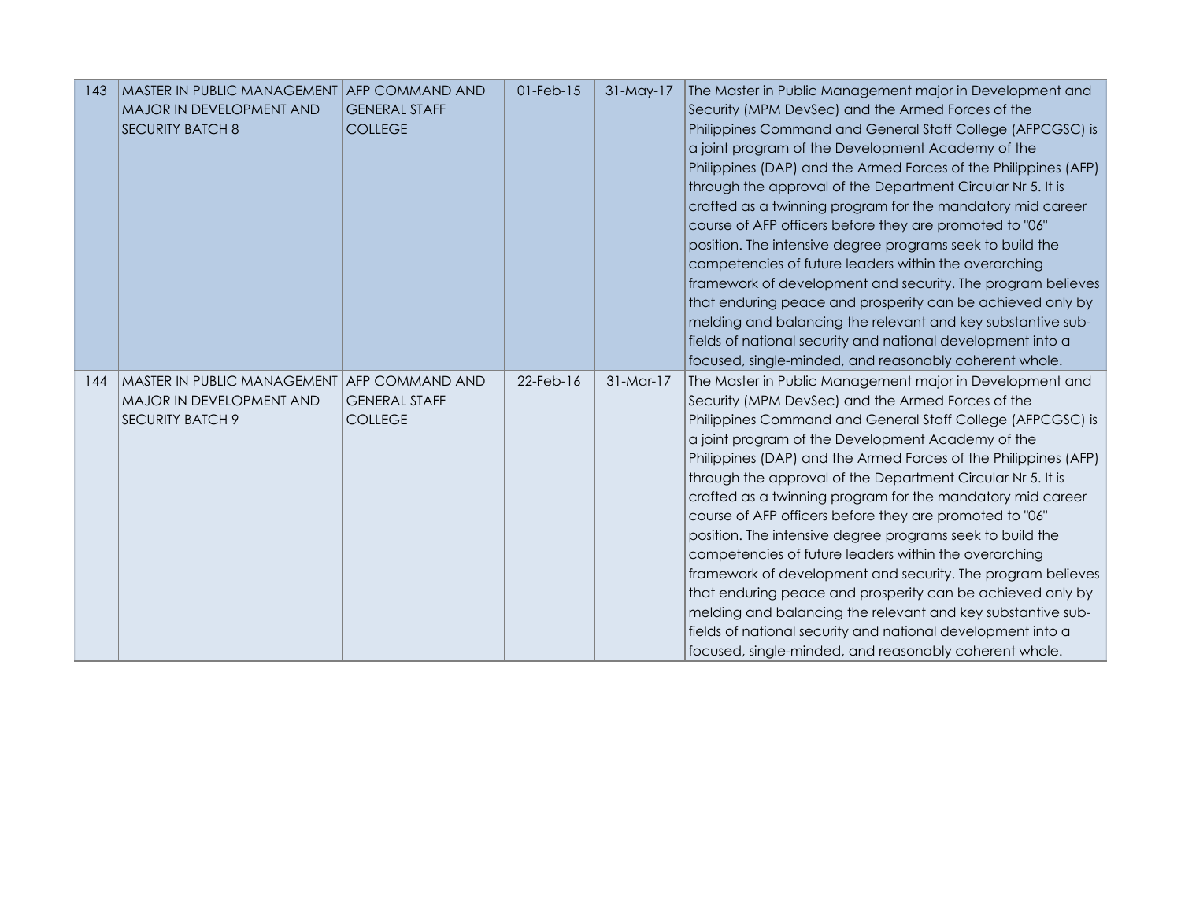| | | | | | |
|---|---|---|---|---|---|
| 143 | MASTER IN PUBLIC MANAGEMENT MAJOR IN DEVELOPMENT AND SECURITY BATCH 8 | AFP COMMAND AND GENERAL STAFF COLLEGE | 01-Feb-15 | 31-May-17 | The Master in Public Management major in Development and Security (MPM DevSec) and the Armed Forces of the Philippines Command and General Staff College (AFPCGSC) is a joint program of the Development Academy of the Philippines (DAP) and the Armed Forces of the Philippines (AFP) through the approval of the Department Circular Nr 5. It is crafted as a twinning program for the mandatory mid career course of AFP officers before they are promoted to "06" position. The intensive degree programs seek to build the competencies of future leaders within the overarching framework of development and security. The program believes that enduring peace and prosperity can be achieved only by melding and balancing the relevant and key substantive sub-fields of national security and national development into a focused, single-minded, and reasonably coherent whole. |
| 144 | MASTER IN PUBLIC MANAGEMENT MAJOR IN DEVELOPMENT AND SECURITY BATCH 9 | AFP COMMAND AND GENERAL STAFF COLLEGE | 22-Feb-16 | 31-Mar-17 | The Master in Public Management major in Development and Security (MPM DevSec) and the Armed Forces of the Philippines Command and General Staff College (AFPCGSC) is a joint program of the Development Academy of the Philippines (DAP) and the Armed Forces of the Philippines (AFP) through the approval of the Department Circular Nr 5. It is crafted as a twinning program for the mandatory mid career course of AFP officers before they are promoted to "06" position. The intensive degree programs seek to build the competencies of future leaders within the overarching framework of development and security. The program believes that enduring peace and prosperity can be achieved only by melding and balancing the relevant and key substantive sub-fields of national security and national development into a focused, single-minded, and reasonably coherent whole. |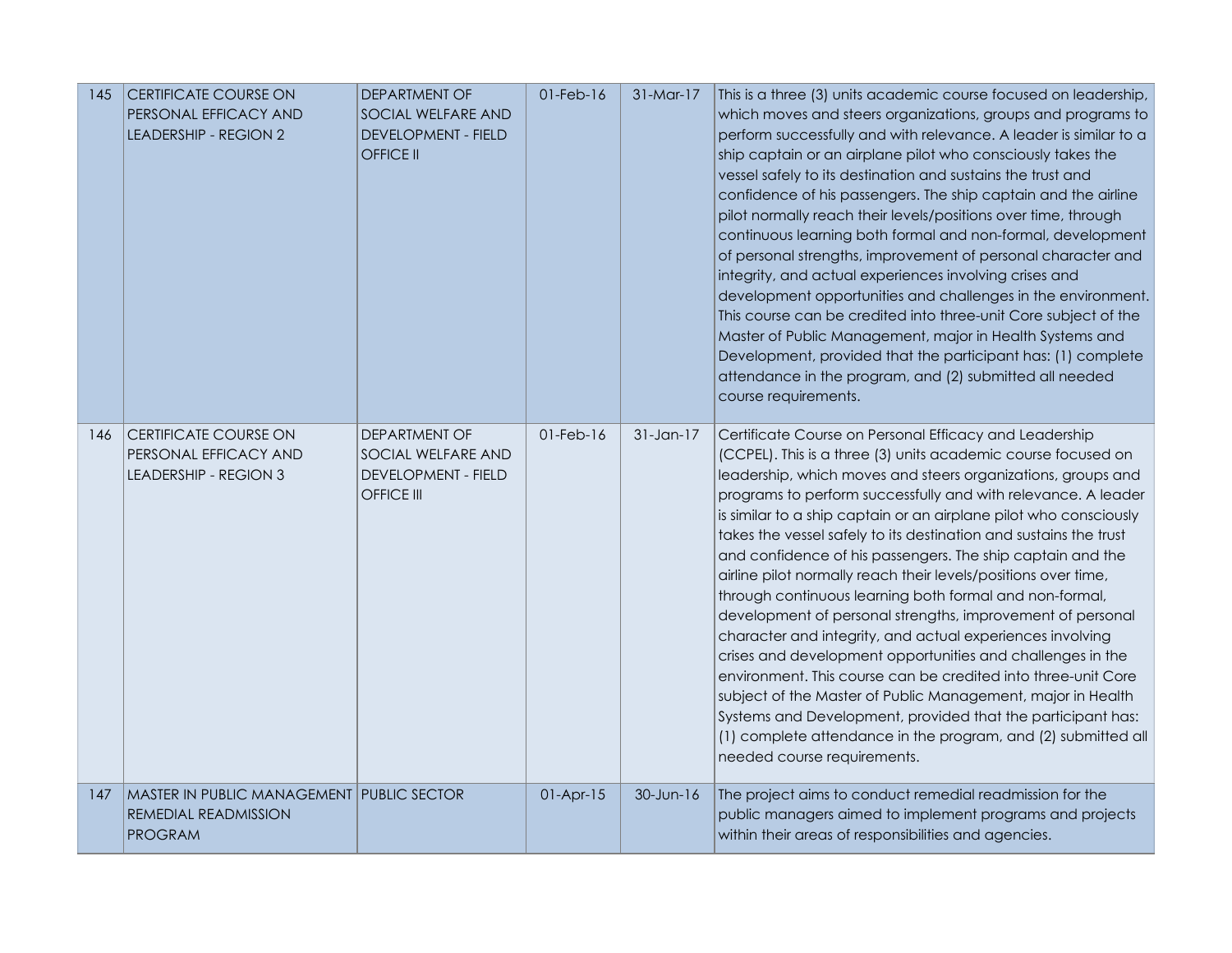| 145 | CERTIFICATE COURSE ON PERSONAL EFFICACY AND LEADERSHIP - REGION 2 | DEPARTMENT OF SOCIAL WELFARE AND DEVELOPMENT - FIELD OFFICE II | 01-Feb-16 | 31-Mar-17 | This is a three (3) units academic course focused on leadership, which moves and steers organizations, groups and programs to perform successfully and with relevance. A leader is similar to a ship captain or an airplane pilot who consciously takes the vessel safely to its destination and sustains the trust and confidence of his passengers. The ship captain and the airline pilot normally reach their levels/positions over time, through continuous learning both formal and non-formal, development of personal strengths, improvement of personal character and integrity, and actual experiences involving crises and development opportunities and challenges in the environment. This course can be credited into three-unit Core subject of the Master of Public Management, major in Health Systems and Development, provided that the participant has: (1) complete attendance in the program, and (2) submitted all needed course requirements. |
|---|---|---|---|---|---|
| 146 | CERTIFICATE COURSE ON PERSONAL EFFICACY AND LEADERSHIP - REGION 3 | DEPARTMENT OF SOCIAL WELFARE AND DEVELOPMENT - FIELD OFFICE III | 01-Feb-16 | 31-Jan-17 | Certificate Course on Personal Efficacy and Leadership (CCPEL). This is a three (3) units academic course focused on leadership, which moves and steers organizations, groups and programs to perform successfully and with relevance. A leader is similar to a ship captain or an airplane pilot who consciously takes the vessel safely to its destination and sustains the trust and confidence of his passengers. The ship captain and the airline pilot normally reach their levels/positions over time, through continuous learning both formal and non-formal, development of personal strengths, improvement of personal character and integrity, and actual experiences involving crises and development opportunities and challenges in the environment. This course can be credited into three-unit Core subject of the Master of Public Management, major in Health Systems and Development, provided that the participant has: (1) complete attendance in the program, and (2) submitted all needed course requirements. |
| 147 | MASTER IN PUBLIC MANAGEMENT REMEDIAL READMISSION PROGRAM | PUBLIC SECTOR | 01-Apr-15 | 30-Jun-16 | The project aims to conduct remedial readmission for the public managers aimed to implement programs and projects within their areas of responsibilities and agencies. |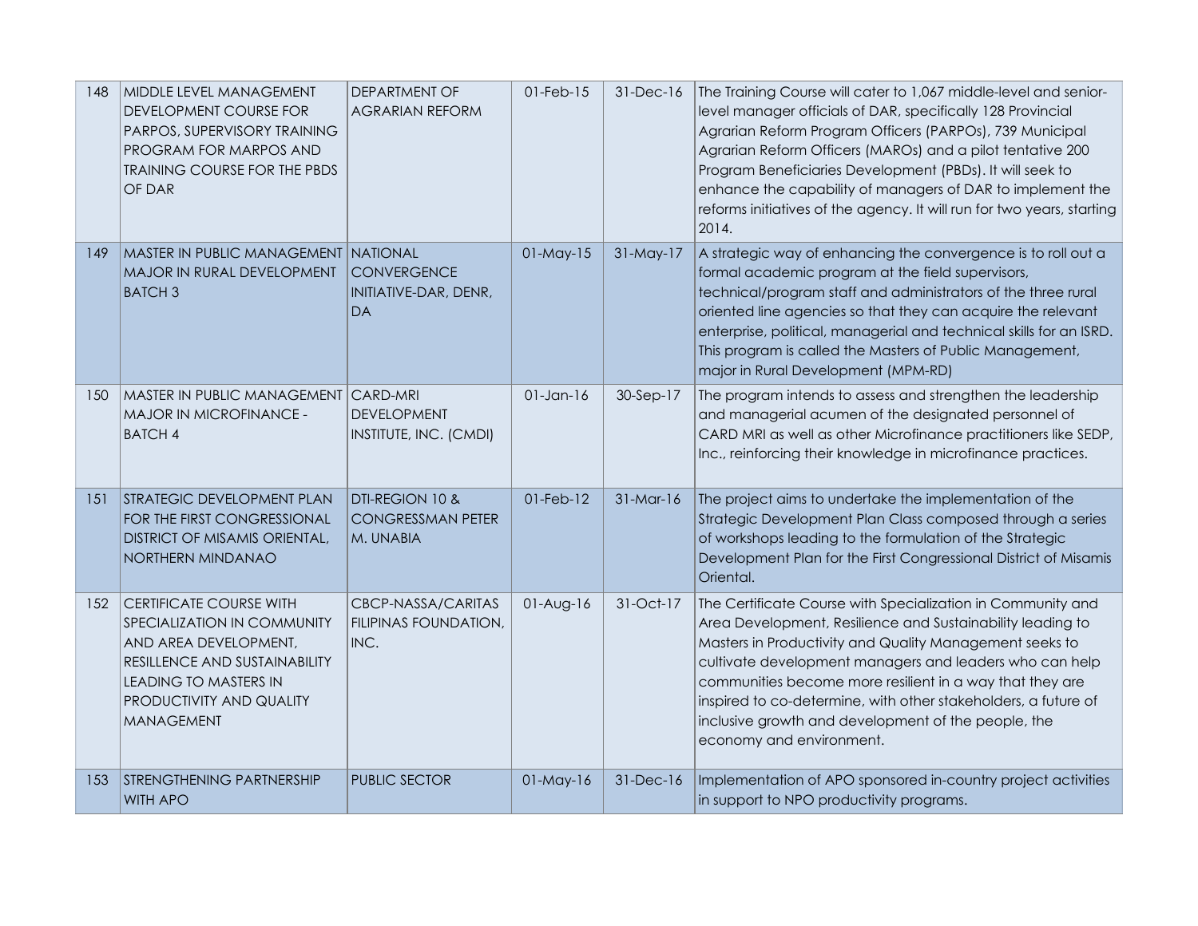| 148 | MIDDLE LEVEL MANAGEMENT DEVELOPMENT COURSE FOR PARPOS, SUPERVISORY TRAINING PROGRAM FOR MARPOS AND TRAINING COURSE FOR THE PBDS OF DAR | DEPARTMENT OF AGRARIAN REFORM | 01-Feb-15 | 31-Dec-16 | The Training Course will cater to 1,067 middle-level and senior-level manager officials of DAR, specifically 128 Provincial Agrarian Reform Program Officers (PARPOs), 739 Municipal Agrarian Reform Officers (MAROs) and a pilot tentative 200 Program Beneficiaries Development (PBDs). It will seek to enhance the capability of managers of DAR to implement the reforms initiatives of the agency. It will run for two years, starting 2014. |
|---|---|---|---|---|---|
| 149 | MASTER IN PUBLIC MANAGEMENT MAJOR IN RURAL DEVELOPMENT BATCH 3 | NATIONAL CONVERGENCE INITIATIVE-DAR, DENR, DA | 01-May-15 | 31-May-17 | A strategic way of enhancing the convergence is to roll out a formal academic program at the field supervisors, technical/program staff and administrators of the three rural oriented line agencies so that they can acquire the relevant enterprise, political, managerial and technical skills for an ISRD. This program is called the Masters of Public Management, major in Rural Development (MPM-RD) |
| 150 | MASTER IN PUBLIC MANAGEMENT MAJOR IN MICROFINANCE - BATCH 4 | CARD-MRI DEVELOPMENT INSTITUTE, INC. (CMDI) | 01-Jan-16 | 30-Sep-17 | The program intends to assess and strengthen the leadership and managerial acumen of the designated personnel of CARD MRI as well as other Microfinance practitioners like SEDP, Inc., reinforcing their knowledge in microfinance practices. |
| 151 | STRATEGIC DEVELOPMENT PLAN FOR THE FIRST CONGRESSIONAL DISTRICT OF MISAMIS ORIENTAL, NORTHERN MINDANAO | DTI-REGION 10 & CONGRESSMAN PETER M. UNABIA | 01-Feb-12 | 31-Mar-16 | The project aims to undertake the implementation of the Strategic Development Plan Class composed through a series of workshops leading to the formulation of the Strategic Development Plan for the First Congressional District of Misamis Oriental. |
| 152 | CERTIFICATE COURSE WITH SPECIALIZATION IN COMMUNITY AND AREA DEVELOPMENT, RESILLENCE AND SUSTAINABILITY LEADING TO MASTERS IN PRODUCTIVITY AND QUALITY MANAGEMENT | CBCP-NASSA/CARITAS FILIPINAS FOUNDATION, INC. | 01-Aug-16 | 31-Oct-17 | The Certificate Course with Specialization in Community and Area Development, Resilience and Sustainability leading to Masters in Productivity and Quality Management seeks to cultivate development managers and leaders who can help communities become more resilient in a way that they are inspired to co-determine, with other stakeholders, a future of inclusive growth and development of the people, the economy and environment. |
| 153 | STRENGTHENING PARTNERSHIP WITH APO | PUBLIC SECTOR | 01-May-16 | 31-Dec-16 | Implementation of APO sponsored in-country project activities in support to NPO productivity programs. |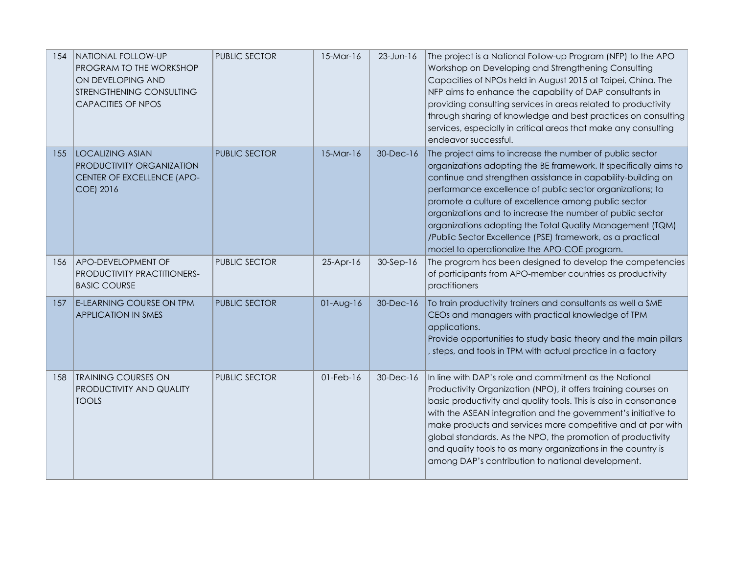| 154 | NATIONAL FOLLOW-UP PROGRAM TO THE WORKSHOP ON DEVELOPING AND STRENGTHENING CONSULTING CAPACITIES OF NPOS | PUBLIC SECTOR | 15-Mar-16 | 23-Jun-16 | The project is a National Follow-up Program (NFP) to the APO Workshop on Developing and Strengthening Consulting Capacities of NPOs held in August 2015 at Taipei, China. The NFP aims to enhance the capability of DAP consultants in providing consulting services in areas related to productivity through sharing of knowledge and best practices on consulting services, especially in critical areas that make any consulting endeavor successful. |
|---|---|---|---|---|---|
| 155 | LOCALIZING ASIAN PRODUCTIVITY ORGANIZATION CENTER OF EXCELLENCE (APO-COE) 2016 | PUBLIC SECTOR | 15-Mar-16 | 30-Dec-16 | The project aims to increase the number of public sector organizations adopting the BE framework. It specifically aims to continue and strengthen assistance in capability-building on performance excellence of public sector organizations; to promote a culture of excellence among public sector organizations and to increase the number of public sector organizations adopting the Total Quality Management (TQM) /Public Sector Excellence (PSE) framework, as a practical model to operationalize the APO-COE program. |
| 156 | APO-DEVELOPMENT OF PRODUCTIVITY PRACTITIONERS-BASIC COURSE | PUBLIC SECTOR | 25-Apr-16 | 30-Sep-16 | The program has been designed to develop the competencies of participants from APO-member countries as productivity practitioners |
| 157 | E-LEARNING COURSE ON TPM APPLICATION IN SMES | PUBLIC SECTOR | 01-Aug-16 | 30-Dec-16 | To train productivity trainers and consultants as well a SME CEOs and managers with practical knowledge of TPM applications.<br>Provide opportunities to study basic theory and the main pillars , steps, and tools in TPM with actual practice in a factory |
| 158 | TRAINING COURSES ON PRODUCTIVITY AND QUALITY TOOLS | PUBLIC SECTOR | 01-Feb-16 | 30-Dec-16 | In line with DAP's role and commitment as the National Productivity Organization (NPO), it offers training courses on basic productivity and quality tools. This is also in consonance with the ASEAN integration and the government's initiative to make products and services more competitive and at par with global standards. As the NPO, the promotion of productivity and quality tools to as many organizations in the country is among DAP's contribution to national development. |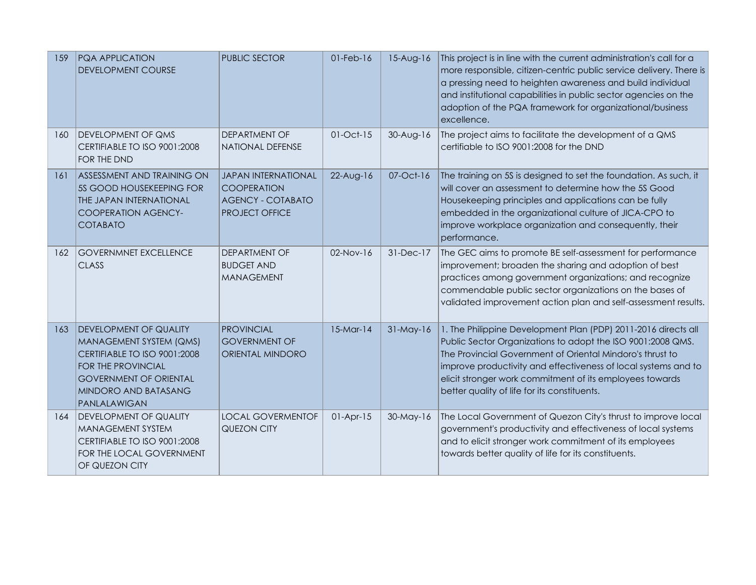| 159 | PQA APPLICATION DEVELOPMENT COURSE | PUBLIC SECTOR | 01-Feb-16 | 15-Aug-16 | This project is in line with the current administration's call for a more responsible, citizen-centric public service delivery. There is a pressing need to heighten awareness and build individual and institutional capabilities in public sector agencies on the adoption of the PQA framework for organizational/business excellence. |
|---|---|---|---|---|---|
| 160 | DEVELOPMENT OF QMS CERTIFIABLE TO ISO 9001:2008 FOR THE DND | DEPARTMENT OF NATIONAL DEFENSE | 01-Oct-15 | 30-Aug-16 | The project aims to facilitate the development of a QMS certifiable to ISO 9001:2008 for the DND |
| 161 | ASSESSMENT AND TRAINING ON 5S GOOD HOUSEKEEPING FOR THE JAPAN INTERNATIONAL COOPERATION AGENCY-COTABATO | JAPAN INTERNATIONAL COOPERATION AGENCY - COTABATO PROJECT OFFICE | 22-Aug-16 | 07-Oct-16 | The training on 5S is designed to set the foundation. As such, it will cover an assessment to determine how the 5S Good Housekeeping principles and applications can be fully embedded in the organizational culture of JICA-CPO to improve workplace organization and consequently, their performance. |
| 162 | GOVERNMNET EXCELLENCE CLASS | DEPARTMENT OF BUDGET AND MANAGEMENT | 02-Nov-16 | 31-Dec-17 | The GEC aims to promote BE self-assessment for performance improvement; broaden the sharing and adoption of best practices among government organizations; and recognize commendable public sector organizations on the bases of validated improvement action plan and self-assessment results. |
| 163 | DEVELOPMENT OF QUALITY MANAGEMENT SYSTEM (QMS) CERTIFIABLE TO ISO 9001:2008 FOR THE PROVINCIAL GOVERNMENT OF ORIENTAL MINDORO AND BATASANG PANLALAWIGAN | PROVINCIAL GOVERNMENT OF ORIENTAL MINDORO | 15-Mar-14 | 31-May-16 | 1. The Philippine Development Plan (PDP) 2011-2016 directs all Public Sector Organizations to adopt the ISO 9001:2008 QMS. The Provincial Government of Oriental Mindoro's thrust to improve productivity and effectiveness of local systems and to elicit stronger work commitment of its employees towards better quality of life for its constituents. |
| 164 | DEVELOPMENT OF QUALITY MANAGEMENT SYSTEM CERTIFIABLE TO ISO 9001:2008 FOR THE LOCAL GOVERNMENT OF QUEZON CITY | LOCAL GOVERMENTOF QUEZON CITY | 01-Apr-15 | 30-May-16 | The Local Government of Quezon City's thrust to improve local government's productivity and effectiveness of local systems and to elicit stronger work commitment of its employees towards better quality of life for its constituents. |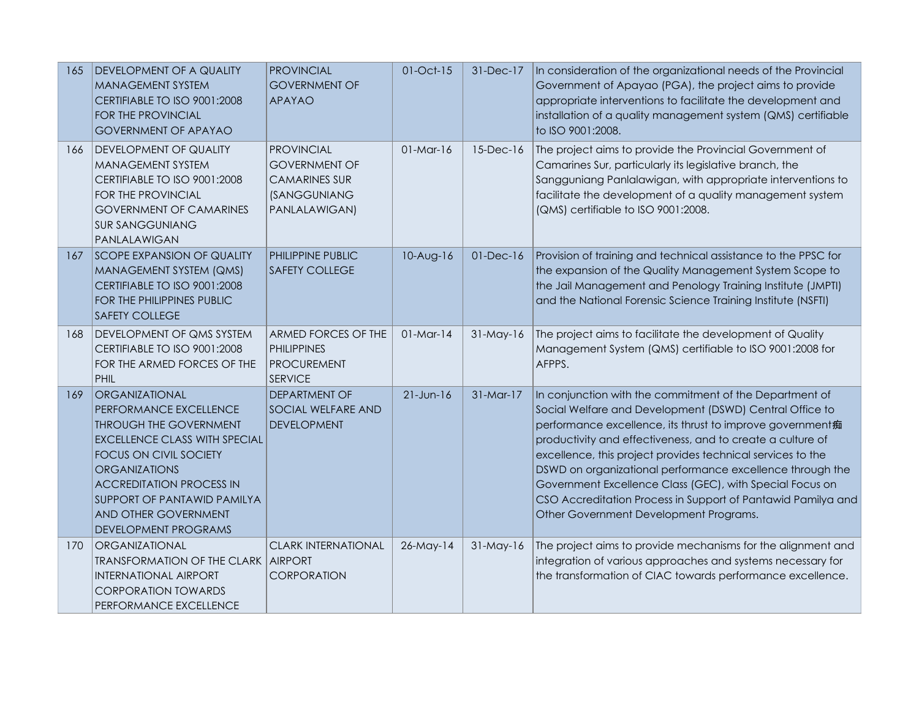| 165 | DEVELOPMENT OF A QUALITY MANAGEMENT SYSTEM CERTIFIABLE TO ISO 9001:2008 FOR THE PROVINCIAL GOVERNMENT OF APAYAO | PROVINCIAL GOVERNMENT OF APAYAO | 01-Oct-15 | 31-Dec-17 | In consideration of the organizational needs of the Provincial Government of Apayao (PGA), the project aims to provide appropriate interventions to facilitate the development and installation of a quality management system (QMS) certifiable to ISO 9001:2008. |
|---|---|---|---|---|---|
| 166 | DEVELOPMENT OF QUALITY MANAGEMENT SYSTEM CERTIFIABLE TO ISO 9001:2008 FOR THE PROVINCIAL GOVERNMENT OF CAMARINES SUR SANGGUNIANG PANLALAWIGAN | PROVINCIAL GOVERNMENT OF CAMARINES SUR (SANGGUNIANG PANLALAWIGAN) | 01-Mar-16 | 15-Dec-16 | The project aims to provide the Provincial Government of Camarines Sur, particularly its legislative branch, the Sangguniang Panlalawigan, with appropriate interventions to facilitate the development of a quality management system (QMS) certifiable to ISO 9001:2008. |
| 167 | SCOPE EXPANSION OF QUALITY MANAGEMENT SYSTEM (QMS) CERTIFIABLE TO ISO 9001:2008 FOR THE PHILIPPINES PUBLIC SAFETY COLLEGE | PHILIPPINE PUBLIC SAFETY COLLEGE | 10-Aug-16 | 01-Dec-16 | Provision of training and technical assistance to the PPSC for the expansion of the Quality Management System Scope to the Jail Management and Penology Training Institute (JMPTI) and the National Forensic Science Training Institute (NSFTI) |
| 168 | DEVELOPMENT OF QMS SYSTEM CERTIFIABLE TO ISO 9001:2008 FOR THE ARMED FORCES OF THE PHIL | ARMED FORCES OF THE PHILIPPINES PROCUREMENT SERVICE | 01-Mar-14 | 31-May-16 | The project aims to facilitate the development of Quality Management System (QMS) certifiable to ISO 9001:2008 for AFPPS. |
| 169 | ORGANIZATIONAL PERFORMANCE EXCELLENCE THROUGH THE GOVERNMENT EXCELLENCE CLASS WITH SPECIAL FOCUS ON CIVIL SOCIETY ORGANIZATIONS ACCREDITATION PROCESS IN SUPPORT OF PANTAWID PAMILYA AND OTHER GOVERNMENT DEVELOPMENT PROGRAMS | DEPARTMENT OF SOCIAL WELFARE AND DEVELOPMENT | 21-Jun-16 | 31-Mar-17 | In conjunction with the commitment of the Department of Social Welfare and Development (DSWD) Central Office to performance excellence, its thrust to improve government痴 productivity and effectiveness, and to create a culture of excellence, this project provides technical services to the DSWD on organizational performance excellence through the Government Excellence Class (GEC), with Special Focus on CSO Accreditation Process in Support of Pantawid Pamilya and Other Government Development Programs. |
| 170 | ORGANIZATIONAL TRANSFORMATION OF THE CLARK INTERNATIONAL AIRPORT CORPORATION TOWARDS PERFORMANCE EXCELLENCE | CLARK INTERNATIONAL AIRPORT CORPORATION | 26-May-14 | 31-May-16 | The project aims to provide mechanisms for the alignment and integration of various approaches and systems necessary for the transformation of CIAC towards performance excellence. |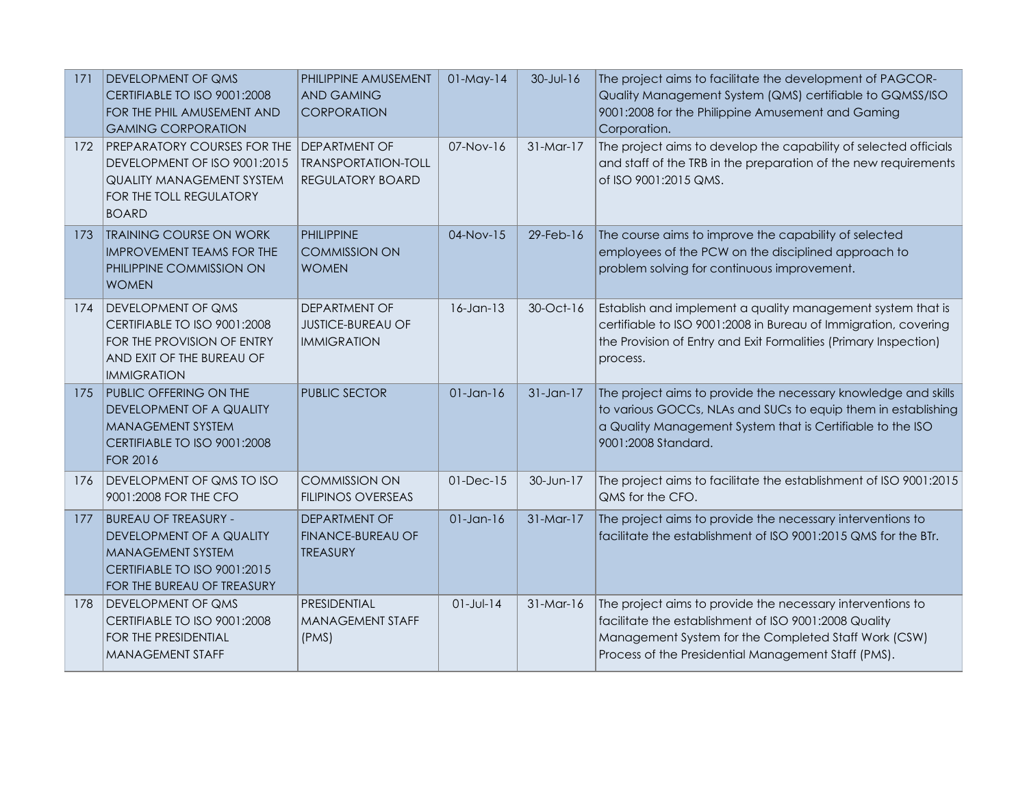| 171 | DEVELOPMENT OF QMS CERTIFIABLE TO ISO 9001:2008 FOR THE PHIL AMUSEMENT AND GAMING CORPORATION | PHILIPPINE AMUSEMENT AND GAMING CORPORATION | 01-May-14 | 30-Jul-16 | The project aims to facilitate the development of PAGCOR-Quality Management System (QMS) certifiable to GQMSS/ISO 9001:2008 for the Philippine Amusement and Gaming Corporation. |
|---|---|---|---|---|---|
| 172 | PREPARATORY COURSES FOR THE DEVELOPMENT OF ISO 9001:2015 QUALITY MANAGEMENT SYSTEM FOR THE TOLL REGULATORY BOARD | DEPARTMENT OF TRANSPORTATION-TOLL REGULATORY BOARD | 07-Nov-16 | 31-Mar-17 | The project aims to develop the capability of selected officials and staff of the TRB in the preparation of the new requirements of ISO 9001:2015 QMS. |
| 173 | TRAINING COURSE ON WORK IMPROVEMENT TEAMS FOR THE PHILIPPINE COMMISSION ON WOMEN | PHILIPPINE COMMISSION ON WOMEN | 04-Nov-15 | 29-Feb-16 | The course aims to improve the capability of selected employees of the PCW on the disciplined approach to problem solving for continuous improvement. |
| 174 | DEVELOPMENT OF QMS CERTIFIABLE TO ISO 9001:2008 FOR THE PROVISION OF ENTRY AND EXIT OF THE BUREAU OF IMMIGRATION | DEPARTMENT OF JUSTICE-BUREAU OF IMMIGRATION | 16-Jan-13 | 30-Oct-16 | Establish and implement a quality management system that is certifiable to ISO 9001:2008 in Bureau of Immigration, covering the Provision of Entry and Exit Formalities (Primary Inspection) process. |
| 175 | PUBLIC OFFERING ON THE DEVELOPMENT OF A QUALITY MANAGEMENT SYSTEM CERTIFIABLE TO ISO 9001:2008 FOR 2016 | PUBLIC SECTOR | 01-Jan-16 | 31-Jan-17 | The project aims to provide the necessary knowledge and skills to various GOCCs, NLAs and SUCs to equip them in establishing a Quality Management System that is Certifiable to the ISO 9001:2008 Standard. |
| 176 | DEVELOPMENT OF QMS TO ISO 9001:2008 FOR THE CFO | COMMISSION ON FILIPINOS OVERSEAS | 01-Dec-15 | 30-Jun-17 | The project aims to facilitate the establishment of ISO 9001:2015 QMS for the CFO. |
| 177 | BUREAU OF TREASURY - DEVELOPMENT OF A QUALITY MANAGEMENT SYSTEM CERTIFIABLE TO ISO 9001:2015 FOR THE BUREAU OF TREASURY | DEPARTMENT OF FINANCE-BUREAU OF TREASURY | 01-Jan-16 | 31-Mar-17 | The project aims to provide the necessary interventions to facilitate the establishment of ISO 9001:2015 QMS for the BTr. |
| 178 | DEVELOPMENT OF QMS CERTIFIABLE TO ISO 9001:2008 FOR THE PRESIDENTIAL MANAGEMENT STAFF | PRESIDENTIAL MANAGEMENT STAFF (PMS) | 01-Jul-14 | 31-Mar-16 | The project aims to provide the necessary interventions to facilitate the establishment of ISO 9001:2008 Quality Management System for the Completed Staff Work (CSW) Process of the Presidential Management Staff (PMS). |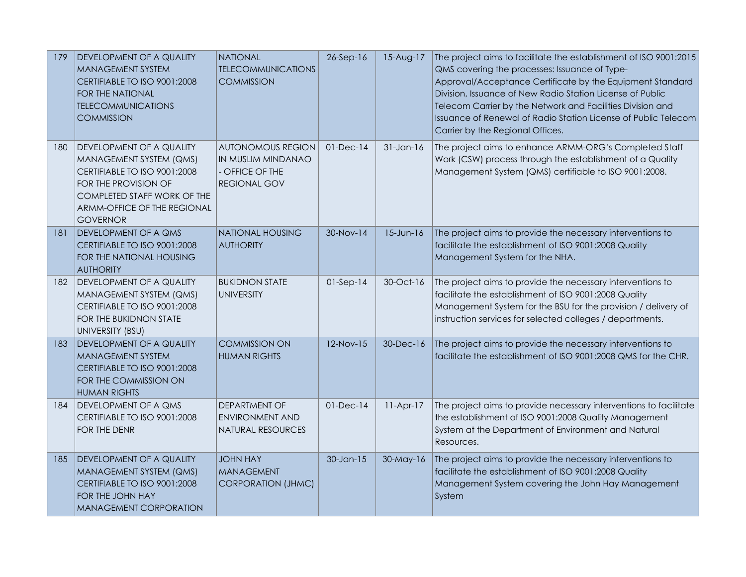| 179 | DEVELOPMENT OF A QUALITY MANAGEMENT SYSTEM CERTIFIABLE TO ISO 9001:2008 FOR THE NATIONAL TELECOMMUNICATIONS COMMISSION | NATIONAL TELECOMMUNICATIONS COMMISSION | 26-Sep-16 | 15-Aug-17 | The project aims to facilitate the establishment of ISO 9001:2015 QMS covering the processes: Issuance of Type-Approval/Acceptance Certificate by the Equipment Standard Division, Issuance of New Radio Station License of Public Telecom Carrier by the Network and Facilities Division and Issuance of Renewal of Radio Station License of Public Telecom Carrier by the Regional Offices. |
|---|---|---|---|---|---|
| 180 | DEVELOPMENT OF A QUALITY MANAGEMENT SYSTEM (QMS) CERTIFIABLE TO ISO 9001:2008 FOR THE PROVISION OF COMPLETED STAFF WORK OF THE ARMM-OFFICE OF THE REGIONAL GOVERNOR | AUTONOMOUS REGION IN MUSLIM MINDANAO - OFFICE OF THE REGIONAL GOV | 01-Dec-14 | 31-Jan-16 | The project aims to enhance ARMM-ORG's Completed Staff Work (CSW) process through the establishment of a Quality Management System (QMS) certifiable to ISO 9001:2008. |
| 181 | DEVELOPMENT OF A QMS CERTIFIABLE TO ISO 9001:2008 FOR THE NATIONAL HOUSING AUTHORITY | NATIONAL HOUSING AUTHORITY | 30-Nov-14 | 15-Jun-16 | The project aims to provide the necessary interventions to facilitate the establishment of ISO 9001:2008 Quality Management System for the NHA. |
| 182 | DEVELOPMENT OF A QUALITY MANAGEMENT SYSTEM (QMS) CERTIFIABLE TO ISO 9001:2008 FOR THE BUKIDNON STATE UNIVERSITY (BSU) | BUKIDNON STATE UNIVERSITY | 01-Sep-14 | 30-Oct-16 | The project aims to provide the necessary interventions to facilitate the establishment of ISO 9001:2008 Quality Management System for the BSU for the provision / delivery of instruction services for selected colleges / departments. |
| 183 | DEVELOPMENT OF A QUALITY MANAGEMENT SYSTEM CERTIFIABLE TO ISO 9001:2008 FOR THE COMMISSION ON HUMAN RIGHTS | COMMISSION ON HUMAN RIGHTS | 12-Nov-15 | 30-Dec-16 | The project aims to provide the necessary interventions to facilitate the establishment of ISO 9001:2008 QMS for the CHR. |
| 184 | DEVELOPMENT OF A QMS CERTIFIABLE TO ISO 9001:2008 FOR THE DENR | DEPARTMENT OF ENVIRONMENT AND NATURAL RESOURCES | 01-Dec-14 | 11-Apr-17 | The project aims to provide necessary interventions to facilitate the establishment of ISO 9001:2008 Quality Management System at the Department of Environment and Natural Resources. |
| 185 | DEVELOPMENT OF A QUALITY MANAGEMENT SYSTEM (QMS) CERTIFIABLE TO ISO 9001:2008 FOR THE JOHN HAY MANAGEMENT CORPORATION | JOHN HAY MANAGEMENT CORPORATION (JHMC) | 30-Jan-15 | 30-May-16 | The project aims to provide the necessary interventions to facilitate the establishment of ISO 9001:2008 Quality Management System covering the John Hay Management System |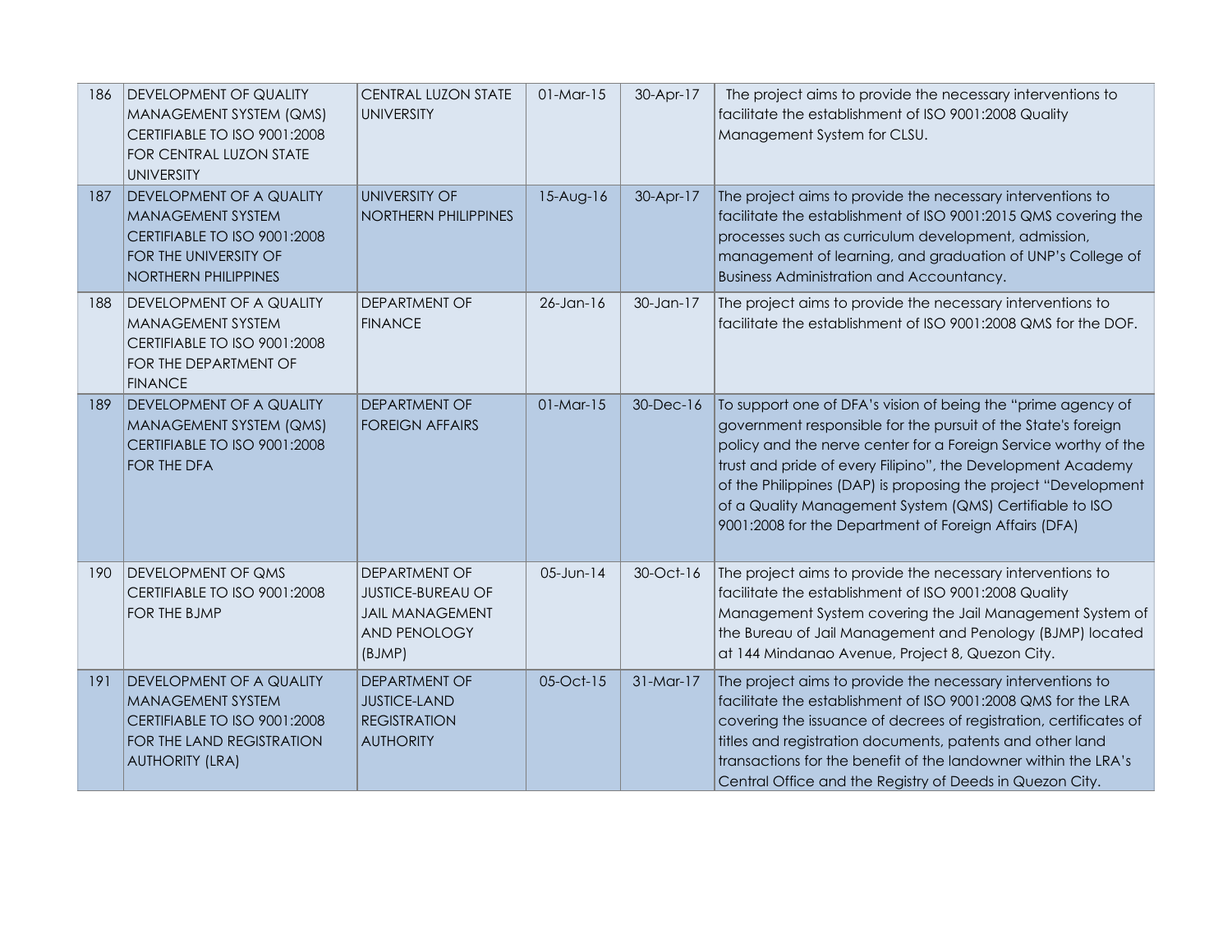| 186 | DEVELOPMENT OF QUALITY MANAGEMENT SYSTEM (QMS) CERTIFIABLE TO ISO 9001:2008 FOR CENTRAL LUZON STATE UNIVERSITY | CENTRAL LUZON STATE UNIVERSITY | 01-Mar-15 | 30-Apr-17 | The project aims to provide the necessary interventions to facilitate the establishment of ISO 9001:2008 Quality Management System for CLSU. |
|---|---|---|---|---|---|
| 187 | DEVELOPMENT OF A QUALITY MANAGEMENT SYSTEM CERTIFIABLE TO ISO 9001:2008 FOR THE UNIVERSITY OF NORTHERN PHILIPPINES | UNIVERSITY OF NORTHERN PHILIPPINES | 15-Aug-16 | 30-Apr-17 | The project aims to provide the necessary interventions to facilitate the establishment of ISO 9001:2015 QMS covering the processes such as curriculum development, admission, management of learning, and graduation of UNP's College of Business Administration and Accountancy. |
| 188 | DEVELOPMENT OF A QUALITY MANAGEMENT SYSTEM CERTIFIABLE TO ISO 9001:2008 FOR THE DEPARTMENT OF FINANCE | DEPARTMENT OF FINANCE | 26-Jan-16 | 30-Jan-17 | The project aims to provide the necessary interventions to facilitate the establishment of ISO 9001:2008 QMS for the DOF. |
| 189 | DEVELOPMENT OF A QUALITY MANAGEMENT SYSTEM (QMS) CERTIFIABLE TO ISO 9001:2008 FOR THE DFA | DEPARTMENT OF FOREIGN AFFAIRS | 01-Mar-15 | 30-Dec-16 | To support one of DFA's vision of being the "prime agency of government responsible for the pursuit of the State's foreign policy and the nerve center for a Foreign Service worthy of the trust and pride of every Filipino", the Development Academy of the Philippines (DAP) is proposing the project "Development of a Quality Management System (QMS) Certifiable to ISO 9001:2008 for the Department of Foreign Affairs (DFA) |
| 190 | DEVELOPMENT OF QMS CERTIFIABLE TO ISO 9001:2008 FOR THE BJMP | DEPARTMENT OF JUSTICE-BUREAU OF JAIL MANAGEMENT AND PENOLOGY (BJMP) | 05-Jun-14 | 30-Oct-16 | The project aims to provide the necessary interventions to facilitate the establishment of ISO 9001:2008 Quality Management System covering the Jail Management System of the Bureau of Jail Management and Penology (BJMP) located at 144 Mindanao Avenue, Project 8, Quezon City. |
| 191 | DEVELOPMENT OF A QUALITY MANAGEMENT SYSTEM CERTIFIABLE TO ISO 9001:2008 FOR THE LAND REGISTRATION AUTHORITY (LRA) | DEPARTMENT OF JUSTICE-LAND REGISTRATION AUTHORITY | 05-Oct-15 | 31-Mar-17 | The project aims to provide the necessary interventions to facilitate the establishment of ISO 9001:2008 QMS for the LRA covering the issuance of decrees of registration, certificates of titles and registration documents, patents and other land transactions for the benefit of the landowner within the LRA's Central Office and the Registry of Deeds in Quezon City. |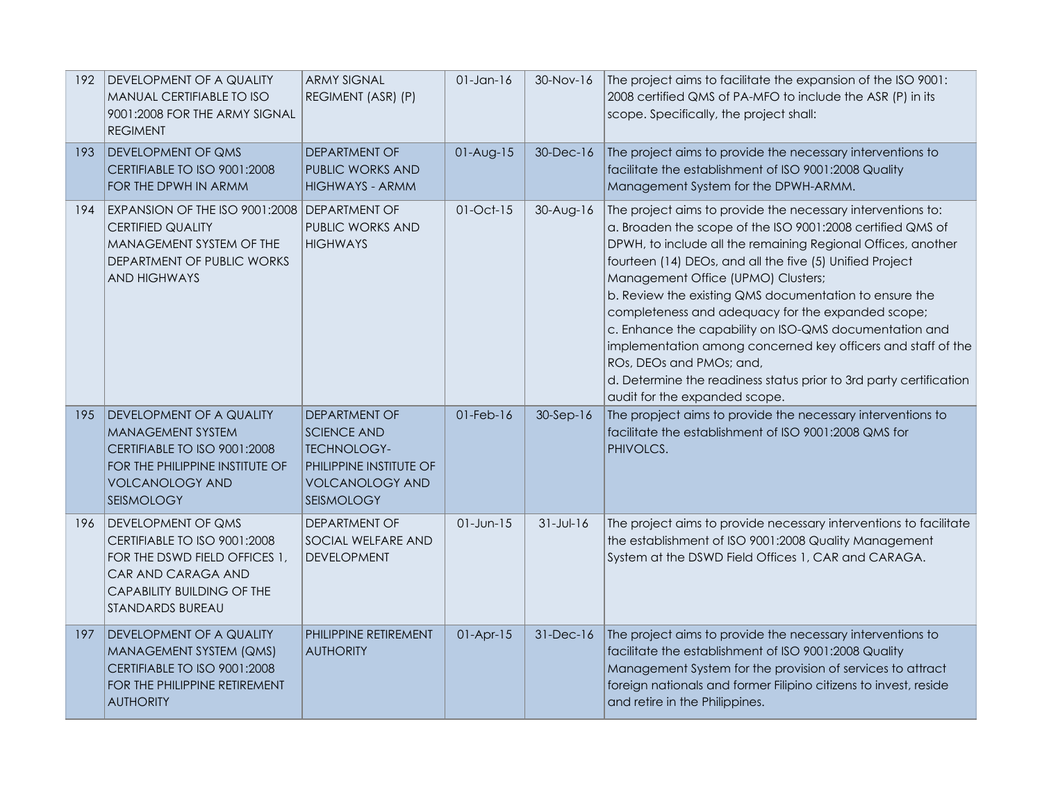| 192 | DEVELOPMENT OF A QUALITY MANUAL CERTIFIABLE TO ISO 9001:2008 FOR THE ARMY SIGNAL REGIMENT | ARMY SIGNAL REGIMENT (ASR) (P) | 01-Jan-16 | 30-Nov-16 | The project aims to facilitate the expansion of the ISO 9001: 2008 certified QMS of PA-MFO to include the ASR (P) in its scope. Specifically, the project shall: |
|---|---|---|---|---|---|
| 193 | DEVELOPMENT OF QMS CERTIFIABLE TO ISO 9001:2008 FOR THE DPWH IN ARMM | DEPARTMENT OF PUBLIC WORKS AND HIGHWAYS - ARMM | 01-Aug-15 | 30-Dec-16 | The project aims to provide the necessary interventions to facilitate the establishment of ISO 9001:2008 Quality Management System for the DPWH-ARMM. |
| 194 | EXPANSION OF THE ISO 9001:2008 CERTIFIED QUALITY MANAGEMENT SYSTEM OF THE DEPARTMENT OF PUBLIC WORKS AND HIGHWAYS | DEPARTMENT OF PUBLIC WORKS AND HIGHWAYS | 01-Oct-15 | 30-Aug-16 | The project aims to provide the necessary interventions to:<br>a. Broaden the scope of the ISO 9001:2008 certified QMS of DPWH, to include all the remaining Regional Offices, another fourteen (14) DEOs, and all the five (5) Unified Project Management Office (UPMO) Clusters;<br>b. Review the existing QMS documentation to ensure the completeness and adequacy for the expanded scope;<br>c. Enhance the capability on ISO-QMS documentation and implementation among concerned key officers and staff of the ROs, DEOs and PMOs; and,<br>d. Determine the readiness status prior to 3rd party certification audit for the expanded scope. |
| 195 | DEVELOPMENT OF A QUALITY MANAGEMENT SYSTEM CERTIFIABLE TO ISO 9001:2008 FOR THE PHILIPPINE INSTITUTE OF VOLCANOLOGY AND SEISMOLOGY | DEPARTMENT OF SCIENCE AND TECHNOLOGY-PHILIPPINE INSTITUTE OF VOLCANOLOGY AND SEISMOLOGY | 01-Feb-16 | 30-Sep-16 | The propject aims to provide the necessary interventions to facilitate the establishment of ISO 9001:2008 QMS for PHIVOLCS. |
| 196 | DEVELOPMENT OF QMS CERTIFIABLE TO ISO 9001:2008 FOR THE DSWD FIELD OFFICES 1, CAR AND CARAGA AND CAPABILITY BUILDING OF THE STANDARDS BUREAU | DEPARTMENT OF SOCIAL WELFARE AND DEVELOPMENT | 01-Jun-15 | 31-Jul-16 | The project aims to provide necessary interventions to facilitate the establishment of ISO 9001:2008 Quality Management System at the DSWD Field Offices 1, CAR and CARAGA. |
| 197 | DEVELOPMENT OF A QUALITY MANAGEMENT SYSTEM (QMS) CERTIFIABLE TO ISO 9001:2008 FOR THE PHILIPPINE RETIREMENT AUTHORITY | PHILIPPINE RETIREMENT AUTHORITY | 01-Apr-15 | 31-Dec-16 | The project aims to provide the necessary interventions to facilitate the establishment of ISO 9001:2008 Quality Management System for the provision of services to attract foreign nationals and former Filipino citizens to invest, reside and retire in the Philippines. |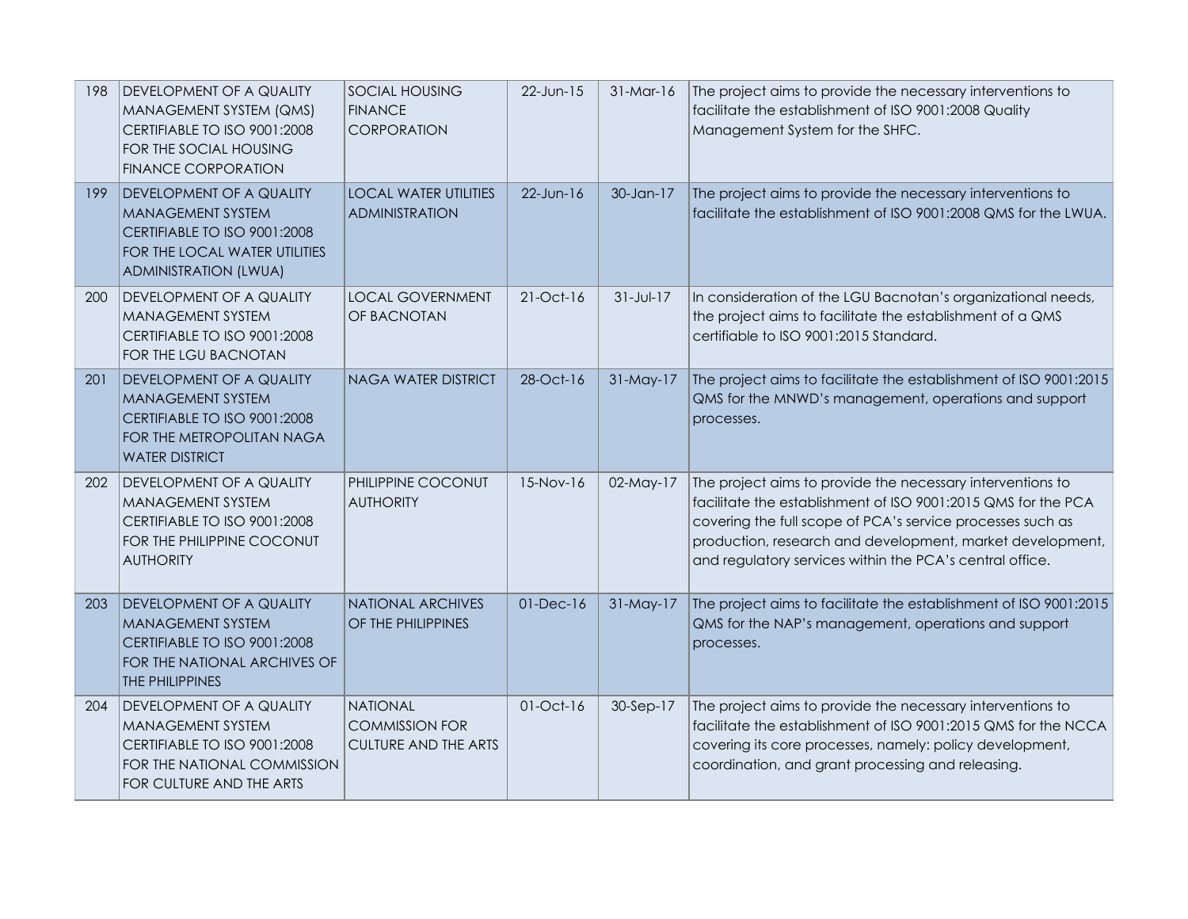| 198 | DEVELOPMENT OF A QUALITY MANAGEMENT SYSTEM (QMS) CERTIFIABLE TO ISO 9001:2008 FOR THE SOCIAL HOUSING FINANCE CORPORATION | SOCIAL HOUSING FINANCE CORPORATION | 22-Jun-15 | 31-Mar-16 | The project aims to provide the necessary interventions to facilitate the establishment of ISO 9001:2008 Quality Management System for the SHFC. |
|---|---|---|---|---|---|
| 199 | DEVELOPMENT OF A QUALITY MANAGEMENT SYSTEM CERTIFIABLE TO ISO 9001:2008 FOR THE LOCAL WATER UTILITIES ADMINISTRATION (LWUA) | LOCAL WATER UTILITIES ADMINISTRATION | 22-Jun-16 | 30-Jan-17 | The project aims to provide the necessary interventions to facilitate the establishment of ISO 9001:2008 QMS for the LWUA. |
| 200 | DEVELOPMENT OF A QUALITY MANAGEMENT SYSTEM CERTIFIABLE TO ISO 9001:2008 FOR THE LGU BACNOTAN | LOCAL GOVERNMENT OF BACNOTAN | 21-Oct-16 | 31-Jul-17 | In consideration of the LGU Bacnotan's organizational needs, the project aims to facilitate the establishment of a QMS certifiable to ISO 9001:2015 Standard. |
| 201 | DEVELOPMENT OF A QUALITY MANAGEMENT SYSTEM CERTIFIABLE TO ISO 9001:2008 FOR THE METROPOLITAN NAGA WATER DISTRICT | NAGA WATER DISTRICT | 28-Oct-16 | 31-May-17 | The project aims to facilitate the establishment of ISO 9001:2015 QMS for the MNWD's management, operations and support processes. |
| 202 | DEVELOPMENT OF A QUALITY MANAGEMENT SYSTEM CERTIFIABLE TO ISO 9001:2008 FOR THE PHILIPPINE COCONUT AUTHORITY | PHILIPPINE COCONUT AUTHORITY | 15-Nov-16 | 02-May-17 | The project aims to provide the necessary interventions to facilitate the establishment of ISO 9001:2015 QMS for the PCA covering the full scope of PCA's service processes such as production, research and development, market development, and regulatory services within the PCA's central office. |
| 203 | DEVELOPMENT OF A QUALITY MANAGEMENT SYSTEM CERTIFIABLE TO ISO 9001:2008 FOR THE NATIONAL ARCHIVES OF THE PHILIPPINES | NATIONAL ARCHIVES OF THE PHILIPPINES | 01-Dec-16 | 31-May-17 | The project aims to facilitate the establishment of ISO 9001:2015 QMS for the NAP's management, operations and support processes. |
| 204 | DEVELOPMENT OF A QUALITY MANAGEMENT SYSTEM CERTIFIABLE TO ISO 9001:2008 FOR THE NATIONAL COMMISSION FOR CULTURE AND THE ARTS | NATIONAL COMMISSION FOR CULTURE AND THE ARTS | 01-Oct-16 | 30-Sep-17 | The project aims to provide the necessary interventions to facilitate the establishment of ISO 9001:2015 QMS for the NCCA covering its core processes, namely: policy development, coordination, and grant processing and releasing. |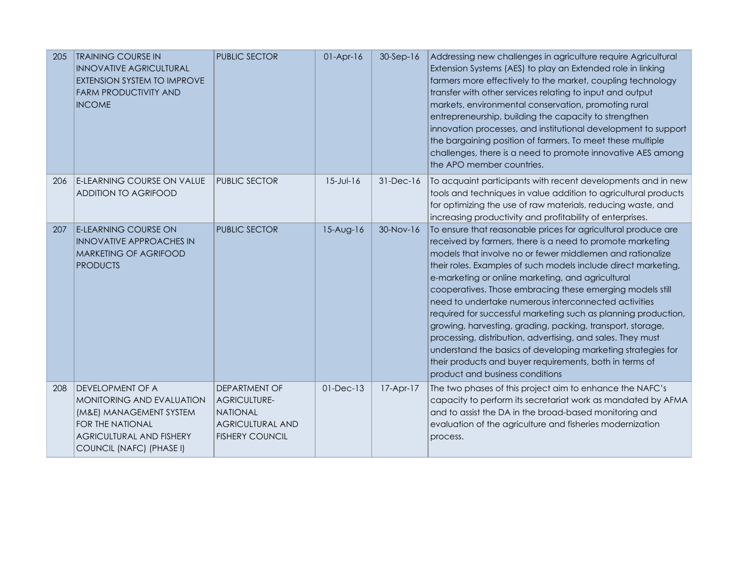| | | | | | |
|---|---|---|---|---|---|
| 205 | TRAINING COURSE IN INNOVATIVE AGRICULTURAL EXTENSION SYSTEM TO IMPROVE FARM PRODUCTIVITY AND INCOME | PUBLIC SECTOR | 01-Apr-16 | 30-Sep-16 | Addressing new challenges in agriculture require Agricultural Extension Systems (AES) to play an Extended role in linking farmers more effectively to the market, coupling technology transfer with other services relating to input and output markets, environmental conservation, promoting rural entrepreneurship, building the capacity to strengthen innovation processes, and institutional development to support the bargaining position of farmers. To meet these multiple challenges, there is a need to promote innovative AES among the APO member countries. |
| 206 | E-LEARNING COURSE ON VALUE ADDITION TO AGRIFOOD | PUBLIC SECTOR | 15-Jul-16 | 31-Dec-16 | To acquaint participants with recent developments and in new tools and techniques in value addition to agricultural products for optimizing the use of raw materials, reducing waste, and increasing productivity and profitability of enterprises. |
| 207 | E-LEARNING COURSE ON INNOVATIVE APPROACHES IN MARKETING OF AGRIFOOD PRODUCTS | PUBLIC SECTOR | 15-Aug-16 | 30-Nov-16 | To ensure that reasonable prices for agricultural produce are received by farmers, there is a need to promote marketing models that involve no or fewer middlemen and rationalize their roles. Examples of such models include direct marketing, e-marketing or online marketing, and agricultural cooperatives. Those embracing these emerging models still need to undertake numerous interconnected activities required for successful marketing such as planning production, growing, harvesting, grading, packing, transport, storage, processing, distribution, advertising, and sales. They must understand the basics of developing marketing strategies for their products and buyer requirements, both in terms of product and business conditions |
| 208 | DEVELOPMENT OF A MONITORING AND EVALUATION (M&E) MANAGEMENT SYSTEM FOR THE NATIONAL AGRICULTURAL AND FISHERY COUNCIL (NAFC) (PHASE I) | DEPARTMENT OF AGRICULTURE-NATIONAL AGRICULTURAL AND FISHERY COUNCIL | 01-Dec-13 | 17-Apr-17 | The two phases of this project aim to enhance the NAFC's capacity to perform its secretariat work as mandated by AFMA and to assist the DA in the broad-based monitoring and evaluation of the agriculture and fisheries modernization process. |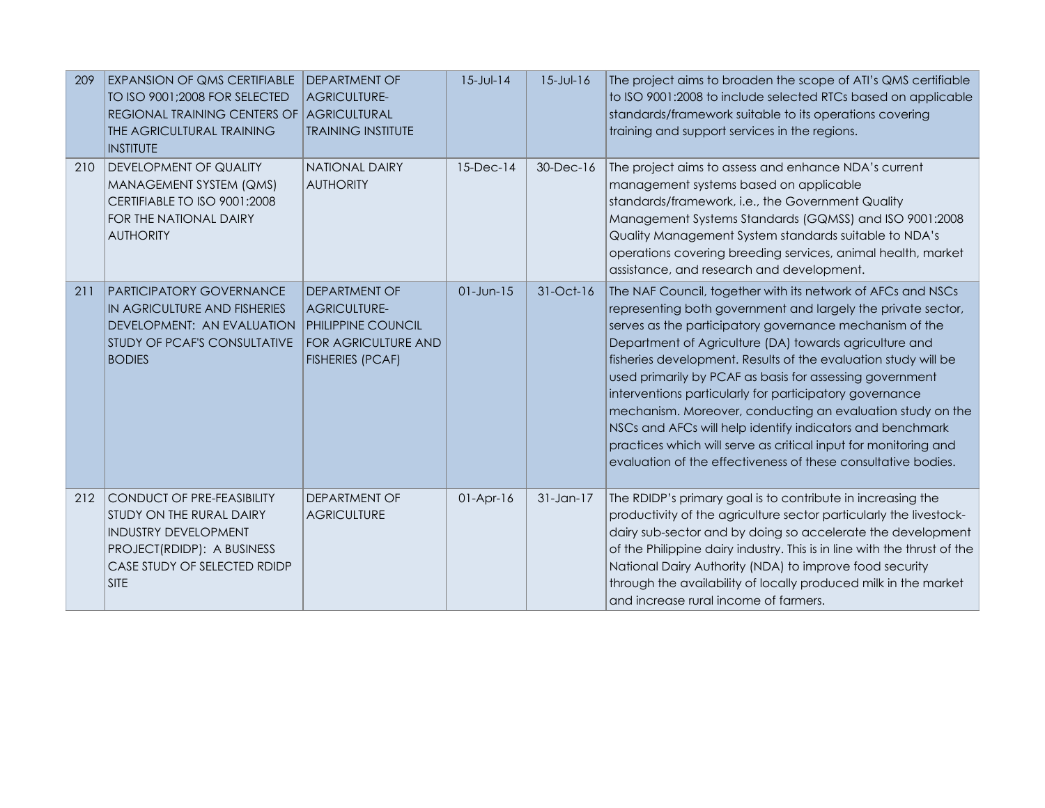| | | | | | |
|---|---|---|---|---|---|
| 209 | EXPANSION OF QMS CERTIFIABLE TO ISO 9001;2008 FOR SELECTED REGIONAL TRAINING CENTERS OF THE AGRICULTURAL TRAINING INSTITUTE | DEPARTMENT OF AGRICULTURE-AGRICULTURAL TRAINING INSTITUTE | 15-Jul-14 | 15-Jul-16 | The project aims to broaden the scope of ATI's QMS certifiable to ISO 9001:2008 to include selected RTCs based on applicable standards/framework suitable to its operations covering training and support services in the regions. |
| 210 | DEVELOPMENT OF QUALITY MANAGEMENT SYSTEM (QMS) CERTIFIABLE TO ISO 9001:2008 FOR THE NATIONAL DAIRY AUTHORITY | NATIONAL DAIRY AUTHORITY | 15-Dec-14 | 30-Dec-16 | The project aims to assess and enhance NDA's current management systems based on applicable standards/framework, i.e., the Government Quality Management Systems Standards (GQMSS) and ISO 9001:2008 Quality Management System standards suitable to NDA's operations covering breeding services, animal health, market assistance, and research and development. |
| 211 | PARTICIPATORY GOVERNANCE IN AGRICULTURE AND FISHERIES DEVELOPMENT: AN EVALUATION STUDY OF PCAF'S CONSULTATIVE BODIES | DEPARTMENT OF AGRICULTURE-PHILIPPINE COUNCIL FOR AGRICULTURE AND FISHERIES (PCAF) | 01-Jun-15 | 31-Oct-16 | The NAF Council, together with its network of AFCs and NSCs representing both government and largely the private sector, serves as the participatory governance mechanism of the Department of Agriculture (DA) towards agriculture and fisheries development. Results of the evaluation study will be used primarily by PCAF as basis for assessing government interventions particularly for participatory governance mechanism. Moreover, conducting an evaluation study on the NSCs and AFCs will help identify indicators and benchmark practices which will serve as critical input for monitoring and evaluation of the effectiveness of these consultative bodies. |
| 212 | CONDUCT OF PRE-FEASIBILITY STUDY ON THE RURAL DAIRY INDUSTRY DEVELOPMENT PROJECT(RDIDP): A BUSINESS CASE STUDY OF SELECTED RDIDP SITE | DEPARTMENT OF AGRICULTURE | 01-Apr-16 | 31-Jan-17 | The RDIDP's primary goal is to contribute in increasing the productivity of the agriculture sector particularly the livestock-dairy sub-sector and by doing so accelerate the development of the Philippine dairy industry. This is in line with the thrust of the National Dairy Authority (NDA) to improve food security through the availability of locally produced milk in the market and increase rural income of farmers. |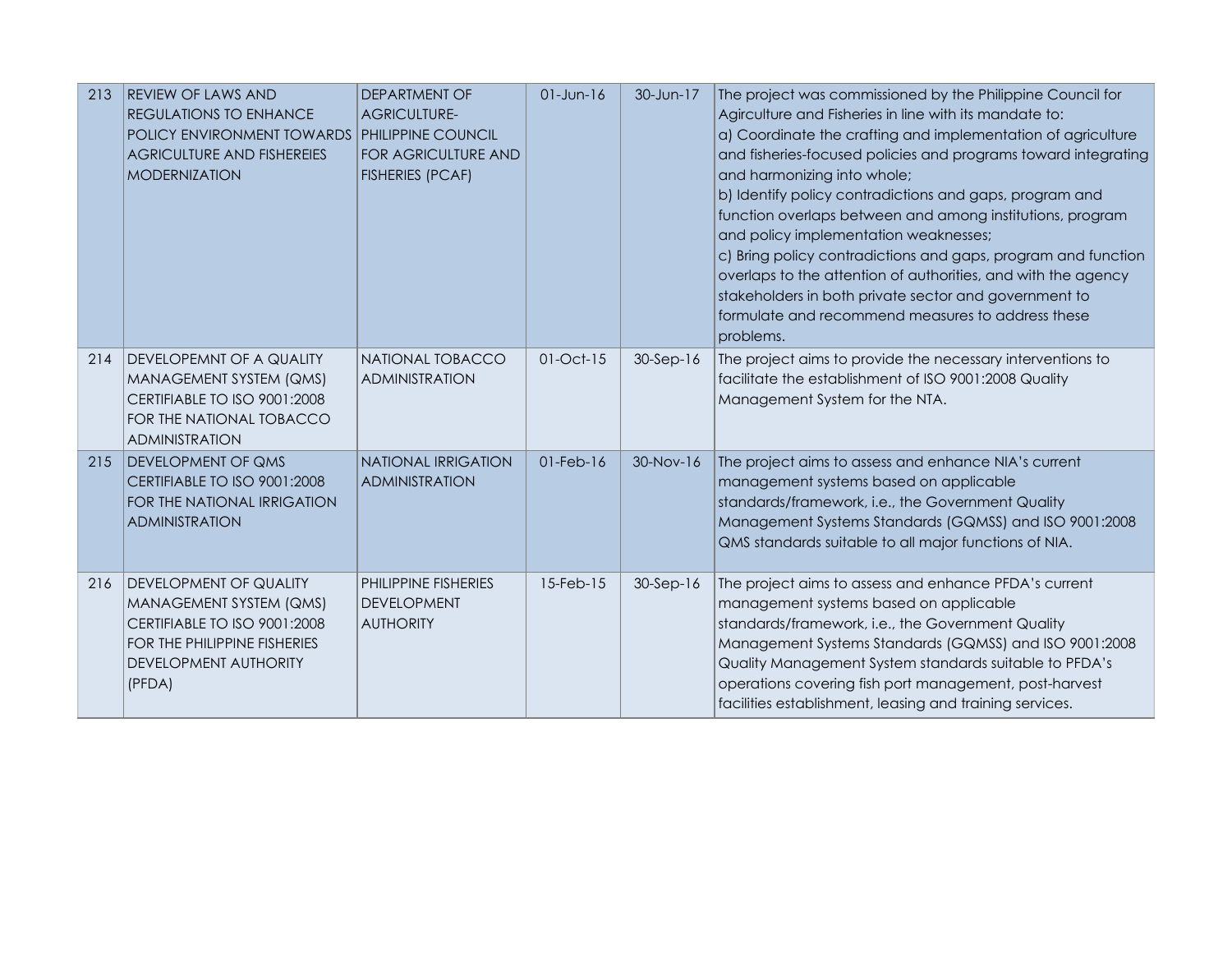| 213 | REVIEW OF LAWS AND REGULATIONS TO ENHANCE POLICY ENVIRONMENT TOWARDS AGRICULTURE AND FISHEREIES MODERNIZATION | DEPARTMENT OF AGRICULTURE- PHILIPPINE COUNCIL FOR AGRICULTURE AND FISHERIES (PCAF) | 01-Jun-16 | 30-Jun-17 | The project was commissioned by the Philippine Council for Agirculture and Fisheries in line with its mandate to:<br>a) Coordinate the crafting and implementation of agriculture and fisheries-focused policies and programs toward integrating and harmonizing into whole;<br>b) Identify policy contradictions and gaps, program and function overlaps between and among institutions, program and policy implementation weaknesses;<br>c) Bring policy contradictions and gaps, program and function overlaps to the attention of authorities, and with the agency stakeholders in both private sector and government to formulate and recommend measures to address these problems. |
|---|---|---|---|---|---|
| 214 | DEVELOPEMNT OF A QUALITY MANAGEMENT SYSTEM (QMS) CERTIFIABLE TO ISO 9001:2008 FOR THE NATIONAL TOBACCO ADMINISTRATION | NATIONAL TOBACCO ADMINISTRATION | 01-Oct-15 | 30-Sep-16 | The project aims to provide the necessary interventions to facilitate the establishment of ISO 9001:2008 Quality Management System for the NTA. |
| 215 | DEVELOPMENT OF QMS CERTIFIABLE TO ISO 9001:2008 FOR THE NATIONAL IRRIGATION ADMINISTRATION | NATIONAL IRRIGATION ADMINISTRATION | 01-Feb-16 | 30-Nov-16 | The project aims to assess and enhance NIA's current management systems based on applicable standards/framework, i.e., the Government Quality Management Systems Standards (GQMSS) and ISO 9001:2008 QMS standards suitable to all major functions of NIA. |
| 216 | DEVELOPMENT OF QUALITY MANAGEMENT SYSTEM (QMS) CERTIFIABLE TO ISO 9001:2008 FOR THE PHILIPPINE FISHERIES DEVELOPMENT AUTHORITY (PFDA) | PHILIPPINE FISHERIES DEVELOPMENT AUTHORITY | 15-Feb-15 | 30-Sep-16 | The project aims to assess and enhance PFDA's current management systems based on applicable standards/framework, i.e., the Government Quality Management Systems Standards (GQMSS) and ISO 9001:2008 Quality Management System standards suitable to PFDA's operations covering fish port management, post-harvest facilities establishment, leasing and training services. |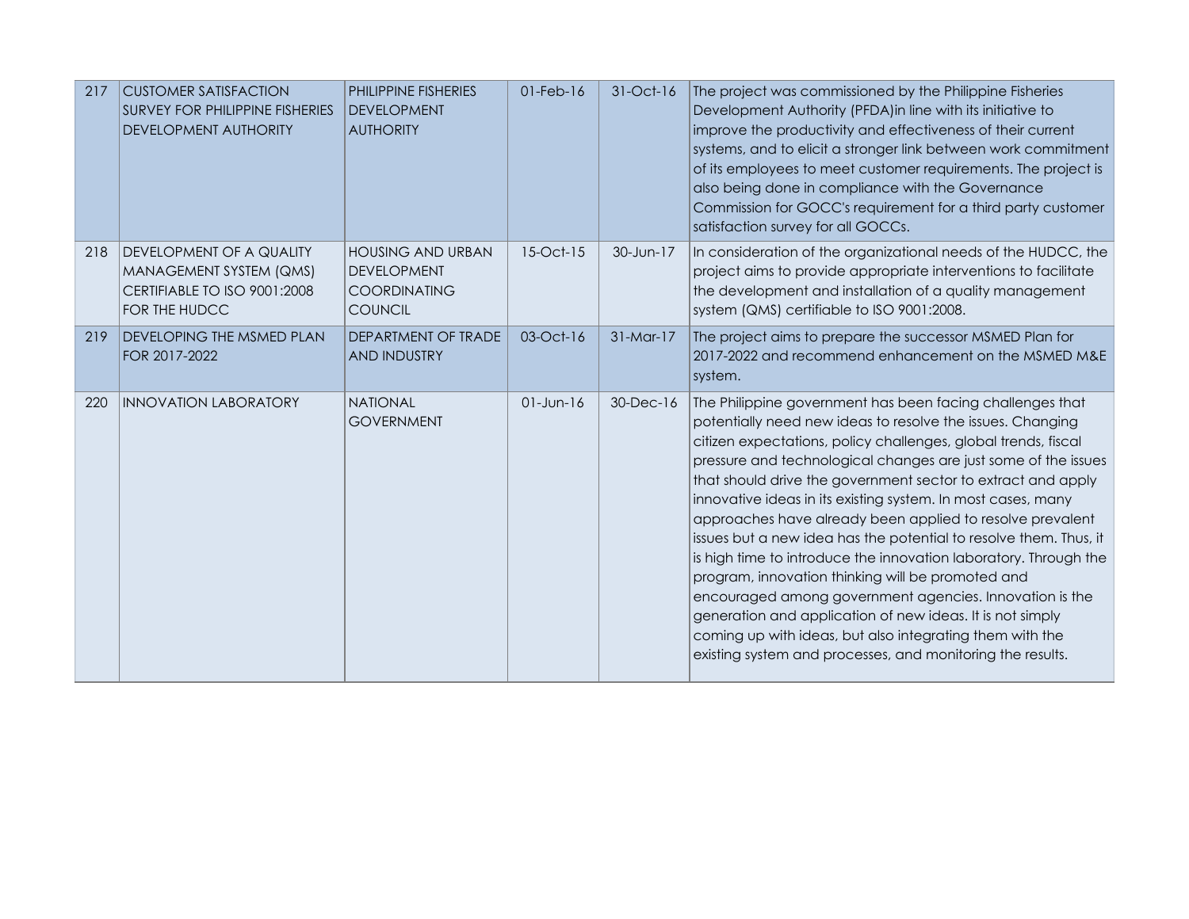| 217 | CUSTOMER SATISFACTION SURVEY FOR PHILIPPINE FISHERIES DEVELOPMENT AUTHORITY | PHILIPPINE FISHERIES DEVELOPMENT AUTHORITY | 01-Feb-16 | 31-Oct-16 | The project was commissioned by the Philippine Fisheries Development Authority (PFDA)in line with its initiative to improve the productivity and effectiveness of their current systems, and to elicit a stronger link between work commitment of its employees to meet customer requirements. The project is also being done in compliance with the Governance Commission for GOCC's requirement for a third party customer satisfaction survey for all GOCCs. |
|---|---|---|---|---|---|
| 218 | DEVELOPMENT OF A QUALITY MANAGEMENT SYSTEM (QMS) CERTIFIABLE TO ISO 9001:2008 FOR THE HUDCC | HOUSING AND URBAN DEVELOPMENT COORDINATING COUNCIL | 15-Oct-15 | 30-Jun-17 | In consideration of the organizational needs of the HUDCC, the project aims to provide appropriate interventions to facilitate the development and installation of a quality management system (QMS) certifiable to ISO 9001:2008. |
| 219 | DEVELOPING THE MSMED PLAN FOR 2017-2022 | DEPARTMENT OF TRADE AND INDUSTRY | 03-Oct-16 | 31-Mar-17 | The project aims to prepare the successor MSMED Plan for 2017-2022 and recommend enhancement on the MSMED M&E system. |
| 220 | INNOVATION LABORATORY | NATIONAL GOVERNMENT | 01-Jun-16 | 30-Dec-16 | The Philippine government has been facing challenges that potentially need new ideas to resolve the issues. Changing citizen expectations, policy challenges, global trends, fiscal pressure and technological changes are just some of the issues that should drive the government sector to extract and apply innovative ideas in its existing system. In most cases, many approaches have already been applied to resolve prevalent issues but a new idea has the potential to resolve them. Thus, it is high time to introduce the innovation laboratory. Through the program, innovation thinking will be promoted and encouraged among government agencies. Innovation is the generation and application of new ideas. It is not simply coming up with ideas, but also integrating them with the existing system and processes, and monitoring the results. |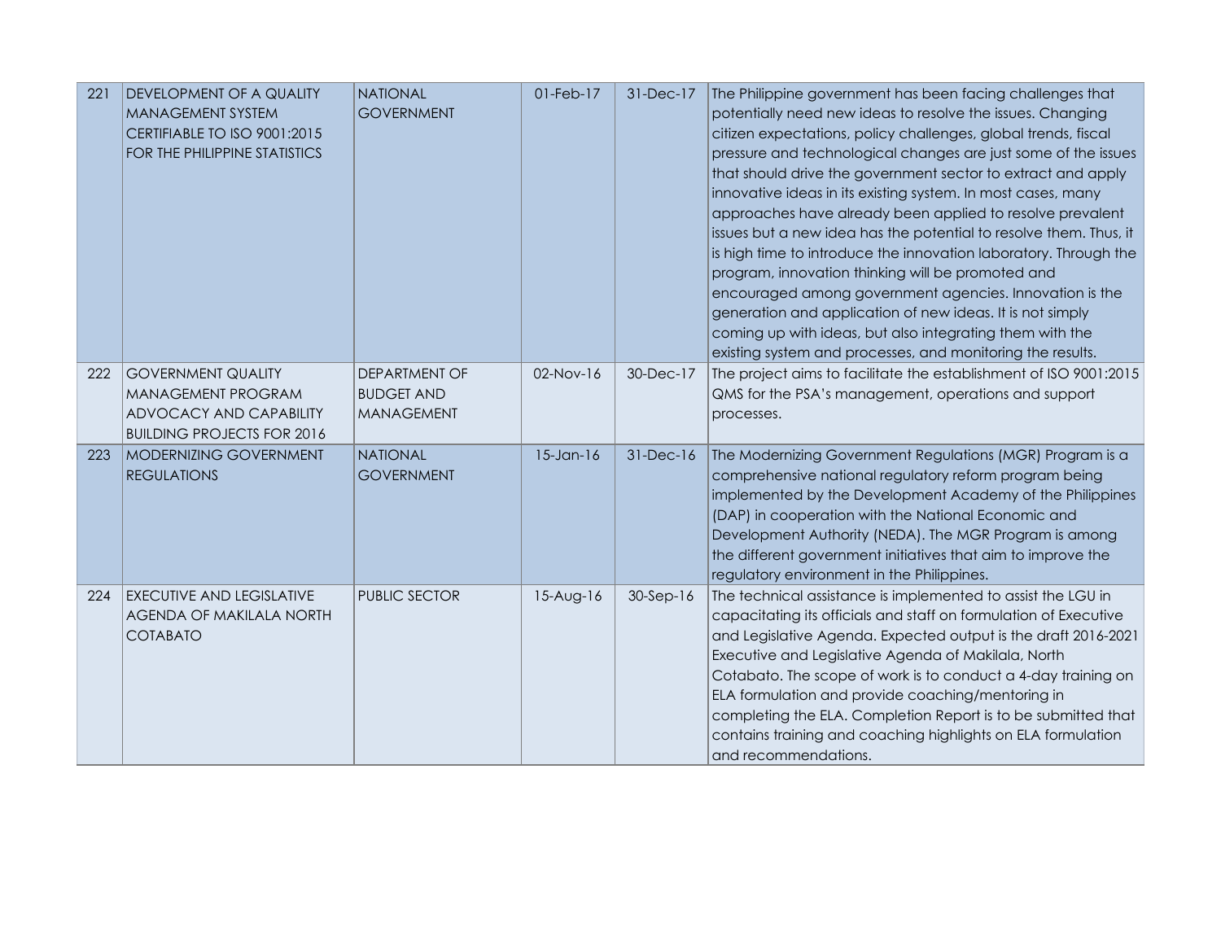| 221 | DEVELOPMENT OF A QUALITY MANAGEMENT SYSTEM CERTIFIABLE TO ISO 9001:2015 FOR THE PHILIPPINE STATISTICS | NATIONAL GOVERNMENT | 01-Feb-17 | 31-Dec-17 | The Philippine government has been facing challenges that potentially need new ideas to resolve the issues. Changing citizen expectations, policy challenges, global trends, fiscal pressure and technological changes are just some of the issues that should drive the government sector to extract and apply innovative ideas in its existing system. In most cases, many approaches have already been applied to resolve prevalent issues but a new idea has the potential to resolve them. Thus, it is high time to introduce the innovation laboratory. Through the program, innovation thinking will be promoted and encouraged among government agencies. Innovation is the generation and application of new ideas. It is not simply coming up with ideas, but also integrating them with the existing system and processes, and monitoring the results. |
|---|---|---|---|---|---|
| 222 | GOVERNMENT QUALITY MANAGEMENT PROGRAM ADVOCACY AND CAPABILITY BUILDING PROJECTS FOR 2016 | DEPARTMENT OF BUDGET AND MANAGEMENT | 02-Nov-16 | 30-Dec-17 | The project aims to facilitate the establishment of ISO 9001:2015 QMS for the PSA's management, operations and support processes. |
| 223 | MODERNIZING GOVERNMENT REGULATIONS | NATIONAL GOVERNMENT | 15-Jan-16 | 31-Dec-16 | The Modernizing Government Regulations (MGR) Program is a comprehensive national regulatory reform program being implemented by the Development Academy of the Philippines (DAP) in cooperation with the National Economic and Development Authority (NEDA). The MGR Program is among the different government initiatives that aim to improve the regulatory environment in the Philippines. |
| 224 | EXECUTIVE AND LEGISLATIVE AGENDA OF MAKILALA NORTH COTABATO | PUBLIC SECTOR | 15-Aug-16 | 30-Sep-16 | The technical assistance is implemented to assist the LGU in capacitating its officials and staff on formulation of Executive and Legislative Agenda. Expected output is the draft 2016-2021 Executive and Legislative Agenda of Makilala, North Cotabato. The scope of work is to conduct a 4-day training on ELA formulation and provide coaching/mentoring in completing the ELA. Completion Report is to be submitted that contains training and coaching highlights on ELA formulation and recommendations. |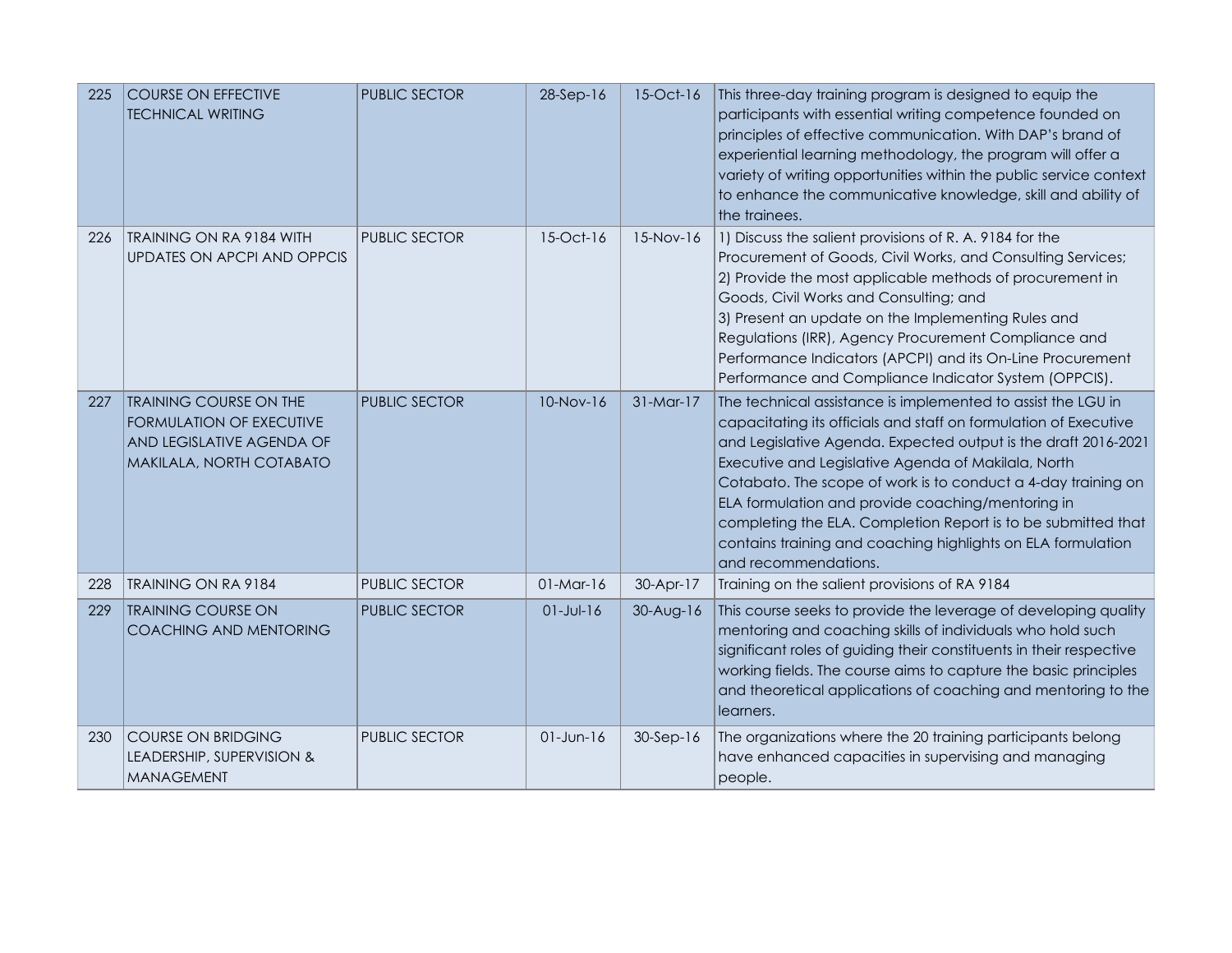| 225 | COURSE ON EFFECTIVE TECHNICAL WRITING | PUBLIC SECTOR | 28-Sep-16 | 15-Oct-16 | This three-day training program is designed to equip the participants with essential writing competence founded on principles of effective communication. With DAP's brand of experiential learning methodology, the program will offer a variety of writing opportunities within the public service context to enhance the communicative knowledge, skill and ability of the trainees. |
|---|---|---|---|---|---|
| 226 | TRAINING ON RA 9184 WITH UPDATES ON APCPI AND OPPCIS | PUBLIC SECTOR | 15-Oct-16 | 15-Nov-16 | 1) Discuss the salient provisions of R. A. 9184 for the Procurement of Goods, Civil Works, and Consulting Services; 2) Provide the most applicable methods of procurement in Goods, Civil Works and Consulting; and 3) Present an update on the Implementing Rules and Regulations (IRR), Agency Procurement Compliance and Performance Indicators (APCPI) and its On-Line Procurement Performance and Compliance Indicator System (OPPCIS). |
| 227 | TRAINING COURSE ON THE FORMULATION OF EXECUTIVE AND LEGISLATIVE AGENDA OF MAKILALA, NORTH COTABATO | PUBLIC SECTOR | 10-Nov-16 | 31-Mar-17 | The technical assistance is implemented to assist the LGU in capacitating its officials and staff on formulation of Executive and Legislative Agenda. Expected output is the draft 2016-2021 Executive and Legislative Agenda of Makilala, North Cotabato. The scope of work is to conduct a 4-day training on ELA formulation and provide coaching/mentoring in completing the ELA. Completion Report is to be submitted that contains training and coaching highlights on ELA formulation and recommendations. |
| 228 | TRAINING ON RA 9184 | PUBLIC SECTOR | 01-Mar-16 | 30-Apr-17 | Training on the salient provisions of RA 9184 |
| 229 | TRAINING COURSE ON COACHING AND MENTORING | PUBLIC SECTOR | 01-Jul-16 | 30-Aug-16 | This course seeks to provide the leverage of developing quality mentoring and coaching skills of individuals who hold such significant roles of guiding their constituents in their respective working fields. The course aims to capture the basic principles and theoretical applications of coaching and mentoring to the learners. |
| 230 | COURSE ON BRIDGING LEADERSHIP, SUPERVISION & MANAGEMENT | PUBLIC SECTOR | 01-Jun-16 | 30-Sep-16 | The organizations where the 20 training participants belong have enhanced capacities in supervising and managing people. |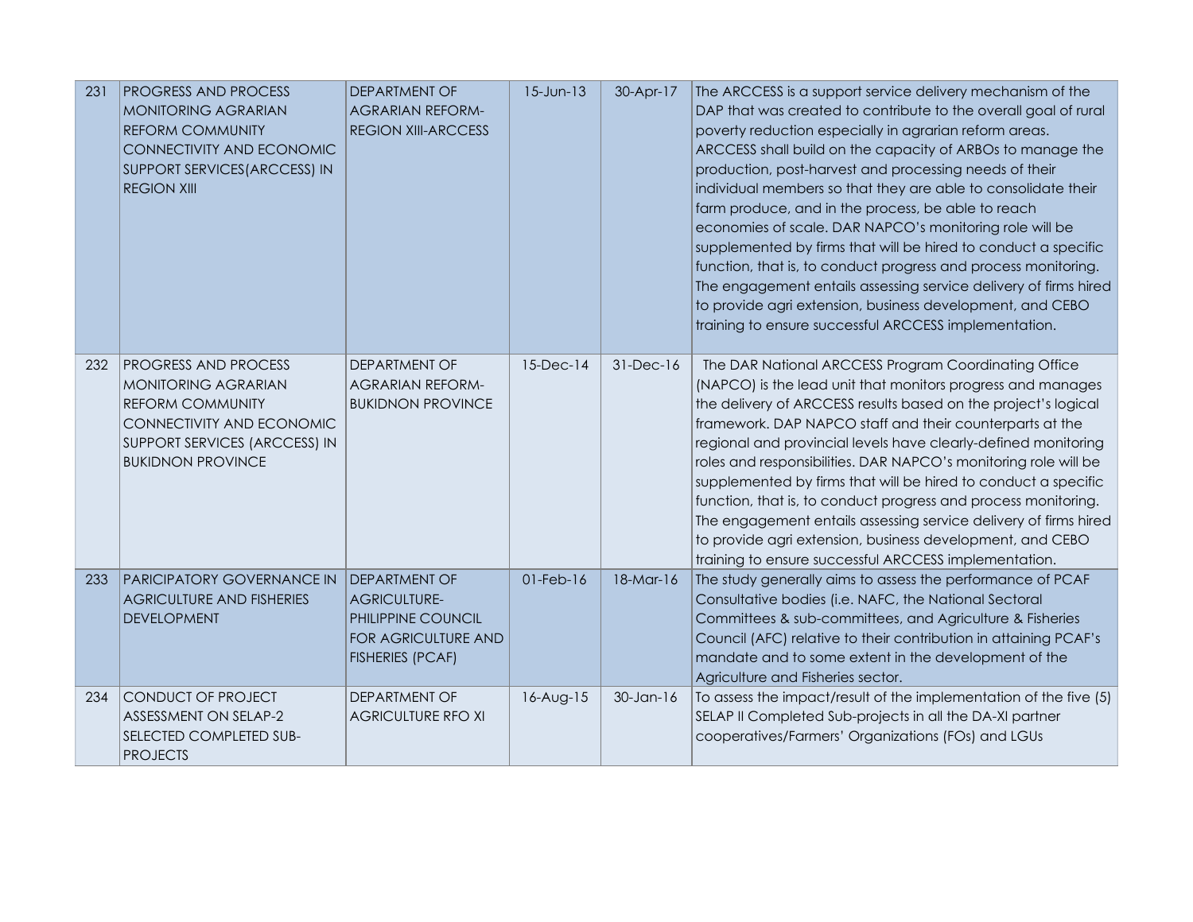| 231 | PROGRESS AND PROCESS MONITORING AGRARIAN REFORM COMMUNITY CONNECTIVITY AND ECONOMIC SUPPORT SERVICES(ARCCESS) IN REGION XIII | DEPARTMENT OF AGRARIAN REFORM-REGION XIII-ARCCESS | 15-Jun-13 | 30-Apr-17 | The ARCCESS is a support service delivery mechanism of the DAP that was created to contribute to the overall goal of rural poverty reduction especially in agrarian reform areas. ARCCESS shall build on the capacity of ARBOs to manage the production, post-harvest and processing needs of their individual members so that they are able to consolidate their farm produce, and in the process, be able to reach economies of scale. DAR NAPCO's monitoring role will be supplemented by firms that will be hired to conduct a specific function, that is, to conduct progress and process monitoring. The engagement entails assessing service delivery of firms hired to provide agri extension, business development, and CEBO training to ensure successful ARCCESS implementation. |
|---|---|---|---|---|---|
| 232 | PROGRESS AND PROCESS MONITORING AGRARIAN REFORM COMMUNITY CONNECTIVITY AND ECONOMIC SUPPORT SERVICES (ARCCESS) IN BUKIDNON PROVINCE | DEPARTMENT OF AGRARIAN REFORM-BUKIDNON PROVINCE | 15-Dec-14 | 31-Dec-16 | The DAR National ARCCESS Program Coordinating Office (NAPCO) is the lead unit that monitors progress and manages the delivery of ARCCESS results based on the project's logical framework. DAP NAPCO staff and their counterparts at the regional and provincial levels have clearly-defined monitoring roles and responsibilities. DAR NAPCO's monitoring role will be supplemented by firms that will be hired to conduct a specific function, that is, to conduct progress and process monitoring. The engagement entails assessing service delivery of firms hired to provide agri extension, business development, and CEBO training to ensure successful ARCCESS implementation. |
| 233 | PARICIPATORY GOVERNANCE IN AGRICULTURE AND FISHERIES DEVELOPMENT | DEPARTMENT OF AGRICULTURE-PHILIPPINE COUNCIL FOR AGRICULTURE AND FISHERIES (PCAF) | 01-Feb-16 | 18-Mar-16 | The study generally aims to assess the performance of PCAF Consultative bodies (i.e. NAFC, the National Sectoral Committees & sub-committees, and Agriculture & Fisheries Council (AFC) relative to their contribution in attaining PCAF's mandate and to some extent in the development of the Agriculture and Fisheries sector. |
| 234 | CONDUCT OF PROJECT ASSESSMENT ON SELAP-2 SELECTED COMPLETED SUB-PROJECTS | DEPARTMENT OF AGRICULTURE RFO XI | 16-Aug-15 | 30-Jan-16 | To assess the impact/result of the implementation of the five (5) SELAP II Completed Sub-projects in all the DA-XI partner cooperatives/Farmers' Organizations (FOs) and LGUs |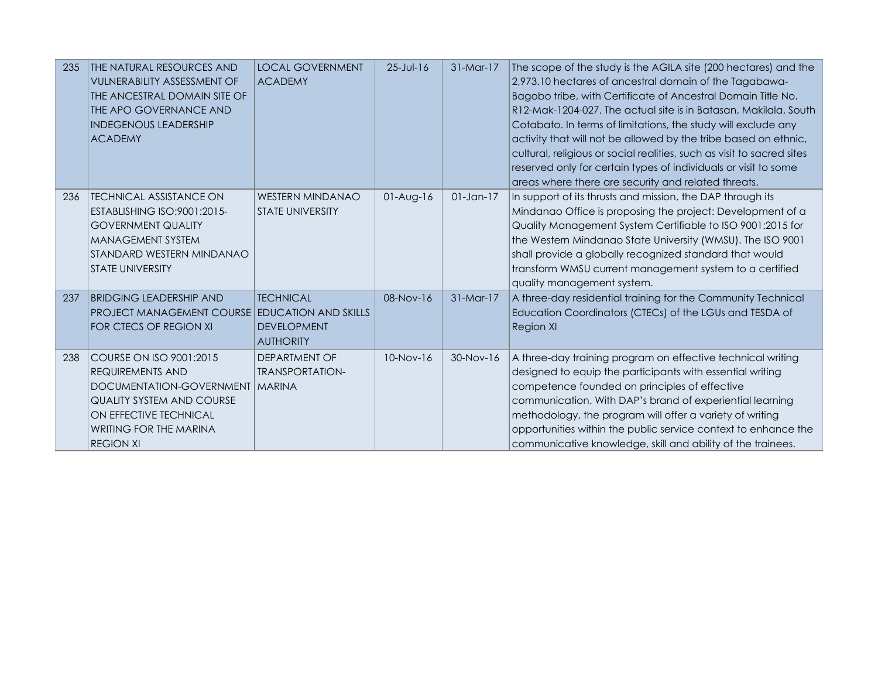| | | | | | |
|---|---|---|---|---|---|
| 235 | THE NATURAL RESOURCES AND VULNERABILITY ASSESSMENT OF THE ANCESTRAL DOMAIN SITE OF THE APO GOVERNANCE AND INDEGENOUS LEADERSHIP ACADEMY | LOCAL GOVERNMENT ACADEMY | 25-Jul-16 | 31-Mar-17 | The scope of the study is the AGILA site (200 hectares) and the 2,973.10 hectares of ancestral domain of the Tagabawa-Bagobo tribe, with Certificate of Ancestral Domain Title No. R12-Mak-1204-027. The actual site is in Batasan, Makilala, South Cotabato. In terms of limitations, the study will exclude any activity that will not be allowed by the tribe based on ethnic, cultural, religious or social realities, such as visit to sacred sites reserved only for certain types of individuals or visit to some areas where there are security and related threats. |
| 236 | TECHNICAL ASSISTANCE ON ESTABLISHING ISO:9001:2015-GOVERNMENT QUALITY MANAGEMENT SYSTEM STANDARD WESTERN MINDANAO STATE UNIVERSITY | WESTERN MINDANAO STATE UNIVERSITY | 01-Aug-16 | 01-Jan-17 | In support of its thrusts and mission, the DAP through its Mindanao Office is proposing the project: Development of a Quality Management System Certifiable to ISO 9001:2015 for the Western Mindanao State University (WMSU). The ISO 9001 shall provide a globally recognized standard that would transform WMSU current management system to a certified quality management system. |
| 237 | BRIDGING LEADERSHIP AND PROJECT MANAGEMENT COURSE FOR CTECS OF REGION XI | TECHNICAL EDUCATION AND SKILLS DEVELOPMENT AUTHORITY | 08-Nov-16 | 31-Mar-17 | A three-day residential training for the Community Technical Education Coordinators (CTECs) of the LGUs and TESDA of Region XI |
| 238 | COURSE ON ISO 9001:2015 REQUIREMENTS AND DOCUMENTATION-GOVERNMENT QUALITY SYSTEM AND COURSE ON EFFECTIVE TECHNICAL WRITING FOR THE MARINA REGION XI | DEPARTMENT OF TRANSPORTATION-MARINA | 10-Nov-16 | 30-Nov-16 | A three-day training program on effective technical writing designed to equip the participants with essential writing competence founded on principles of effective communication. With DAP's brand of experiential learning methodology, the program will offer a variety of writing opportunities within the public service context to enhance the communicative knowledge, skill and ability of the trainees. |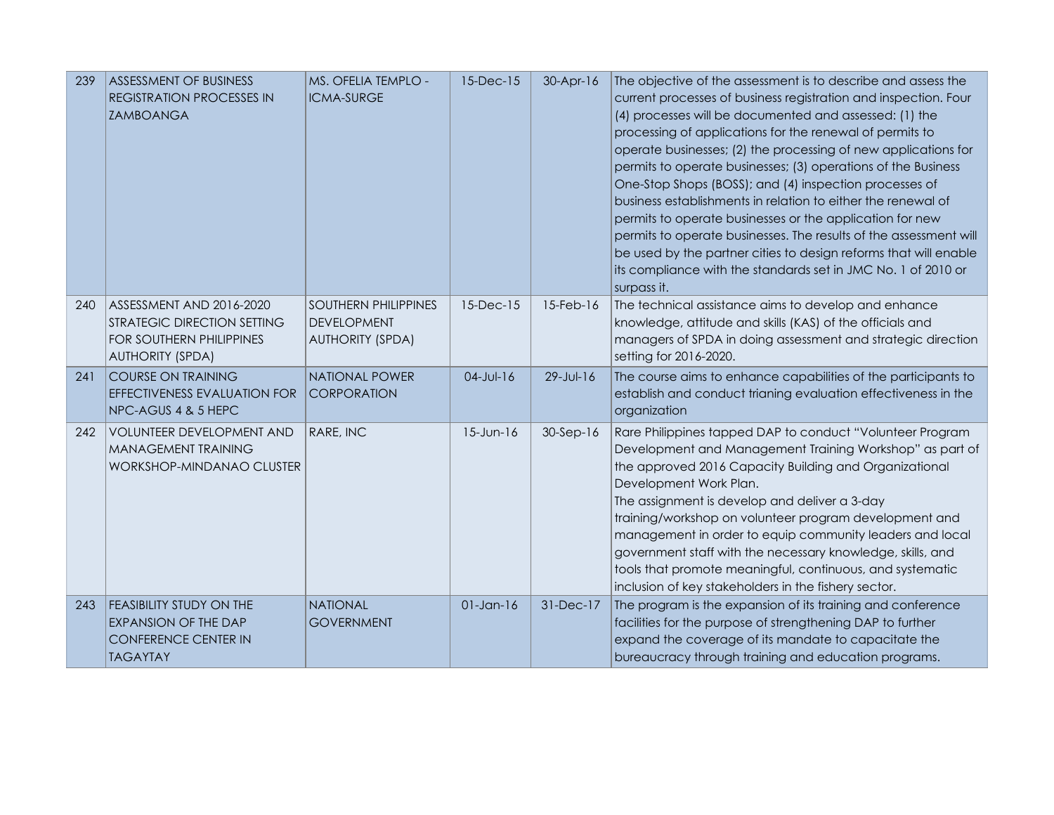| | | | | | |
|---|---|---|---|---|---|
| 239 | ASSESSMENT OF BUSINESS REGISTRATION PROCESSES IN ZAMBOANGA | MS. OFELIA TEMPLO - ICMA-SURGE | 15-Dec-15 | 30-Apr-16 | The objective of the assessment is to describe and assess the current processes of business registration and inspection. Four (4) processes will be documented and assessed: (1) the processing of applications for the renewal of permits to operate businesses; (2) the processing of new applications for permits to operate businesses; (3) operations of the Business One-Stop Shops (BOSS); and (4) inspection processes of business establishments in relation to either the renewal of permits to operate businesses or the application for new permits to operate businesses. The results of the assessment will be used by the partner cities to design reforms that will enable its compliance with the standards set in JMC No. 1 of 2010 or surpass it. |
| 240 | ASSESSMENT AND 2016-2020 STRATEGIC DIRECTION SETTING FOR SOUTHERN PHILIPPINES AUTHORITY (SPDA) | SOUTHERN PHILIPPINES DEVELOPMENT AUTHORITY (SPDA) | 15-Dec-15 | 15-Feb-16 | The technical assistance aims to develop and enhance knowledge, attitude and skills (KAS) of the officials and managers of SPDA in doing assessment and strategic direction setting for 2016-2020. |
| 241 | COURSE ON TRAINING EFFECTIVENESS EVALUATION FOR NPC-AGUS 4 & 5 HEPC | NATIONAL POWER CORPORATION | 04-Jul-16 | 29-Jul-16 | The course aims to enhance capabilities of the participants to establish and conduct trianing evaluation effectiveness in the organization |
| 242 | VOLUNTEER DEVELOPMENT AND MANAGEMENT TRAINING WORKSHOP-MINDANAO CLUSTER | RARE, INC | 15-Jun-16 | 30-Sep-16 | Rare Philippines tapped DAP to conduct "Volunteer Program Development and Management Training Workshop" as part of the approved 2016 Capacity Building and Organizational Development Work Plan.<br>The assignment is develop and deliver a 3-day training/workshop on volunteer program development and management in order to equip community leaders and local government staff with the necessary knowledge, skills, and tools that promote meaningful, continuous, and systematic inclusion of key stakeholders in the fishery sector. |
| 243 | FEASIBILITY STUDY ON THE EXPANSION OF THE DAP CONFERENCE CENTER IN TAGAYTAY | NATIONAL GOVERNMENT | 01-Jan-16 | 31-Dec-17 | The program is the expansion of its training and conference facilities for the purpose of strengthening DAP to further expand the coverage of its mandate to capacitate the bureaucracy through training and education programs. |